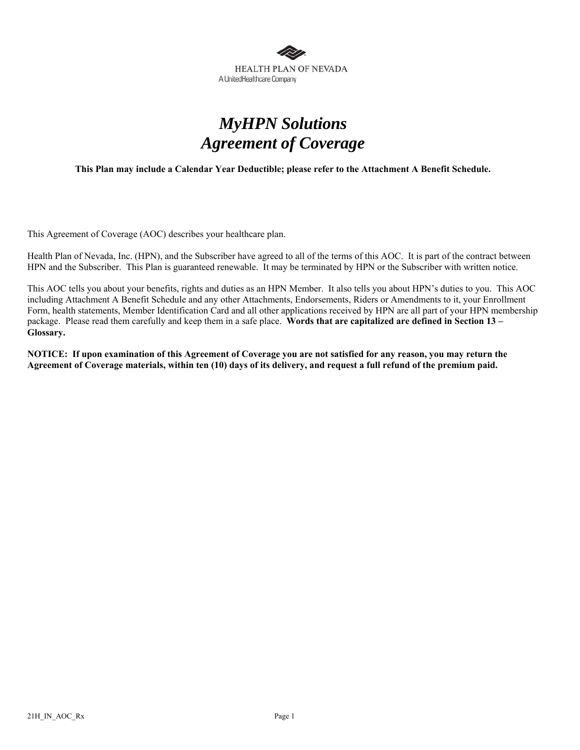HEALTH PLAN OF NEVADA
A UnitedHealthcare Company

# *MyHPN Solutions*
# *Agreement of Coverage*

**This Plan may include a Calendar Year Deductible; please refer to the Attachment A Benefit Schedule.**

This Agreement of Coverage (AOC) describes your healthcare plan.

Health Plan of Nevada, Inc. (HPN), and the Subscriber have agreed to all of the terms of this AOC. It is part of the contract between HPN and the Subscriber. This Plan is guaranteed renewable. It may be terminated by HPN or the Subscriber with written notice.

This AOC tells you about your benefits, rights and duties as an HPN Member. It also tells you about HPN's duties to you. This AOC including Attachment A Benefit Schedule and any other Attachments, Endorsements, Riders or Amendments to it, your Enrollment Form, health statements, Member Identification Card and all other applications received by HPN are all part of your HPN membership package. Please read them carefully and keep them in a safe place. **Words that are capitalized are defined in Section 13 – Glossary.**

**NOTICE: If upon examination of this Agreement of Coverage you are not satisfied for any reason, you may return the Agreement of Coverage materials, within ten (10) days of its delivery, and request a full refund of the premium paid.**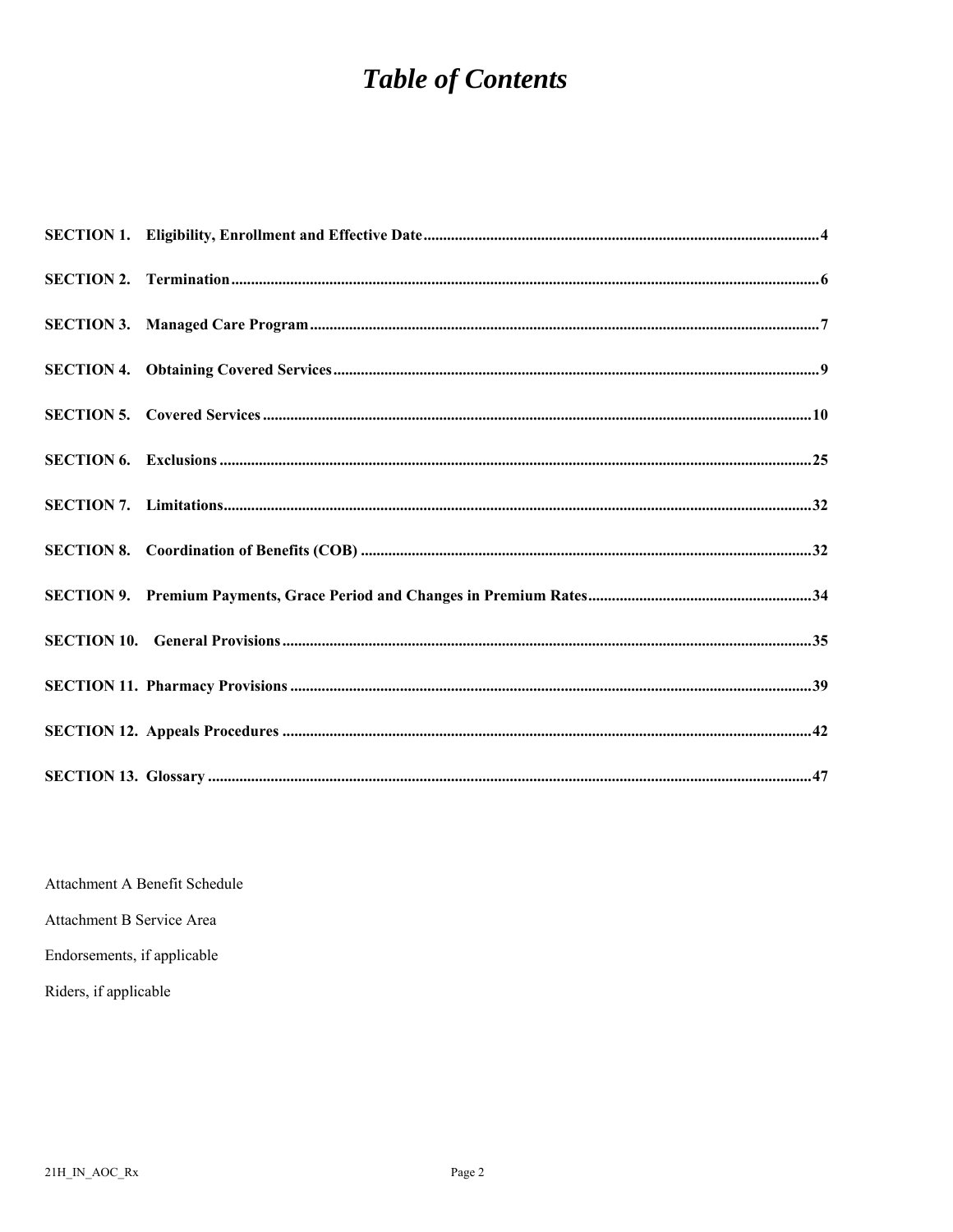# *Table of Contents*

**SECTION 1. Eligibility, Enrollment and Effective Date** .......... 4

**SECTION 2. Termination** .......... 6

**SECTION 3. Managed Care Program** .......... 7

**SECTION 4. Obtaining Covered Services** .......... 9

**SECTION 5. Covered Services** .......... 10

**SECTION 6. Exclusions** .......... 25

**SECTION 7. Limitations** .......... 32

**SECTION 8. Coordination of Benefits (COB)** .......... 32

**SECTION 9. Premium Payments, Grace Period and Changes in Premium Rates** .......... 34

**SECTION 10. General Provisions** .......... 35

**SECTION 11. Pharmacy Provisions** .......... 39

**SECTION 12. Appeals Procedures** .......... 42

**SECTION 13. Glossary** .......... 47

Attachment A Benefit Schedule

Attachment B Service Area

Endorsements, if applicable

Riders, if applicable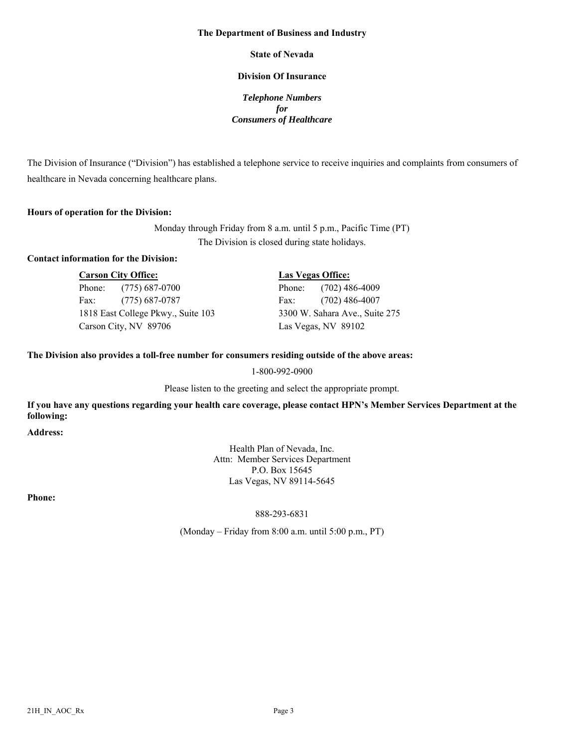**The Department of Business and Industry**

**State of Nevada**

**Division Of Insurance**

***Telephone Numbers***
***for***
***Consumers of Healthcare***

The Division of Insurance ("Division") has established a telephone service to receive inquiries and complaints from consumers of healthcare in Nevada concerning healthcare plans.

**Hours of operation for the Division:**

Monday through Friday from 8 a.m. until 5 p.m., Pacific Time (PT)
The Division is closed during state holidays.

**Contact information for the Division:**

**Carson City Office:**
Phone: (775) 687-0700
Fax: (775) 687-0787
1818 East College Pkwy., Suite 103
Carson City, NV 89706

**Las Vegas Office:**
Phone: (702) 486-4009
Fax: (702) 486-4007
3300 W. Sahara Ave., Suite 275
Las Vegas, NV 89102

**The Division also provides a toll-free number for consumers residing outside of the above areas:**

1-800-992-0900

Please listen to the greeting and select the appropriate prompt.

**If you have any questions regarding your health care coverage, please contact HPN's Member Services Department at the following:**

**Address:**

Health Plan of Nevada, Inc.
Attn: Member Services Department
P.O. Box 15645
Las Vegas, NV 89114-5645

**Phone:**

888-293-6831

(Monday – Friday from 8:00 a.m. until 5:00 p.m., PT)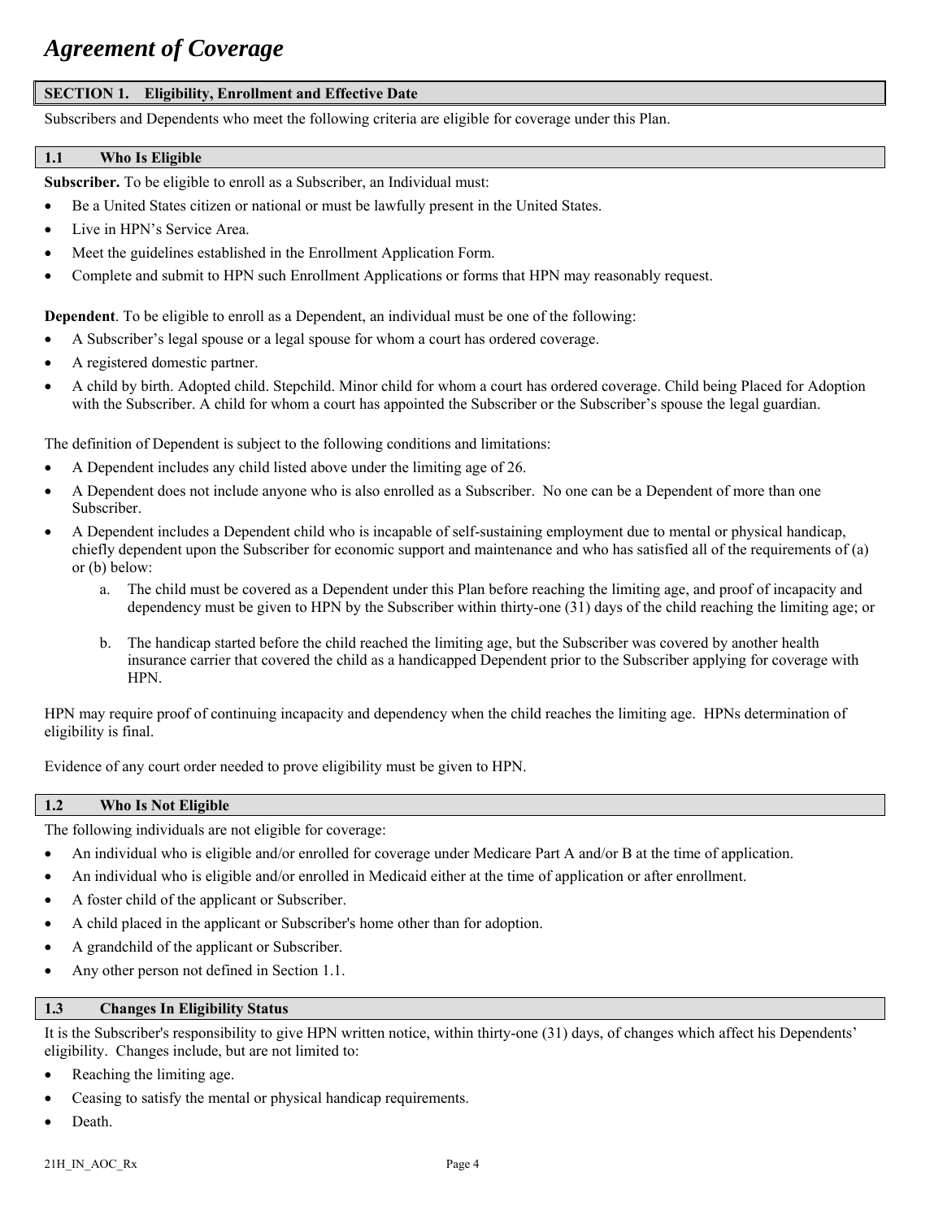# *Agreement of Coverage*

## SECTION 1. Eligibility, Enrollment and Effective Date

Subscribers and Dependents who meet the following criteria are eligible for coverage under this Plan.

### 1.1 Who Is Eligible

**Subscriber.** To be eligible to enroll as a Subscriber, an Individual must:

- Be a United States citizen or national or must be lawfully present in the United States.
- Live in HPN's Service Area.
- Meet the guidelines established in the Enrollment Application Form.
- Complete and submit to HPN such Enrollment Applications or forms that HPN may reasonably request.

**Dependent**. To be eligible to enroll as a Dependent, an individual must be one of the following:

- A Subscriber's legal spouse or a legal spouse for whom a court has ordered coverage.
- A registered domestic partner.
- A child by birth. Adopted child. Stepchild. Minor child for whom a court has ordered coverage. Child being Placed for Adoption with the Subscriber. A child for whom a court has appointed the Subscriber or the Subscriber's spouse the legal guardian.

The definition of Dependent is subject to the following conditions and limitations:

- A Dependent includes any child listed above under the limiting age of 26.
- A Dependent does not include anyone who is also enrolled as a Subscriber. No one can be a Dependent of more than one Subscriber.
- A Dependent includes a Dependent child who is incapable of self-sustaining employment due to mental or physical handicap, chiefly dependent upon the Subscriber for economic support and maintenance and who has satisfied all of the requirements of (a) or (b) below:
    a. The child must be covered as a Dependent under this Plan before reaching the limiting age, and proof of incapacity and dependency must be given to HPN by the Subscriber within thirty-one (31) days of the child reaching the limiting age; or
    b. The handicap started before the child reached the limiting age, but the Subscriber was covered by another health insurance carrier that covered the child as a handicapped Dependent prior to the Subscriber applying for coverage with HPN.

HPN may require proof of continuing incapacity and dependency when the child reaches the limiting age. HPNs determination of eligibility is final.

Evidence of any court order needed to prove eligibility must be given to HPN.

### 1.2 Who Is Not Eligible

The following individuals are not eligible for coverage:

- An individual who is eligible and/or enrolled for coverage under Medicare Part A and/or B at the time of application.
- An individual who is eligible and/or enrolled in Medicaid either at the time of application or after enrollment.
- A foster child of the applicant or Subscriber.
- A child placed in the applicant or Subscriber's home other than for adoption.
- A grandchild of the applicant or Subscriber.
- Any other person not defined in Section 1.1.

### 1.3 Changes In Eligibility Status

It is the Subscriber's responsibility to give HPN written notice, within thirty-one (31) days, of changes which affect his Dependents' eligibility. Changes include, but are not limited to:

- Reaching the limiting age.
- Ceasing to satisfy the mental or physical handicap requirements.
- Death.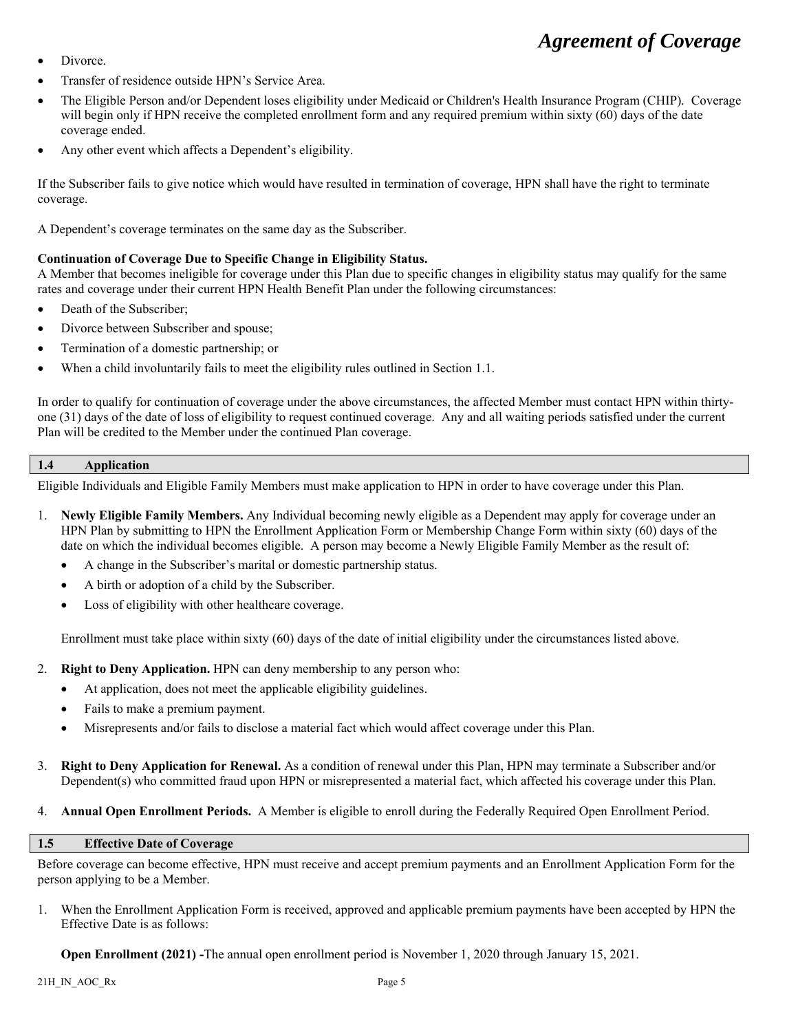- Divorce.
- Transfer of residence outside HPN's Service Area.
- The Eligible Person and/or Dependent loses eligibility under Medicaid or Children's Health Insurance Program (CHIP). Coverage will begin only if HPN receive the completed enrollment form and any required premium within sixty (60) days of the date coverage ended.
- Any other event which affects a Dependent's eligibility.

If the Subscriber fails to give notice which would have resulted in termination of coverage, HPN shall have the right to terminate coverage.

A Dependent's coverage terminates on the same day as the Subscriber.

**Continuation of Coverage Due to Specific Change in Eligibility Status.**
A Member that becomes ineligible for coverage under this Plan due to specific changes in eligibility status may qualify for the same rates and coverage under their current HPN Health Benefit Plan under the following circumstances:

- Death of the Subscriber;
- Divorce between Subscriber and spouse;
- Termination of a domestic partnership; or
- When a child involuntarily fails to meet the eligibility rules outlined in Section 1.1.

In order to qualify for continuation of coverage under the above circumstances, the affected Member must contact HPN within thirty-one (31) days of the date of loss of eligibility to request continued coverage. Any and all waiting periods satisfied under the current Plan will be credited to the Member under the continued Plan coverage.

## 1.4 Application

Eligible Individuals and Eligible Family Members must make application to HPN in order to have coverage under this Plan.

1. **Newly Eligible Family Members.** Any Individual becoming newly eligible as a Dependent may apply for coverage under an HPN Plan by submitting to HPN the Enrollment Application Form or Membership Change Form within sixty (60) days of the date on which the individual becomes eligible. A person may become a Newly Eligible Family Member as the result of:
   - A change in the Subscriber's marital or domestic partnership status.
   - A birth or adoption of a child by the Subscriber.
   - Loss of eligibility with other healthcare coverage.

   Enrollment must take place within sixty (60) days of the date of initial eligibility under the circumstances listed above.

2. **Right to Deny Application.** HPN can deny membership to any person who:
   - At application, does not meet the applicable eligibility guidelines.
   - Fails to make a premium payment.
   - Misrepresents and/or fails to disclose a material fact which would affect coverage under this Plan.

3. **Right to Deny Application for Renewal.** As a condition of renewal under this Plan, HPN may terminate a Subscriber and/or Dependent(s) who committed fraud upon HPN or misrepresented a material fact, which affected his coverage under this Plan.

4. **Annual Open Enrollment Periods.** A Member is eligible to enroll during the Federally Required Open Enrollment Period.

## 1.5 Effective Date of Coverage

Before coverage can become effective, HPN must receive and accept premium payments and an Enrollment Application Form for the person applying to be a Member.

1. When the Enrollment Application Form is received, approved and applicable premium payments have been accepted by HPN the Effective Date is as follows:

   **Open Enrollment (2021) -**The annual open enrollment period is November 1, 2020 through January 15, 2021.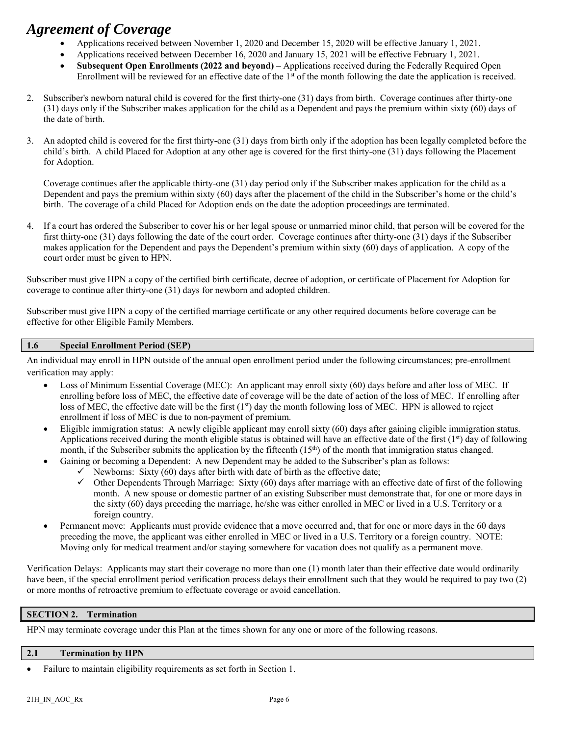# *Agreement of Coverage*

- Applications received between November 1, 2020 and December 15, 2020 will be effective January 1, 2021.
- Applications received between December 16, 2020 and January 15, 2021 will be effective February 1, 2021.
- **Subsequent Open Enrollments (2022 and beyond)** – Applications received during the Federally Required Open Enrollment will be reviewed for an effective date of the 1st of the month following the date the application is received.

2. Subscriber's newborn natural child is covered for the first thirty-one (31) days from birth. Coverage continues after thirty-one (31) days only if the Subscriber makes application for the child as a Dependent and pays the premium within sixty (60) days of the date of birth.

3. An adopted child is covered for the first thirty-one (31) days from birth only if the adoption has been legally completed before the child's birth. A child Placed for Adoption at any other age is covered for the first thirty-one (31) days following the Placement for Adoption.

   Coverage continues after the applicable thirty-one (31) day period only if the Subscriber makes application for the child as a Dependent and pays the premium within sixty (60) days after the placement of the child in the Subscriber's home or the child's birth. The coverage of a child Placed for Adoption ends on the date the adoption proceedings are terminated.

4. If a court has ordered the Subscriber to cover his or her legal spouse or unmarried minor child, that person will be covered for the first thirty-one (31) days following the date of the court order. Coverage continues after thirty-one (31) days if the Subscriber makes application for the Dependent and pays the Dependent's premium within sixty (60) days of application. A copy of the court order must be given to HPN.

Subscriber must give HPN a copy of the certified birth certificate, decree of adoption, or certificate of Placement for Adoption for coverage to continue after thirty-one (31) days for newborn and adopted children.

Subscriber must give HPN a copy of the certified marriage certificate or any other required documents before coverage can be effective for other Eligible Family Members.

### 1.6 Special Enrollment Period (SEP)

An individual may enroll in HPN outside of the annual open enrollment period under the following circumstances; pre-enrollment verification may apply:

- Loss of Minimum Essential Coverage (MEC): An applicant may enroll sixty (60) days before and after loss of MEC. If enrolling before loss of MEC, the effective date of coverage will be the date of action of the loss of MEC. If enrolling after loss of MEC, the effective date will be the first (1st) day the month following loss of MEC. HPN is allowed to reject enrollment if loss of MEC is due to non-payment of premium.
- Eligible immigration status: A newly eligible applicant may enroll sixty (60) days after gaining eligible immigration status. Applications received during the month eligible status is obtained will have an effective date of the first (1st) day of following month, if the Subscriber submits the application by the fifteenth (15th) of the month that immigration status changed.
- Gaining or becoming a Dependent: A new Dependent may be added to the Subscriber's plan as follows:
  - ✓ Newborns: Sixty (60) days after birth with date of birth as the effective date;
  - ✓ Other Dependents Through Marriage: Sixty (60) days after marriage with an effective date of first of the following month. A new spouse or domestic partner of an existing Subscriber must demonstrate that, for one or more days in the sixty (60) days preceding the marriage, he/she was either enrolled in MEC or lived in a U.S. Territory or a foreign country.
- Permanent move: Applicants must provide evidence that a move occurred and, that for one or more days in the 60 days preceding the move, the applicant was either enrolled in MEC or lived in a U.S. Territory or a foreign country. NOTE: Moving only for medical treatment and/or staying somewhere for vacation does not qualify as a permanent move.

Verification Delays: Applicants may start their coverage no more than one (1) month later than their effective date would ordinarily have been, if the special enrollment period verification process delays their enrollment such that they would be required to pay two (2) or more months of retroactive premium to effectuate coverage or avoid cancellation.

## SECTION 2. Termination

HPN may terminate coverage under this Plan at the times shown for any one or more of the following reasons.

### 2.1 Termination by HPN

- Failure to maintain eligibility requirements as set forth in Section 1.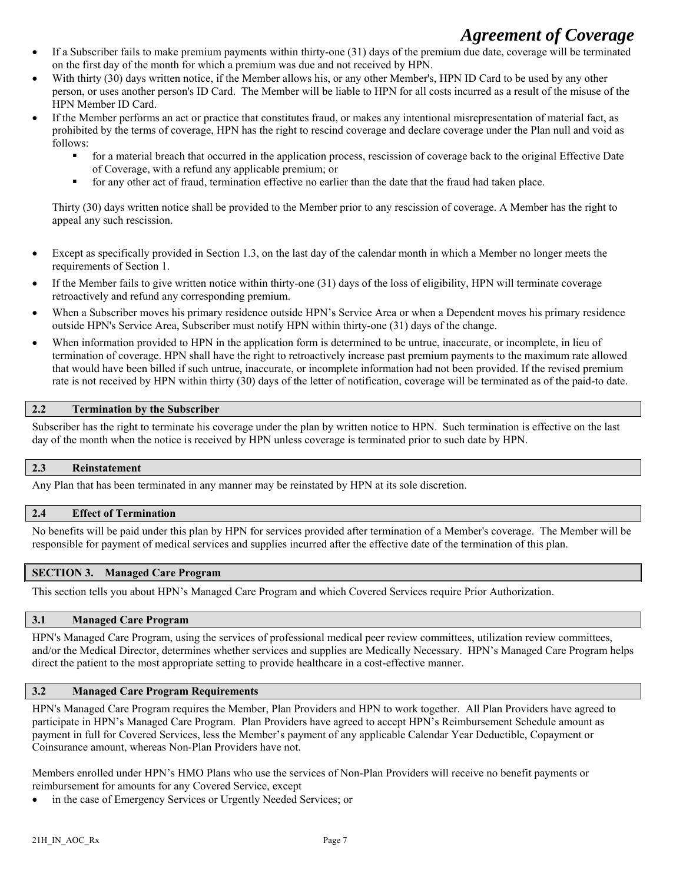- If a Subscriber fails to make premium payments within thirty-one (31) days of the premium due date, coverage will be terminated on the first day of the month for which a premium was due and not received by HPN.
- With thirty (30) days written notice, if the Member allows his, or any other Member's, HPN ID Card to be used by any other person, or uses another person's ID Card. The Member will be liable to HPN for all costs incurred as a result of the misuse of the HPN Member ID Card.
- If the Member performs an act or practice that constitutes fraud, or makes any intentional misrepresentation of material fact, as prohibited by the terms of coverage, HPN has the right to rescind coverage and declare coverage under the Plan null and void as follows:
  - for a material breach that occurred in the application process, rescission of coverage back to the original Effective Date of Coverage, with a refund any applicable premium; or
  - for any other act of fraud, termination effective no earlier than the date that the fraud had taken place.

  Thirty (30) days written notice shall be provided to the Member prior to any rescission of coverage. A Member has the right to appeal any such rescission.

- Except as specifically provided in Section 1.3, on the last day of the calendar month in which a Member no longer meets the requirements of Section 1.
- If the Member fails to give written notice within thirty-one (31) days of the loss of eligibility, HPN will terminate coverage retroactively and refund any corresponding premium.
- When a Subscriber moves his primary residence outside HPN's Service Area or when a Dependent moves his primary residence outside HPN's Service Area, Subscriber must notify HPN within thirty-one (31) days of the change.
- When information provided to HPN in the application form is determined to be untrue, inaccurate, or incomplete, in lieu of termination of coverage. HPN shall have the right to retroactively increase past premium payments to the maximum rate allowed that would have been billed if such untrue, inaccurate, or incomplete information had not been provided. If the revised premium rate is not received by HPN within thirty (30) days of the letter of notification, coverage will be terminated as of the paid-to date.

### 2.2 Termination by the Subscriber

Subscriber has the right to terminate his coverage under the plan by written notice to HPN. Such termination is effective on the last day of the month when the notice is received by HPN unless coverage is terminated prior to such date by HPN.

### 2.3 Reinstatement

Any Plan that has been terminated in any manner may be reinstated by HPN at its sole discretion.

### 2.4 Effect of Termination

No benefits will be paid under this plan by HPN for services provided after termination of a Member's coverage. The Member will be responsible for payment of medical services and supplies incurred after the effective date of the termination of this plan.

## SECTION 3. Managed Care Program

This section tells you about HPN's Managed Care Program and which Covered Services require Prior Authorization.

### 3.1 Managed Care Program

HPN's Managed Care Program, using the services of professional medical peer review committees, utilization review committees, and/or the Medical Director, determines whether services and supplies are Medically Necessary. HPN's Managed Care Program helps direct the patient to the most appropriate setting to provide healthcare in a cost-effective manner.

### 3.2 Managed Care Program Requirements

HPN's Managed Care Program requires the Member, Plan Providers and HPN to work together. All Plan Providers have agreed to participate in HPN's Managed Care Program. Plan Providers have agreed to accept HPN's Reimbursement Schedule amount as payment in full for Covered Services, less the Member's payment of any applicable Calendar Year Deductible, Copayment or Coinsurance amount, whereas Non-Plan Providers have not.

Members enrolled under HPN's HMO Plans who use the services of Non-Plan Providers will receive no benefit payments or reimbursement for amounts for any Covered Service, except

- in the case of Emergency Services or Urgently Needed Services; or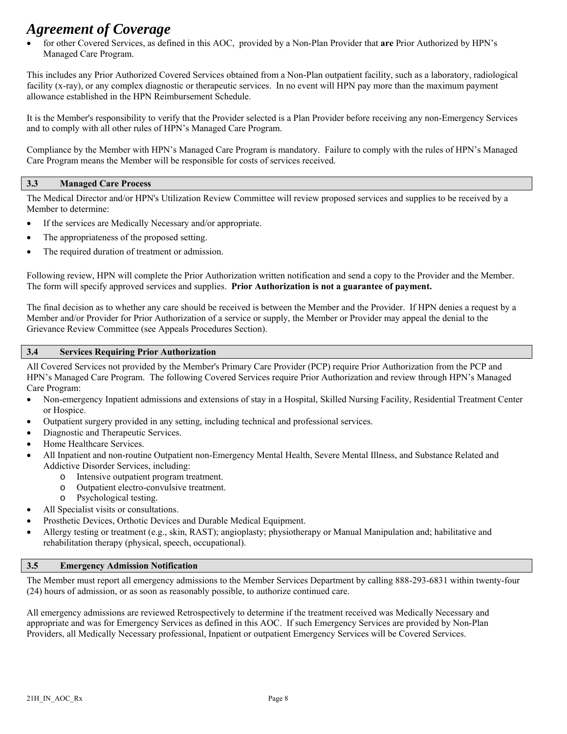- for other Covered Services, as defined in this AOC, provided by a Non-Plan Provider that **are** Prior Authorized by HPN's Managed Care Program.

This includes any Prior Authorized Covered Services obtained from a Non-Plan outpatient facility, such as a laboratory, radiological facility (x-ray), or any complex diagnostic or therapeutic services. In no event will HPN pay more than the maximum payment allowance established in the HPN Reimbursement Schedule.

It is the Member's responsibility to verify that the Provider selected is a Plan Provider before receiving any non-Emergency Services and to comply with all other rules of HPN's Managed Care Program.

Compliance by the Member with HPN's Managed Care Program is mandatory. Failure to comply with the rules of HPN's Managed Care Program means the Member will be responsible for costs of services received.

### 3.3 Managed Care Process

The Medical Director and/or HPN's Utilization Review Committee will review proposed services and supplies to be received by a Member to determine:

- If the services are Medically Necessary and/or appropriate.
- The appropriateness of the proposed setting.
- The required duration of treatment or admission.

Following review, HPN will complete the Prior Authorization written notification and send a copy to the Provider and the Member. The form will specify approved services and supplies. **Prior Authorization is not a guarantee of payment.**

The final decision as to whether any care should be received is between the Member and the Provider. If HPN denies a request by a Member and/or Provider for Prior Authorization of a service or supply, the Member or Provider may appeal the denial to the Grievance Review Committee (see Appeals Procedures Section).

### 3.4 Services Requiring Prior Authorization

All Covered Services not provided by the Member's Primary Care Provider (PCP) require Prior Authorization from the PCP and HPN's Managed Care Program. The following Covered Services require Prior Authorization and review through HPN's Managed Care Program:

- Non-emergency Inpatient admissions and extensions of stay in a Hospital, Skilled Nursing Facility, Residential Treatment Center or Hospice.
- Outpatient surgery provided in any setting, including technical and professional services.
- Diagnostic and Therapeutic Services.
- Home Healthcare Services.
- All Inpatient and non-routine Outpatient non-Emergency Mental Health, Severe Mental Illness, and Substance Related and Addictive Disorder Services, including:
    - Intensive outpatient program treatment.
    - Outpatient electro-convulsive treatment.
    - Psychological testing.
- All Specialist visits or consultations.
- Prosthetic Devices, Orthotic Devices and Durable Medical Equipment.
- Allergy testing or treatment (e.g., skin, RAST); angioplasty; physiotherapy or Manual Manipulation and; habilitative and rehabilitation therapy (physical, speech, occupational).

### 3.5 Emergency Admission Notification

The Member must report all emergency admissions to the Member Services Department by calling 888-293-6831 within twenty-four (24) hours of admission, or as soon as reasonably possible, to authorize continued care.

All emergency admissions are reviewed Retrospectively to determine if the treatment received was Medically Necessary and appropriate and was for Emergency Services as defined in this AOC. If such Emergency Services are provided by Non-Plan Providers, all Medically Necessary professional, Inpatient or outpatient Emergency Services will be Covered Services.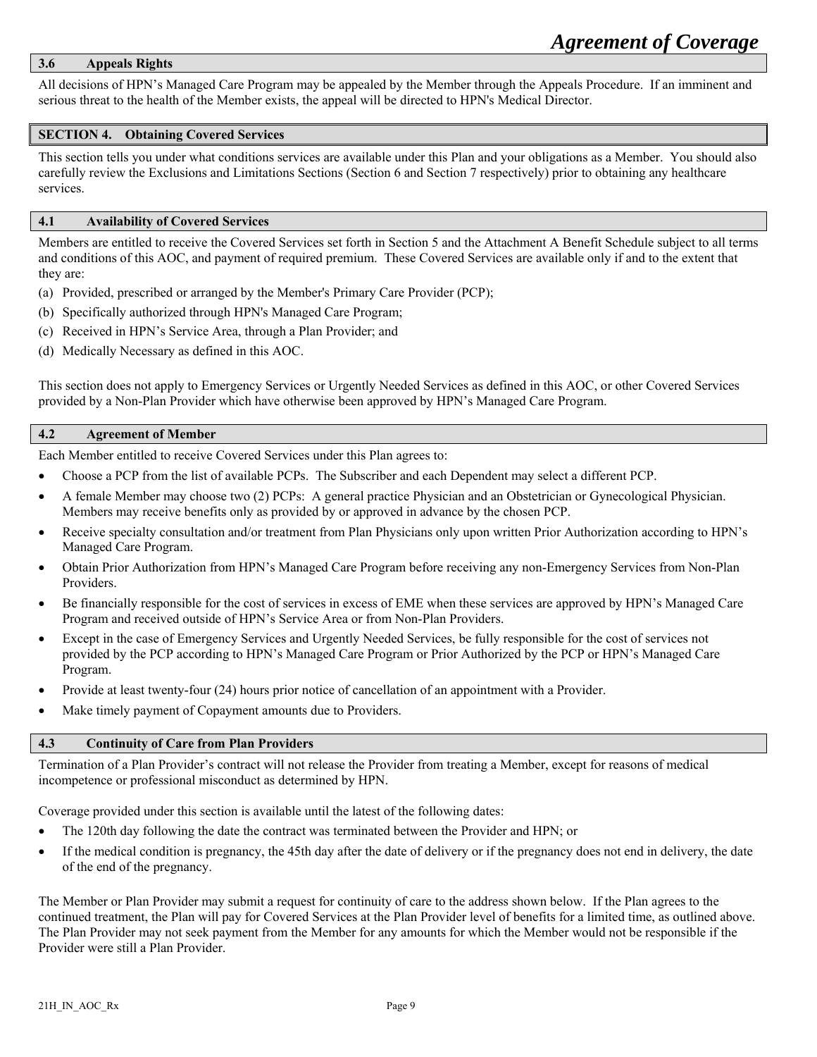### 3.6 Appeals Rights

All decisions of HPN's Managed Care Program may be appealed by the Member through the Appeals Procedure. If an imminent and serious threat to the health of the Member exists, the appeal will be directed to HPN's Medical Director.

## SECTION 4. Obtaining Covered Services

This section tells you under what conditions services are available under this Plan and your obligations as a Member. You should also carefully review the Exclusions and Limitations Sections (Section 6 and Section 7 respectively) prior to obtaining any healthcare services.

### 4.1 Availability of Covered Services

Members are entitled to receive the Covered Services set forth in Section 5 and the Attachment A Benefit Schedule subject to all terms and conditions of this AOC, and payment of required premium. These Covered Services are available only if and to the extent that they are:

(a) Provided, prescribed or arranged by the Member's Primary Care Provider (PCP);

(b) Specifically authorized through HPN's Managed Care Program;

(c) Received in HPN's Service Area, through a Plan Provider; and

(d) Medically Necessary as defined in this AOC.

This section does not apply to Emergency Services or Urgently Needed Services as defined in this AOC, or other Covered Services provided by a Non-Plan Provider which have otherwise been approved by HPN's Managed Care Program.

### 4.2 Agreement of Member

Each Member entitled to receive Covered Services under this Plan agrees to:

- Choose a PCP from the list of available PCPs. The Subscriber and each Dependent may select a different PCP.
- A female Member may choose two (2) PCPs: A general practice Physician and an Obstetrician or Gynecological Physician. Members may receive benefits only as provided by or approved in advance by the chosen PCP.
- Receive specialty consultation and/or treatment from Plan Physicians only upon written Prior Authorization according to HPN's Managed Care Program.
- Obtain Prior Authorization from HPN's Managed Care Program before receiving any non-Emergency Services from Non-Plan Providers.
- Be financially responsible for the cost of services in excess of EME when these services are approved by HPN's Managed Care Program and received outside of HPN's Service Area or from Non-Plan Providers.
- Except in the case of Emergency Services and Urgently Needed Services, be fully responsible for the cost of services not provided by the PCP according to HPN's Managed Care Program or Prior Authorized by the PCP or HPN's Managed Care Program.
- Provide at least twenty-four (24) hours prior notice of cancellation of an appointment with a Provider.
- Make timely payment of Copayment amounts due to Providers.

### 4.3 Continuity of Care from Plan Providers

Termination of a Plan Provider's contract will not release the Provider from treating a Member, except for reasons of medical incompetence or professional misconduct as determined by HPN.

Coverage provided under this section is available until the latest of the following dates:

- The 120th day following the date the contract was terminated between the Provider and HPN; or
- If the medical condition is pregnancy, the 45th day after the date of delivery or if the pregnancy does not end in delivery, the date of the end of the pregnancy.

The Member or Plan Provider may submit a request for continuity of care to the address shown below. If the Plan agrees to the continued treatment, the Plan will pay for Covered Services at the Plan Provider level of benefits for a limited time, as outlined above. The Plan Provider may not seek payment from the Member for any amounts for which the Member would not be responsible if the Provider were still a Plan Provider.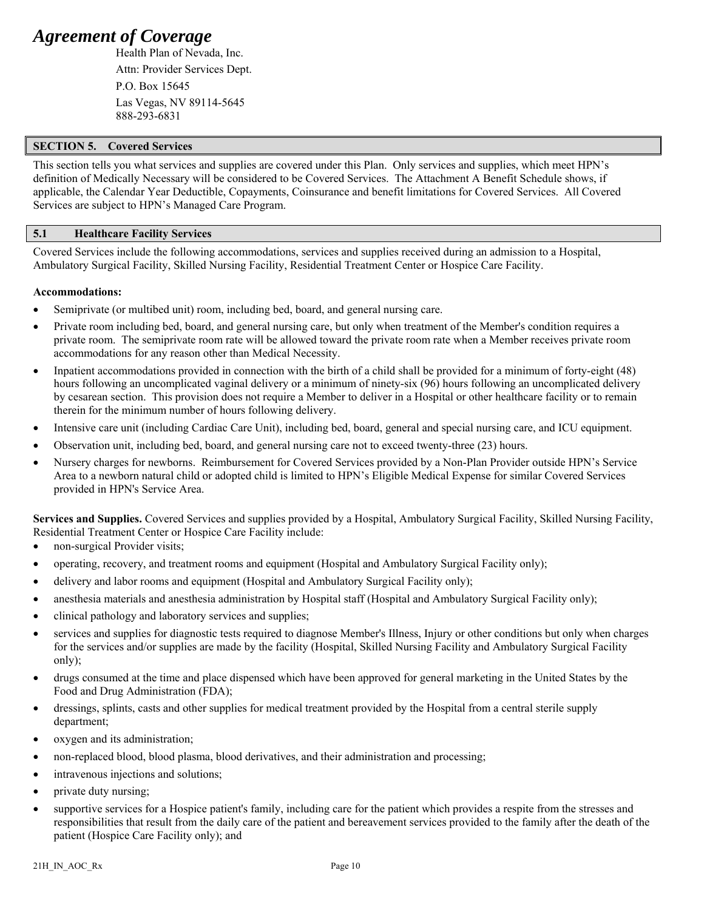# *Agreement of Coverage*

Health Plan of Nevada, Inc.
Attn: Provider Services Dept.
P.O. Box 15645
Las Vegas, NV 89114-5645
888-293-6831

## SECTION 5. Covered Services

This section tells you what services and supplies are covered under this Plan. Only services and supplies, which meet HPN's definition of Medically Necessary will be considered to be Covered Services. The Attachment A Benefit Schedule shows, if applicable, the Calendar Year Deductible, Copayments, Coinsurance and benefit limitations for Covered Services. All Covered Services are subject to HPN's Managed Care Program.

### 5.1 Healthcare Facility Services

Covered Services include the following accommodations, services and supplies received during an admission to a Hospital, Ambulatory Surgical Facility, Skilled Nursing Facility, Residential Treatment Center or Hospice Care Facility.

**Accommodations:**

- Semiprivate (or multibed unit) room, including bed, board, and general nursing care.
- Private room including bed, board, and general nursing care, but only when treatment of the Member's condition requires a private room. The semiprivate room rate will be allowed toward the private room rate when a Member receives private room accommodations for any reason other than Medical Necessity.
- Inpatient accommodations provided in connection with the birth of a child shall be provided for a minimum of forty-eight (48) hours following an uncomplicated vaginal delivery or a minimum of ninety-six (96) hours following an uncomplicated delivery by cesarean section. This provision does not require a Member to deliver in a Hospital or other healthcare facility or to remain therein for the minimum number of hours following delivery.
- Intensive care unit (including Cardiac Care Unit), including bed, board, general and special nursing care, and ICU equipment.
- Observation unit, including bed, board, and general nursing care not to exceed twenty-three (23) hours.
- Nursery charges for newborns. Reimbursement for Covered Services provided by a Non-Plan Provider outside HPN's Service Area to a newborn natural child or adopted child is limited to HPN's Eligible Medical Expense for similar Covered Services provided in HPN's Service Area.

**Services and Supplies.** Covered Services and supplies provided by a Hospital, Ambulatory Surgical Facility, Skilled Nursing Facility, Residential Treatment Center or Hospice Care Facility include:

- non-surgical Provider visits;
- operating, recovery, and treatment rooms and equipment (Hospital and Ambulatory Surgical Facility only);
- delivery and labor rooms and equipment (Hospital and Ambulatory Surgical Facility only);
- anesthesia materials and anesthesia administration by Hospital staff (Hospital and Ambulatory Surgical Facility only);
- clinical pathology and laboratory services and supplies;
- services and supplies for diagnostic tests required to diagnose Member's Illness, Injury or other conditions but only when charges for the services and/or supplies are made by the facility (Hospital, Skilled Nursing Facility and Ambulatory Surgical Facility only);
- drugs consumed at the time and place dispensed which have been approved for general marketing in the United States by the Food and Drug Administration (FDA);
- dressings, splints, casts and other supplies for medical treatment provided by the Hospital from a central sterile supply department;
- oxygen and its administration;
- non-replaced blood, blood plasma, blood derivatives, and their administration and processing;
- intravenous injections and solutions;
- private duty nursing;
- supportive services for a Hospice patient's family, including care for the patient which provides a respite from the stresses and responsibilities that result from the daily care of the patient and bereavement services provided to the family after the death of the patient (Hospice Care Facility only); and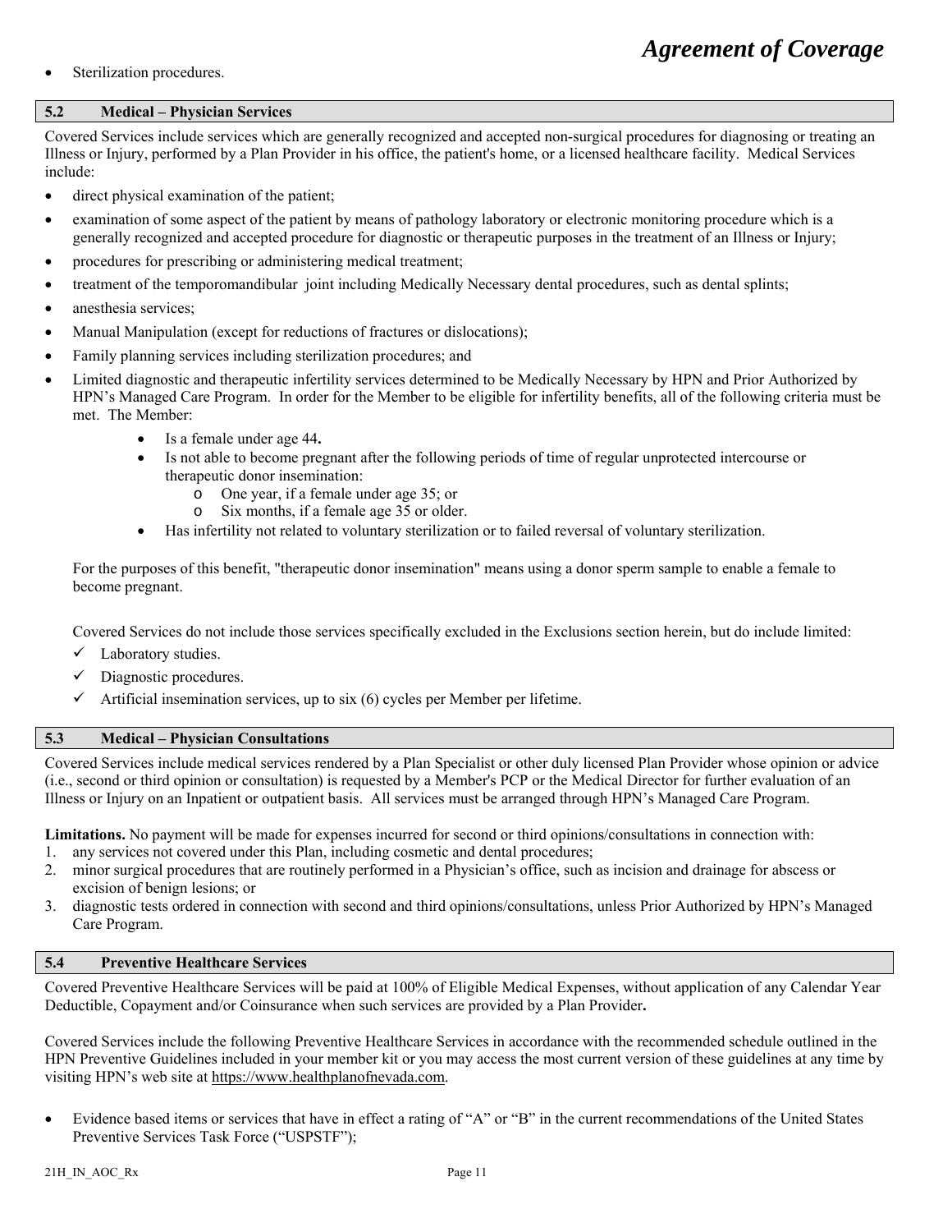- Sterilization procedures.

## 5.2 Medical – Physician Services

Covered Services include services which are generally recognized and accepted non-surgical procedures for diagnosing or treating an Illness or Injury, performed by a Plan Provider in his office, the patient's home, or a licensed healthcare facility. Medical Services include:

- direct physical examination of the patient;
- examination of some aspect of the patient by means of pathology laboratory or electronic monitoring procedure which is a generally recognized and accepted procedure for diagnostic or therapeutic purposes in the treatment of an Illness or Injury;
- procedures for prescribing or administering medical treatment;
- treatment of the temporomandibular joint including Medically Necessary dental procedures, such as dental splints;
- anesthesia services;
- Manual Manipulation (except for reductions of fractures or dislocations);
- Family planning services including sterilization procedures; and
- Limited diagnostic and therapeutic infertility services determined to be Medically Necessary by HPN and Prior Authorized by HPN's Managed Care Program. In order for the Member to be eligible for infertility benefits, all of the following criteria must be met. The Member:
  - Is a female under age 44**.**
  - Is not able to become pregnant after the following periods of time of regular unprotected intercourse or therapeutic donor insemination:
    - One year, if a female under age 35; or
    - Six months, if a female age 35 or older.
  - Has infertility not related to voluntary sterilization or to failed reversal of voluntary sterilization.

  For the purposes of this benefit, "therapeutic donor insemination" means using a donor sperm sample to enable a female to become pregnant.

  Covered Services do not include those services specifically excluded in the Exclusions section herein, but do include limited:

  - ✓ Laboratory studies.
  - ✓ Diagnostic procedures.
  - ✓ Artificial insemination services, up to six (6) cycles per Member per lifetime.

## 5.3 Medical – Physician Consultations

Covered Services include medical services rendered by a Plan Specialist or other duly licensed Plan Provider whose opinion or advice (i.e., second or third opinion or consultation) is requested by a Member's PCP or the Medical Director for further evaluation of an Illness or Injury on an Inpatient or outpatient basis. All services must be arranged through HPN's Managed Care Program.

**Limitations.** No payment will be made for expenses incurred for second or third opinions/consultations in connection with:

1. any services not covered under this Plan, including cosmetic and dental procedures;
2. minor surgical procedures that are routinely performed in a Physician's office, such as incision and drainage for abscess or excision of benign lesions; or
3. diagnostic tests ordered in connection with second and third opinions/consultations, unless Prior Authorized by HPN's Managed Care Program.

## 5.4 Preventive Healthcare Services

Covered Preventive Healthcare Services will be paid at 100% of Eligible Medical Expenses, without application of any Calendar Year Deductible, Copayment and/or Coinsurance when such services are provided by a Plan Provider**.**

Covered Services include the following Preventive Healthcare Services in accordance with the recommended schedule outlined in the HPN Preventive Guidelines included in your member kit or you may access the most current version of these guidelines at any time by visiting HPN's web site at https://www.healthplanofnevada.com.

- Evidence based items or services that have in effect a rating of "A" or "B" in the current recommendations of the United States Preventive Services Task Force ("USPSTF");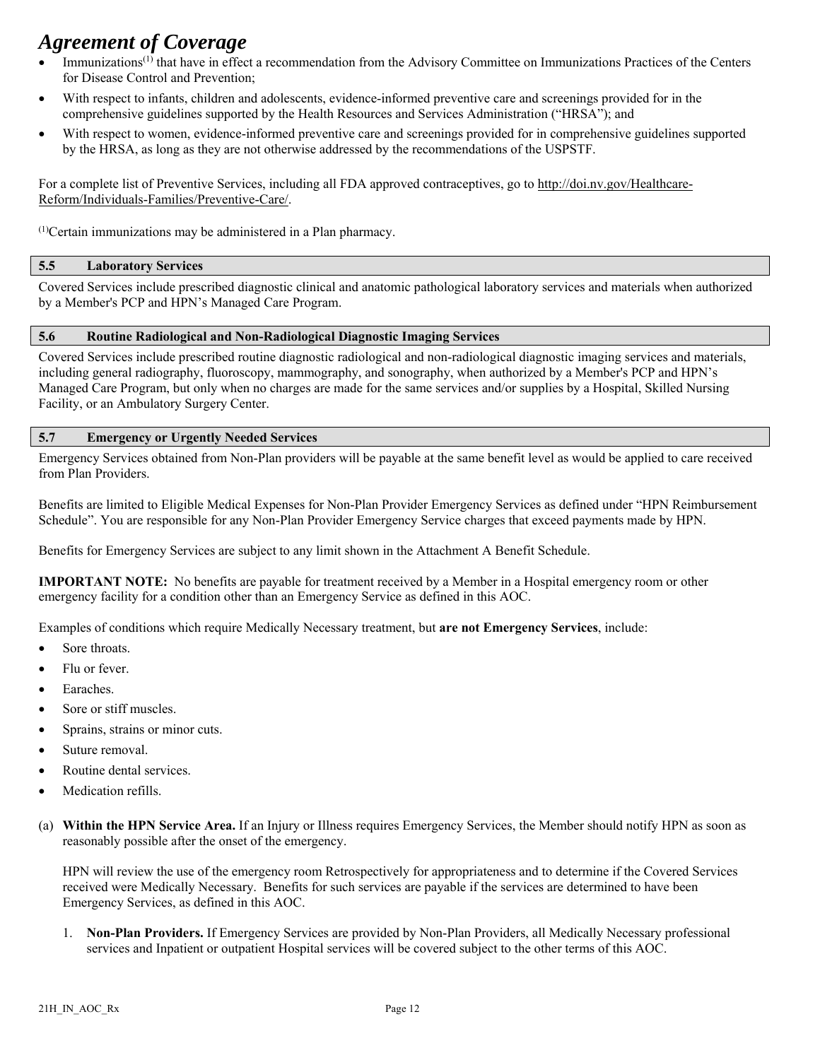# Agreement of Coverage

- Immunizations[1] that have in effect a recommendation from the Advisory Committee on Immunizations Practices of the Centers for Disease Control and Prevention;
- With respect to infants, children and adolescents, evidence-informed preventive care and screenings provided for in the comprehensive guidelines supported by the Health Resources and Services Administration ("HRSA"); and
- With respect to women, evidence-informed preventive care and screenings provided for in comprehensive guidelines supported by the HRSA, as long as they are not otherwise addressed by the recommendations of the USPSTF.

For a complete list of Preventive Services, including all FDA approved contraceptives, go to http://doi.nv.gov/Healthcare-Reform/Individuals-Families/Preventive-Care/.

[1]Certain immunizations may be administered in a Plan pharmacy.

## 5.5 Laboratory Services

Covered Services include prescribed diagnostic clinical and anatomic pathological laboratory services and materials when authorized by a Member's PCP and HPN's Managed Care Program.

## 5.6 Routine Radiological and Non-Radiological Diagnostic Imaging Services

Covered Services include prescribed routine diagnostic radiological and non-radiological diagnostic imaging services and materials, including general radiography, fluoroscopy, mammography, and sonography, when authorized by a Member's PCP and HPN's Managed Care Program, but only when no charges are made for the same services and/or supplies by a Hospital, Skilled Nursing Facility, or an Ambulatory Surgery Center.

## 5.7 Emergency or Urgently Needed Services

Emergency Services obtained from Non-Plan providers will be payable at the same benefit level as would be applied to care received from Plan Providers.

Benefits are limited to Eligible Medical Expenses for Non-Plan Provider Emergency Services as defined under "HPN Reimbursement Schedule". You are responsible for any Non-Plan Provider Emergency Service charges that exceed payments made by HPN.

Benefits for Emergency Services are subject to any limit shown in the Attachment A Benefit Schedule.

**IMPORTANT NOTE:** No benefits are payable for treatment received by a Member in a Hospital emergency room or other emergency facility for a condition other than an Emergency Service as defined in this AOC.

Examples of conditions which require Medically Necessary treatment, but **are not Emergency Services**, include:

- Sore throats.
- Flu or fever.
- Earaches.
- Sore or stiff muscles.
- Sprains, strains or minor cuts.
- Suture removal.
- Routine dental services.
- Medication refills.

(a) **Within the HPN Service Area.** If an Injury or Illness requires Emergency Services, the Member should notify HPN as soon as reasonably possible after the onset of the emergency.

HPN will review the use of the emergency room Retrospectively for appropriateness and to determine if the Covered Services received were Medically Necessary. Benefits for such services are payable if the services are determined to have been Emergency Services, as defined in this AOC.

1. **Non-Plan Providers.** If Emergency Services are provided by Non-Plan Providers, all Medically Necessary professional services and Inpatient or outpatient Hospital services will be covered subject to the other terms of this AOC.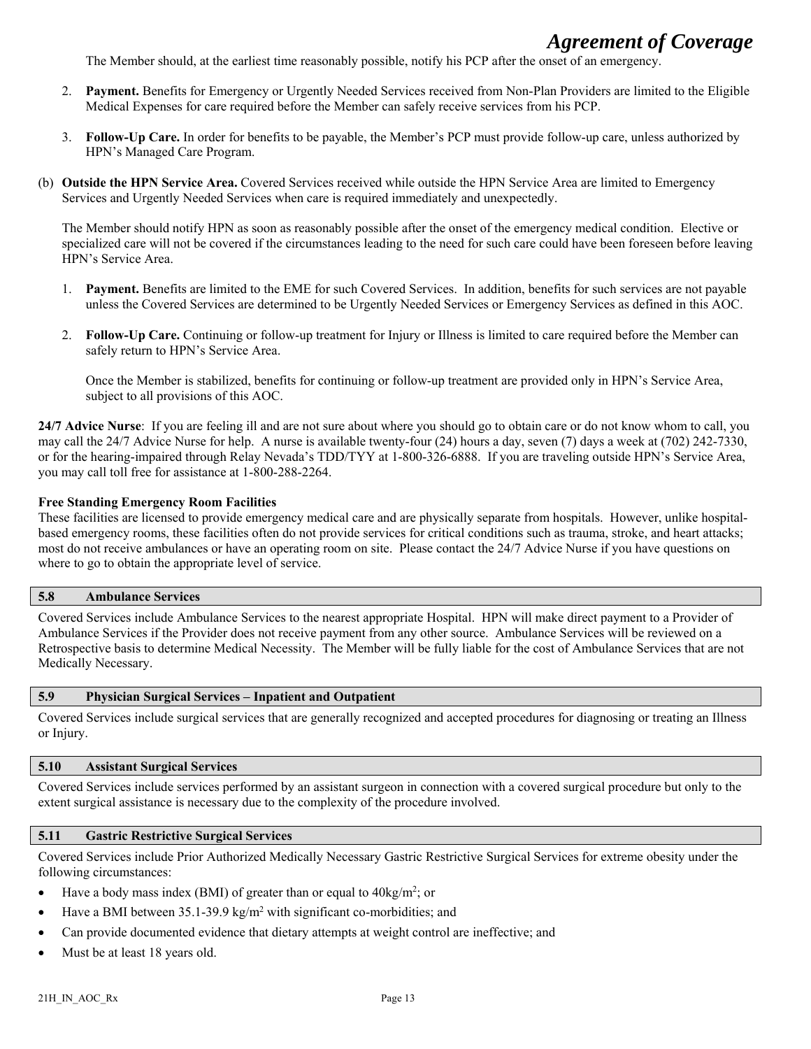The Member should, at the earliest time reasonably possible, notify his PCP after the onset of an emergency.

2. **Payment.** Benefits for Emergency or Urgently Needed Services received from Non-Plan Providers are limited to the Eligible Medical Expenses for care required before the Member can safely receive services from his PCP.

3. **Follow-Up Care.** In order for benefits to be payable, the Member's PCP must provide follow-up care, unless authorized by HPN's Managed Care Program.

(b) **Outside the HPN Service Area.** Covered Services received while outside the HPN Service Area are limited to Emergency Services and Urgently Needed Services when care is required immediately and unexpectedly.

The Member should notify HPN as soon as reasonably possible after the onset of the emergency medical condition. Elective or specialized care will not be covered if the circumstances leading to the need for such care could have been foreseen before leaving HPN's Service Area.

1. **Payment.** Benefits are limited to the EME for such Covered Services. In addition, benefits for such services are not payable unless the Covered Services are determined to be Urgently Needed Services or Emergency Services as defined in this AOC.

2. **Follow-Up Care.** Continuing or follow-up treatment for Injury or Illness is limited to care required before the Member can safely return to HPN's Service Area.

   Once the Member is stabilized, benefits for continuing or follow-up treatment are provided only in HPN's Service Area, subject to all provisions of this AOC.

**24/7 Advice Nurse**: If you are feeling ill and are not sure about where you should go to obtain care or do not know whom to call, you may call the 24/7 Advice Nurse for help. A nurse is available twenty-four (24) hours a day, seven (7) days a week at (702) 242-7330, or for the hearing-impaired through Relay Nevada's TDD/TYY at 1-800-326-6888. If you are traveling outside HPN's Service Area, you may call toll free for assistance at 1-800-288-2264.

**Free Standing Emergency Room Facilities**

These facilities are licensed to provide emergency medical care and are physically separate from hospitals. However, unlike hospital-based emergency rooms, these facilities often do not provide services for critical conditions such as trauma, stroke, and heart attacks; most do not receive ambulances or have an operating room on site. Please contact the 24/7 Advice Nurse if you have questions on where to go to obtain the appropriate level of service.

## 5.8 Ambulance Services

Covered Services include Ambulance Services to the nearest appropriate Hospital. HPN will make direct payment to a Provider of Ambulance Services if the Provider does not receive payment from any other source. Ambulance Services will be reviewed on a Retrospective basis to determine Medical Necessity. The Member will be fully liable for the cost of Ambulance Services that are not Medically Necessary.

## 5.9 Physician Surgical Services – Inpatient and Outpatient

Covered Services include surgical services that are generally recognized and accepted procedures for diagnosing or treating an Illness or Injury.

## 5.10 Assistant Surgical Services

Covered Services include services performed by an assistant surgeon in connection with a covered surgical procedure but only to the extent surgical assistance is necessary due to the complexity of the procedure involved.

## 5.11 Gastric Restrictive Surgical Services

Covered Services include Prior Authorized Medically Necessary Gastric Restrictive Surgical Services for extreme obesity under the following circumstances:

- Have a body mass index (BMI) of greater than or equal to $40 kg/m^2$; or
- Have a BMI between $35.1-39.9 kg/m^2$ with significant co-morbidities; and
- Can provide documented evidence that dietary attempts at weight control are ineffective; and
- Must be at least 18 years old.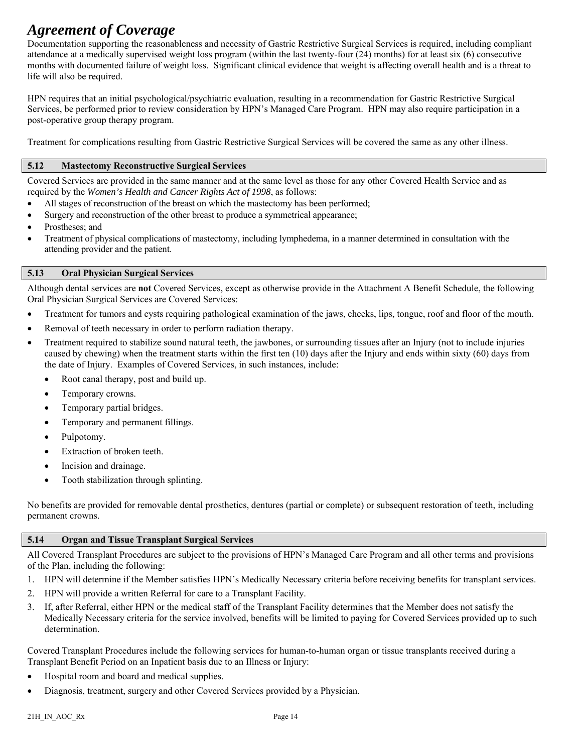# *Agreement of Coverage*

Documentation supporting the reasonableness and necessity of Gastric Restrictive Surgical Services is required, including compliant attendance at a medically supervised weight loss program (within the last twenty-four (24) months) for at least six (6) consecutive months with documented failure of weight loss. Significant clinical evidence that weight is affecting overall health and is a threat to life will also be required.

HPN requires that an initial psychological/psychiatric evaluation, resulting in a recommendation for Gastric Restrictive Surgical Services, be performed prior to review consideration by HPN's Managed Care Program. HPN may also require participation in a post-operative group therapy program.

Treatment for complications resulting from Gastric Restrictive Surgical Services will be covered the same as any other illness.

## 5.12 Mastectomy Reconstructive Surgical Services

Covered Services are provided in the same manner and at the same level as those for any other Covered Health Service and as required by the *Women's Health and Cancer Rights Act of 1998*, as follows:

- All stages of reconstruction of the breast on which the mastectomy has been performed;
- Surgery and reconstruction of the other breast to produce a symmetrical appearance;
- Prostheses; and
- Treatment of physical complications of mastectomy, including lymphedema, in a manner determined in consultation with the attending provider and the patient.

## 5.13 Oral Physician Surgical Services

Although dental services are **not** Covered Services, except as otherwise provide in the Attachment A Benefit Schedule, the following Oral Physician Surgical Services are Covered Services:

- Treatment for tumors and cysts requiring pathological examination of the jaws, cheeks, lips, tongue, roof and floor of the mouth.
- Removal of teeth necessary in order to perform radiation therapy.
- Treatment required to stabilize sound natural teeth, the jawbones, or surrounding tissues after an Injury (not to include injuries caused by chewing) when the treatment starts within the first ten (10) days after the Injury and ends within sixty (60) days from the date of Injury. Examples of Covered Services, in such instances, include:
  - Root canal therapy, post and build up.
  - Temporary crowns.
  - Temporary partial bridges.
  - Temporary and permanent fillings.
  - Pulpotomy.
  - Extraction of broken teeth.
  - Incision and drainage.
  - Tooth stabilization through splinting.

No benefits are provided for removable dental prosthetics, dentures (partial or complete) or subsequent restoration of teeth, including permanent crowns.

## 5.14 Organ and Tissue Transplant Surgical Services

All Covered Transplant Procedures are subject to the provisions of HPN's Managed Care Program and all other terms and provisions of the Plan, including the following:

1. HPN will determine if the Member satisfies HPN's Medically Necessary criteria before receiving benefits for transplant services.
2. HPN will provide a written Referral for care to a Transplant Facility.
3. If, after Referral, either HPN or the medical staff of the Transplant Facility determines that the Member does not satisfy the Medically Necessary criteria for the service involved, benefits will be limited to paying for Covered Services provided up to such determination.

Covered Transplant Procedures include the following services for human-to-human organ or tissue transplants received during a Transplant Benefit Period on an Inpatient basis due to an Illness or Injury:

- Hospital room and board and medical supplies.
- Diagnosis, treatment, surgery and other Covered Services provided by a Physician.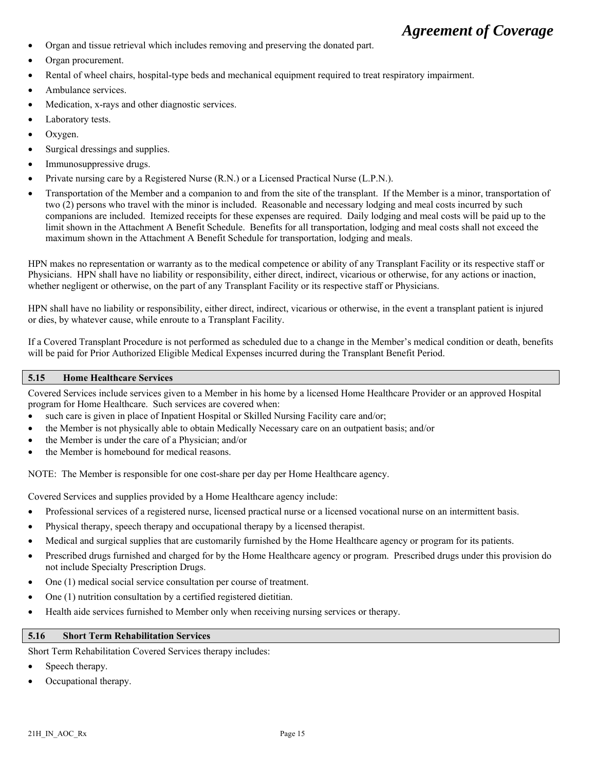- Organ and tissue retrieval which includes removing and preserving the donated part.
- Organ procurement.
- Rental of wheel chairs, hospital-type beds and mechanical equipment required to treat respiratory impairment.
- Ambulance services.
- Medication, x-rays and other diagnostic services.
- Laboratory tests.
- Oxygen.
- Surgical dressings and supplies.
- Immunosuppressive drugs.
- Private nursing care by a Registered Nurse (R.N.) or a Licensed Practical Nurse (L.P.N.).
- Transportation of the Member and a companion to and from the site of the transplant. If the Member is a minor, transportation of two (2) persons who travel with the minor is included. Reasonable and necessary lodging and meal costs incurred by such companions are included. Itemized receipts for these expenses are required. Daily lodging and meal costs will be paid up to the limit shown in the Attachment A Benefit Schedule. Benefits for all transportation, lodging and meal costs shall not exceed the maximum shown in the Attachment A Benefit Schedule for transportation, lodging and meals.

HPN makes no representation or warranty as to the medical competence or ability of any Transplant Facility or its respective staff or Physicians. HPN shall have no liability or responsibility, either direct, indirect, vicarious or otherwise, for any actions or inaction, whether negligent or otherwise, on the part of any Transplant Facility or its respective staff or Physicians.

HPN shall have no liability or responsibility, either direct, indirect, vicarious or otherwise, in the event a transplant patient is injured or dies, by whatever cause, while enroute to a Transplant Facility.

If a Covered Transplant Procedure is not performed as scheduled due to a change in the Member's medical condition or death, benefits will be paid for Prior Authorized Eligible Medical Expenses incurred during the Transplant Benefit Period.

## 5.15 Home Healthcare Services

Covered Services include services given to a Member in his home by a licensed Home Healthcare Provider or an approved Hospital program for Home Healthcare. Such services are covered when:

- such care is given in place of Inpatient Hospital or Skilled Nursing Facility care and/or;
- the Member is not physically able to obtain Medically Necessary care on an outpatient basis; and/or
- the Member is under the care of a Physician; and/or
- the Member is homebound for medical reasons.

NOTE: The Member is responsible for one cost-share per day per Home Healthcare agency.

Covered Services and supplies provided by a Home Healthcare agency include:

- Professional services of a registered nurse, licensed practical nurse or a licensed vocational nurse on an intermittent basis.
- Physical therapy, speech therapy and occupational therapy by a licensed therapist.
- Medical and surgical supplies that are customarily furnished by the Home Healthcare agency or program for its patients.
- Prescribed drugs furnished and charged for by the Home Healthcare agency or program. Prescribed drugs under this provision do not include Specialty Prescription Drugs.
- One (1) medical social service consultation per course of treatment.
- One (1) nutrition consultation by a certified registered dietitian.
- Health aide services furnished to Member only when receiving nursing services or therapy.

## 5.16 Short Term Rehabilitation Services

Short Term Rehabilitation Covered Services therapy includes:

- Speech therapy.
- Occupational therapy.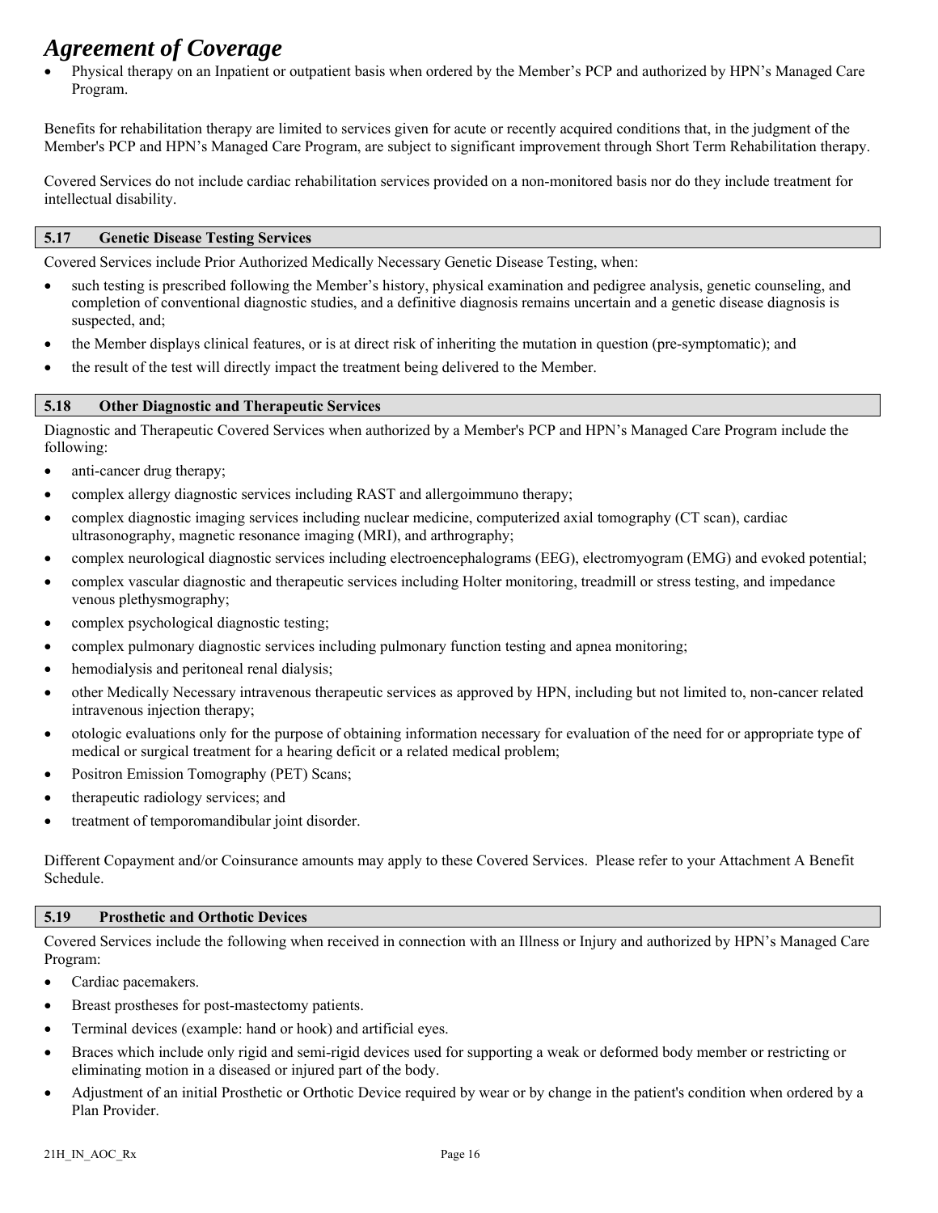# Agreement of Coverage

- Physical therapy on an Inpatient or outpatient basis when ordered by the Member's PCP and authorized by HPN's Managed Care Program.

Benefits for rehabilitation therapy are limited to services given for acute or recently acquired conditions that, in the judgment of the Member's PCP and HPN's Managed Care Program, are subject to significant improvement through Short Term Rehabilitation therapy.

Covered Services do not include cardiac rehabilitation services provided on a non-monitored basis nor do they include treatment for intellectual disability.

## 5.17 Genetic Disease Testing Services

Covered Services include Prior Authorized Medically Necessary Genetic Disease Testing, when:

- such testing is prescribed following the Member's history, physical examination and pedigree analysis, genetic counseling, and completion of conventional diagnostic studies, and a definitive diagnosis remains uncertain and a genetic disease diagnosis is suspected, and;
- the Member displays clinical features, or is at direct risk of inheriting the mutation in question (pre-symptomatic); and
- the result of the test will directly impact the treatment being delivered to the Member.

## 5.18 Other Diagnostic and Therapeutic Services

Diagnostic and Therapeutic Covered Services when authorized by a Member's PCP and HPN's Managed Care Program include the following:

- anti-cancer drug therapy;
- complex allergy diagnostic services including RAST and allergoimmuno therapy;
- complex diagnostic imaging services including nuclear medicine, computerized axial tomography (CT scan), cardiac ultrasonography, magnetic resonance imaging (MRI), and arthrography;
- complex neurological diagnostic services including electroencephalograms (EEG), electromyogram (EMG) and evoked potential;
- complex vascular diagnostic and therapeutic services including Holter monitoring, treadmill or stress testing, and impedance venous plethysmography;
- complex psychological diagnostic testing;
- complex pulmonary diagnostic services including pulmonary function testing and apnea monitoring;
- hemodialysis and peritoneal renal dialysis;
- other Medically Necessary intravenous therapeutic services as approved by HPN, including but not limited to, non-cancer related intravenous injection therapy;
- otologic evaluations only for the purpose of obtaining information necessary for evaluation of the need for or appropriate type of medical or surgical treatment for a hearing deficit or a related medical problem;
- Positron Emission Tomography (PET) Scans;
- therapeutic radiology services; and
- treatment of temporomandibular joint disorder.

Different Copayment and/or Coinsurance amounts may apply to these Covered Services. Please refer to your Attachment A Benefit Schedule.

## 5.19 Prosthetic and Orthotic Devices

Covered Services include the following when received in connection with an Illness or Injury and authorized by HPN's Managed Care Program:

- Cardiac pacemakers.
- Breast prostheses for post-mastectomy patients.
- Terminal devices (example: hand or hook) and artificial eyes.
- Braces which include only rigid and semi-rigid devices used for supporting a weak or deformed body member or restricting or eliminating motion in a diseased or injured part of the body.
- Adjustment of an initial Prosthetic or Orthotic Device required by wear or by change in the patient's condition when ordered by a Plan Provider.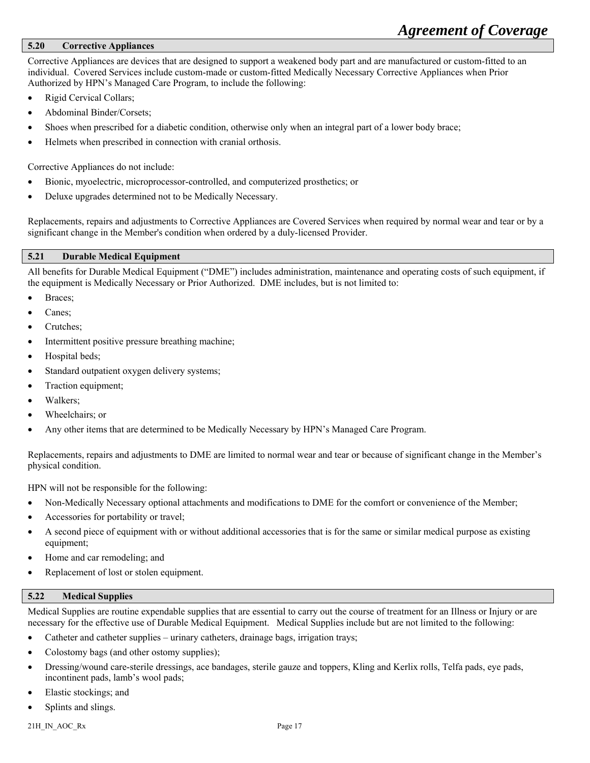## 5.20 Corrective Appliances

Corrective Appliances are devices that are designed to support a weakened body part and are manufactured or custom-fitted to an individual. Covered Services include custom-made or custom-fitted Medically Necessary Corrective Appliances when Prior Authorized by HPN's Managed Care Program, to include the following:

- Rigid Cervical Collars;
- Abdominal Binder/Corsets;
- Shoes when prescribed for a diabetic condition, otherwise only when an integral part of a lower body brace;
- Helmets when prescribed in connection with cranial orthosis.

Corrective Appliances do not include:

- Bionic, myoelectric, microprocessor-controlled, and computerized prosthetics; or
- Deluxe upgrades determined not to be Medically Necessary.

Replacements, repairs and adjustments to Corrective Appliances are Covered Services when required by normal wear and tear or by a significant change in the Member's condition when ordered by a duly-licensed Provider.

## 5.21 Durable Medical Equipment

All benefits for Durable Medical Equipment ("DME") includes administration, maintenance and operating costs of such equipment, if the equipment is Medically Necessary or Prior Authorized. DME includes, but is not limited to:

- Braces;
- Canes;
- Crutches;
- Intermittent positive pressure breathing machine;
- Hospital beds;
- Standard outpatient oxygen delivery systems;
- Traction equipment;
- Walkers;
- Wheelchairs; or
- Any other items that are determined to be Medically Necessary by HPN's Managed Care Program.

Replacements, repairs and adjustments to DME are limited to normal wear and tear or because of significant change in the Member's physical condition.

HPN will not be responsible for the following:

- Non-Medically Necessary optional attachments and modifications to DME for the comfort or convenience of the Member;
- Accessories for portability or travel;
- A second piece of equipment with or without additional accessories that is for the same or similar medical purpose as existing equipment;
- Home and car remodeling; and
- Replacement of lost or stolen equipment.

## 5.22 Medical Supplies

Medical Supplies are routine expendable supplies that are essential to carry out the course of treatment for an Illness or Injury or are necessary for the effective use of Durable Medical Equipment. Medical Supplies include but are not limited to the following:

- Catheter and catheter supplies – urinary catheters, drainage bags, irrigation trays;
- Colostomy bags (and other ostomy supplies);
- Dressing/wound care-sterile dressings, ace bandages, sterile gauze and toppers, Kling and Kerlix rolls, Telfa pads, eye pads, incontinent pads, lamb's wool pads;
- Elastic stockings; and
- Splints and slings.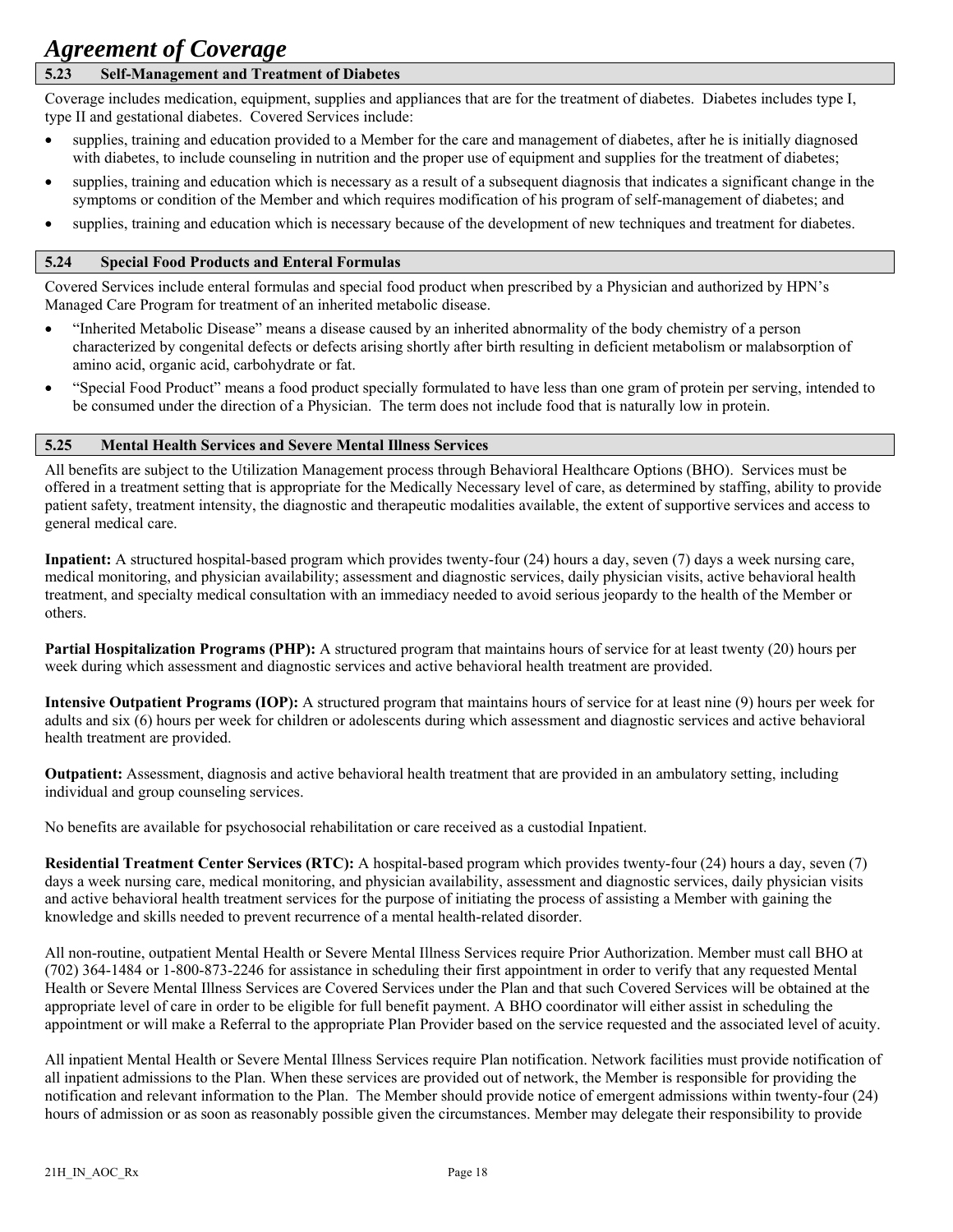# Agreement of Coverage

### 5.23 Self-Management and Treatment of Diabetes

Coverage includes medication, equipment, supplies and appliances that are for the treatment of diabetes. Diabetes includes type I, type II and gestational diabetes. Covered Services include:

- supplies, training and education provided to a Member for the care and management of diabetes, after he is initially diagnosed with diabetes, to include counseling in nutrition and the proper use of equipment and supplies for the treatment of diabetes;
- supplies, training and education which is necessary as a result of a subsequent diagnosis that indicates a significant change in the symptoms or condition of the Member and which requires modification of his program of self-management of diabetes; and
- supplies, training and education which is necessary because of the development of new techniques and treatment for diabetes.

### 5.24 Special Food Products and Enteral Formulas

Covered Services include enteral formulas and special food product when prescribed by a Physician and authorized by HPN's Managed Care Program for treatment of an inherited metabolic disease.

- "Inherited Metabolic Disease" means a disease caused by an inherited abnormality of the body chemistry of a person characterized by congenital defects or defects arising shortly after birth resulting in deficient metabolism or malabsorption of amino acid, organic acid, carbohydrate or fat.
- "Special Food Product" means a food product specially formulated to have less than one gram of protein per serving, intended to be consumed under the direction of a Physician. The term does not include food that is naturally low in protein.

### 5.25 Mental Health Services and Severe Mental Illness Services

All benefits are subject to the Utilization Management process through Behavioral Healthcare Options (BHO). Services must be offered in a treatment setting that is appropriate for the Medically Necessary level of care, as determined by staffing, ability to provide patient safety, treatment intensity, the diagnostic and therapeutic modalities available, the extent of supportive services and access to general medical care.

**Inpatient:** A structured hospital-based program which provides twenty-four (24) hours a day, seven (7) days a week nursing care, medical monitoring, and physician availability; assessment and diagnostic services, daily physician visits, active behavioral health treatment, and specialty medical consultation with an immediacy needed to avoid serious jeopardy to the health of the Member or others.

**Partial Hospitalization Programs (PHP):** A structured program that maintains hours of service for at least twenty (20) hours per week during which assessment and diagnostic services and active behavioral health treatment are provided.

**Intensive Outpatient Programs (IOP):** A structured program that maintains hours of service for at least nine (9) hours per week for adults and six (6) hours per week for children or adolescents during which assessment and diagnostic services and active behavioral health treatment are provided.

**Outpatient:** Assessment, diagnosis and active behavioral health treatment that are provided in an ambulatory setting, including individual and group counseling services.

No benefits are available for psychosocial rehabilitation or care received as a custodial Inpatient.

**Residential Treatment Center Services (RTC):** A hospital-based program which provides twenty-four (24) hours a day, seven (7) days a week nursing care, medical monitoring, and physician availability, assessment and diagnostic services, daily physician visits and active behavioral health treatment services for the purpose of initiating the process of assisting a Member with gaining the knowledge and skills needed to prevent recurrence of a mental health-related disorder.

All non-routine, outpatient Mental Health or Severe Mental Illness Services require Prior Authorization. Member must call BHO at (702) 364-1484 or 1-800-873-2246 for assistance in scheduling their first appointment in order to verify that any requested Mental Health or Severe Mental Illness Services are Covered Services under the Plan and that such Covered Services will be obtained at the appropriate level of care in order to be eligible for full benefit payment. A BHO coordinator will either assist in scheduling the appointment or will make a Referral to the appropriate Plan Provider based on the service requested and the associated level of acuity.

All inpatient Mental Health or Severe Mental Illness Services require Plan notification. Network facilities must provide notification of all inpatient admissions to the Plan. When these services are provided out of network, the Member is responsible for providing the notification and relevant information to the Plan. The Member should provide notice of emergent admissions within twenty-four (24) hours of admission or as soon as reasonably possible given the circumstances. Member may delegate their responsibility to provide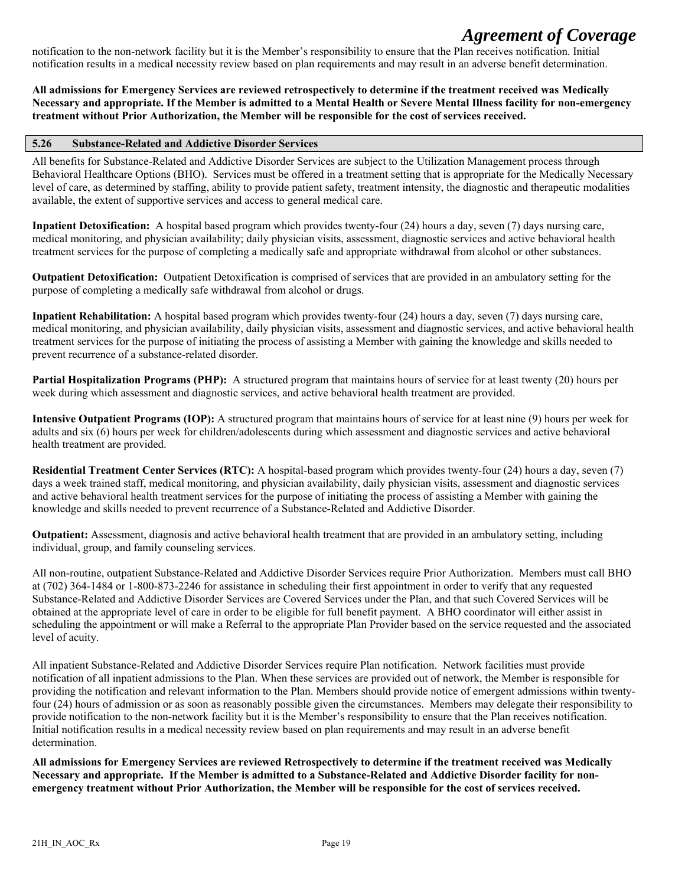notification to the non-network facility but it is the Member's responsibility to ensure that the Plan receives notification. Initial notification results in a medical necessity review based on plan requirements and may result in an adverse benefit determination.

**All admissions for Emergency Services are reviewed retrospectively to determine if the treatment received was Medically Necessary and appropriate. If the Member is admitted to a Mental Health or Severe Mental Illness facility for non-emergency treatment without Prior Authorization, the Member will be responsible for the cost of services received.**

## 5.26 Substance-Related and Addictive Disorder Services

All benefits for Substance-Related and Addictive Disorder Services are subject to the Utilization Management process through Behavioral Healthcare Options (BHO). Services must be offered in a treatment setting that is appropriate for the Medically Necessary level of care, as determined by staffing, ability to provide patient safety, treatment intensity, the diagnostic and therapeutic modalities available, the extent of supportive services and access to general medical care.

**Inpatient Detoxification:** A hospital based program which provides twenty-four (24) hours a day, seven (7) days nursing care, medical monitoring, and physician availability; daily physician visits, assessment, diagnostic services and active behavioral health treatment services for the purpose of completing a medically safe and appropriate withdrawal from alcohol or other substances.

**Outpatient Detoxification:** Outpatient Detoxification is comprised of services that are provided in an ambulatory setting for the purpose of completing a medically safe withdrawal from alcohol or drugs.

**Inpatient Rehabilitation:** A hospital based program which provides twenty-four (24) hours a day, seven (7) days nursing care, medical monitoring, and physician availability, daily physician visits, assessment and diagnostic services, and active behavioral health treatment services for the purpose of initiating the process of assisting a Member with gaining the knowledge and skills needed to prevent recurrence of a substance-related disorder.

**Partial Hospitalization Programs (PHP):** A structured program that maintains hours of service for at least twenty (20) hours per week during which assessment and diagnostic services, and active behavioral health treatment are provided.

**Intensive Outpatient Programs (IOP):** A structured program that maintains hours of service for at least nine (9) hours per week for adults and six (6) hours per week for children/adolescents during which assessment and diagnostic services and active behavioral health treatment are provided.

**Residential Treatment Center Services (RTC):** A hospital-based program which provides twenty-four (24) hours a day, seven (7) days a week trained staff, medical monitoring, and physician availability, daily physician visits, assessment and diagnostic services and active behavioral health treatment services for the purpose of initiating the process of assisting a Member with gaining the knowledge and skills needed to prevent recurrence of a Substance-Related and Addictive Disorder.

**Outpatient:** Assessment, diagnosis and active behavioral health treatment that are provided in an ambulatory setting, including individual, group, and family counseling services.

All non-routine, outpatient Substance-Related and Addictive Disorder Services require Prior Authorization. Members must call BHO at (702) 364-1484 or 1-800-873-2246 for assistance in scheduling their first appointment in order to verify that any requested Substance-Related and Addictive Disorder Services are Covered Services under the Plan, and that such Covered Services will be obtained at the appropriate level of care in order to be eligible for full benefit payment. A BHO coordinator will either assist in scheduling the appointment or will make a Referral to the appropriate Plan Provider based on the service requested and the associated level of acuity.

All inpatient Substance-Related and Addictive Disorder Services require Plan notification. Network facilities must provide notification of all inpatient admissions to the Plan. When these services are provided out of network, the Member is responsible for providing the notification and relevant information to the Plan. Members should provide notice of emergent admissions within twenty-four (24) hours of admission or as soon as reasonably possible given the circumstances. Members may delegate their responsibility to provide notification to the non-network facility but it is the Member's responsibility to ensure that the Plan receives notification. Initial notification results in a medical necessity review based on plan requirements and may result in an adverse benefit determination.

**All admissions for Emergency Services are reviewed Retrospectively to determine if the treatment received was Medically Necessary and appropriate. If the Member is admitted to a Substance-Related and Addictive Disorder facility for non-emergency treatment without Prior Authorization, the Member will be responsible for the cost of services received.**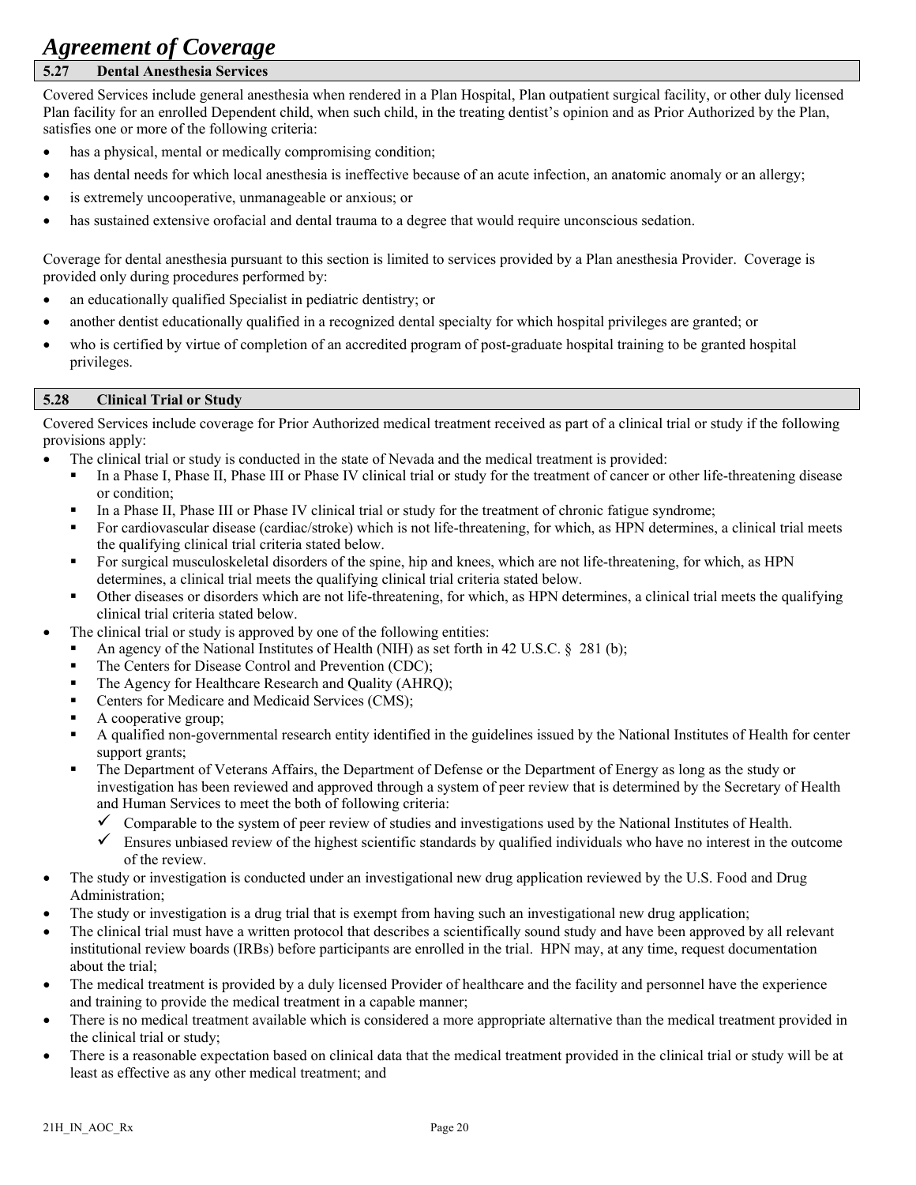# *Agreement of Coverage*

## 5.27 Dental Anesthesia Services

Covered Services include general anesthesia when rendered in a Plan Hospital, Plan outpatient surgical facility, or other duly licensed Plan facility for an enrolled Dependent child, when such child, in the treating dentist's opinion and as Prior Authorized by the Plan, satisfies one or more of the following criteria:

- has a physical, mental or medically compromising condition;
- has dental needs for which local anesthesia is ineffective because of an acute infection, an anatomic anomaly or an allergy;
- is extremely uncooperative, unmanageable or anxious; or
- has sustained extensive orofacial and dental trauma to a degree that would require unconscious sedation.

Coverage for dental anesthesia pursuant to this section is limited to services provided by a Plan anesthesia Provider. Coverage is provided only during procedures performed by:

- an educationally qualified Specialist in pediatric dentistry; or
- another dentist educationally qualified in a recognized dental specialty for which hospital privileges are granted; or
- who is certified by virtue of completion of an accredited program of post-graduate hospital training to be granted hospital privileges.

## 5.28 Clinical Trial or Study

Covered Services include coverage for Prior Authorized medical treatment received as part of a clinical trial or study if the following provisions apply:

- The clinical trial or study is conducted in the state of Nevada and the medical treatment is provided:
  - In a Phase I, Phase II, Phase III or Phase IV clinical trial or study for the treatment of cancer or other life-threatening disease or condition;
  - In a Phase II, Phase III or Phase IV clinical trial or study for the treatment of chronic fatigue syndrome;
  - For cardiovascular disease (cardiac/stroke) which is not life-threatening, for which, as HPN determines, a clinical trial meets the qualifying clinical trial criteria stated below.
  - For surgical musculoskeletal disorders of the spine, hip and knees, which are not life-threatening, for which, as HPN determines, a clinical trial meets the qualifying clinical trial criteria stated below.
  - Other diseases or disorders which are not life-threatening, for which, as HPN determines, a clinical trial meets the qualifying clinical trial criteria stated below.
- The clinical trial or study is approved by one of the following entities:
  - An agency of the National Institutes of Health (NIH) as set forth in 42 U.S.C. § 281 (b);
  - The Centers for Disease Control and Prevention (CDC);
  - The Agency for Healthcare Research and Quality (AHRQ);
  - Centers for Medicare and Medicaid Services (CMS);
  - A cooperative group;
  - A qualified non-governmental research entity identified in the guidelines issued by the National Institutes of Health for center support grants;
  - The Department of Veterans Affairs, the Department of Defense or the Department of Energy as long as the study or investigation has been reviewed and approved through a system of peer review that is determined by the Secretary of Health and Human Services to meet the both of following criteria:
    - ✓ Comparable to the system of peer review of studies and investigations used by the National Institutes of Health.
    - ✓ Ensures unbiased review of the highest scientific standards by qualified individuals who have no interest in the outcome of the review.
- The study or investigation is conducted under an investigational new drug application reviewed by the U.S. Food and Drug Administration;
- The study or investigation is a drug trial that is exempt from having such an investigational new drug application;
- The clinical trial must have a written protocol that describes a scientifically sound study and have been approved by all relevant institutional review boards (IRBs) before participants are enrolled in the trial. HPN may, at any time, request documentation about the trial;
- The medical treatment is provided by a duly licensed Provider of healthcare and the facility and personnel have the experience and training to provide the medical treatment in a capable manner;
- There is no medical treatment available which is considered a more appropriate alternative than the medical treatment provided in the clinical trial or study;
- There is a reasonable expectation based on clinical data that the medical treatment provided in the clinical trial or study will be at least as effective as any other medical treatment; and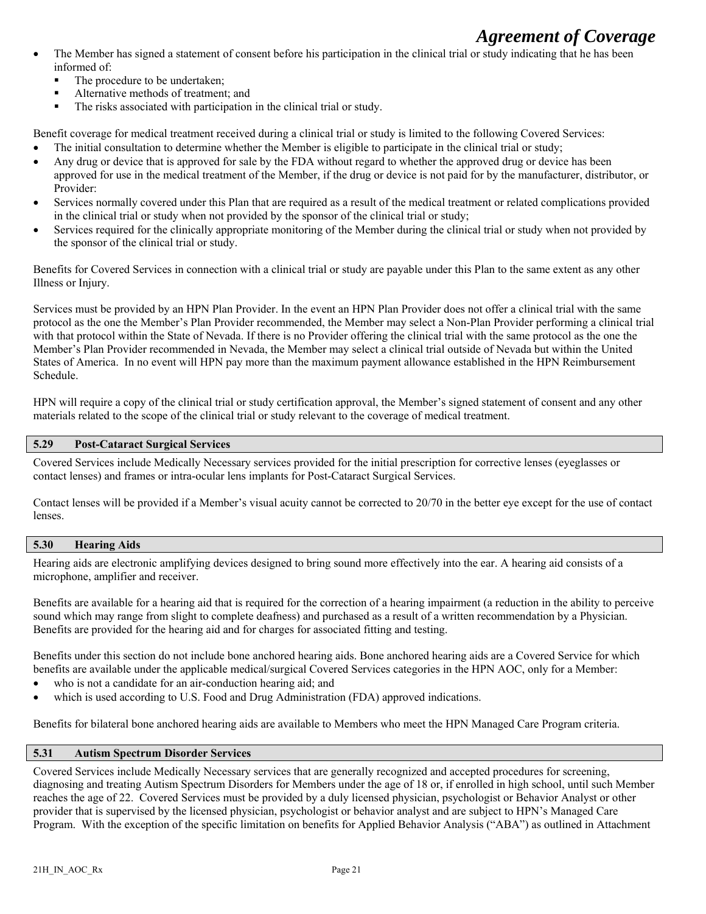- The Member has signed a statement of consent before his participation in the clinical trial or study indicating that he has been informed of:
  - The procedure to be undertaken;
  - Alternative methods of treatment; and
  - The risks associated with participation in the clinical trial or study.

Benefit coverage for medical treatment received during a clinical trial or study is limited to the following Covered Services:

- The initial consultation to determine whether the Member is eligible to participate in the clinical trial or study;
- Any drug or device that is approved for sale by the FDA without regard to whether the approved drug or device has been approved for use in the medical treatment of the Member, if the drug or device is not paid for by the manufacturer, distributor, or Provider:
- Services normally covered under this Plan that are required as a result of the medical treatment or related complications provided in the clinical trial or study when not provided by the sponsor of the clinical trial or study;
- Services required for the clinically appropriate monitoring of the Member during the clinical trial or study when not provided by the sponsor of the clinical trial or study.

Benefits for Covered Services in connection with a clinical trial or study are payable under this Plan to the same extent as any other Illness or Injury.

Services must be provided by an HPN Plan Provider. In the event an HPN Plan Provider does not offer a clinical trial with the same protocol as the one the Member's Plan Provider recommended, the Member may select a Non-Plan Provider performing a clinical trial with that protocol within the State of Nevada. If there is no Provider offering the clinical trial with the same protocol as the one the Member's Plan Provider recommended in Nevada, the Member may select a clinical trial outside of Nevada but within the United States of America. In no event will HPN pay more than the maximum payment allowance established in the HPN Reimbursement Schedule.

HPN will require a copy of the clinical trial or study certification approval, the Member's signed statement of consent and any other materials related to the scope of the clinical trial or study relevant to the coverage of medical treatment.

## 5.29 Post-Cataract Surgical Services

Covered Services include Medically Necessary services provided for the initial prescription for corrective lenses (eyeglasses or contact lenses) and frames or intra-ocular lens implants for Post-Cataract Surgical Services.

Contact lenses will be provided if a Member's visual acuity cannot be corrected to 20/70 in the better eye except for the use of contact lenses.

## 5.30 Hearing Aids

Hearing aids are electronic amplifying devices designed to bring sound more effectively into the ear. A hearing aid consists of a microphone, amplifier and receiver.

Benefits are available for a hearing aid that is required for the correction of a hearing impairment (a reduction in the ability to perceive sound which may range from slight to complete deafness) and purchased as a result of a written recommendation by a Physician. Benefits are provided for the hearing aid and for charges for associated fitting and testing.

Benefits under this section do not include bone anchored hearing aids. Bone anchored hearing aids are a Covered Service for which benefits are available under the applicable medical/surgical Covered Services categories in the HPN AOC, only for a Member:

- who is not a candidate for an air-conduction hearing aid; and
- which is used according to U.S. Food and Drug Administration (FDA) approved indications.

Benefits for bilateral bone anchored hearing aids are available to Members who meet the HPN Managed Care Program criteria.

## 5.31 Autism Spectrum Disorder Services

Covered Services include Medically Necessary services that are generally recognized and accepted procedures for screening, diagnosing and treating Autism Spectrum Disorders for Members under the age of 18 or, if enrolled in high school, until such Member reaches the age of 22. Covered Services must be provided by a duly licensed physician, psychologist or Behavior Analyst or other provider that is supervised by the licensed physician, psychologist or behavior analyst and are subject to HPN's Managed Care Program. With the exception of the specific limitation on benefits for Applied Behavior Analysis ("ABA") as outlined in Attachment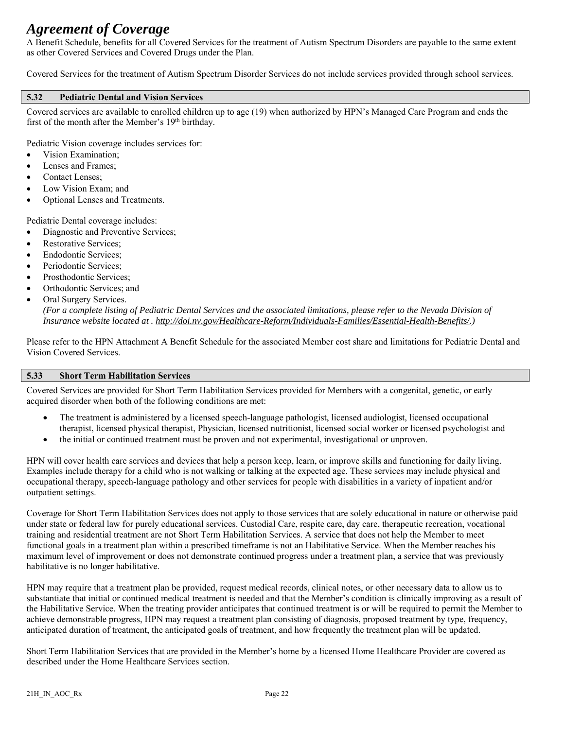A Benefit Schedule, benefits for all Covered Services for the treatment of Autism Spectrum Disorders are payable to the same extent as other Covered Services and Covered Drugs under the Plan.

Covered Services for the treatment of Autism Spectrum Disorder Services do not include services provided through school services.

### 5.32 Pediatric Dental and Vision Services

Covered services are available to enrolled children up to age (19) when authorized by HPN's Managed Care Program and ends the first of the month after the Member's 19th birthday.

Pediatric Vision coverage includes services for:

- Vision Examination;
- Lenses and Frames;
- Contact Lenses;
- Low Vision Exam; and
- Optional Lenses and Treatments.

Pediatric Dental coverage includes:

- Diagnostic and Preventive Services;
- Restorative Services;
- Endodontic Services;
- Periodontic Services;
- Prosthodontic Services;
- Orthodontic Services; and
- Oral Surgery Services.
  *(For a complete listing of Pediatric Dental Services and the associated limitations, please refer to the Nevada Division of Insurance website located at . http://doi.nv.gov/Healthcare-Reform/Individuals-Families/Essential-Health-Benefits/.)*

Please refer to the HPN Attachment A Benefit Schedule for the associated Member cost share and limitations for Pediatric Dental and Vision Covered Services.

### 5.33 Short Term Habilitation Services

Covered Services are provided for Short Term Habilitation Services provided for Members with a congenital, genetic, or early acquired disorder when both of the following conditions are met:

- The treatment is administered by a licensed speech-language pathologist, licensed audiologist, licensed occupational therapist, licensed physical therapist, Physician, licensed nutritionist, licensed social worker or licensed psychologist and
- the initial or continued treatment must be proven and not experimental, investigational or unproven.

HPN will cover health care services and devices that help a person keep, learn, or improve skills and functioning for daily living. Examples include therapy for a child who is not walking or talking at the expected age. These services may include physical and occupational therapy, speech-language pathology and other services for people with disabilities in a variety of inpatient and/or outpatient settings.

Coverage for Short Term Habilitation Services does not apply to those services that are solely educational in nature or otherwise paid under state or federal law for purely educational services. Custodial Care, respite care, day care, therapeutic recreation, vocational training and residential treatment are not Short Term Habilitation Services. A service that does not help the Member to meet functional goals in a treatment plan within a prescribed timeframe is not an Habilitative Service. When the Member reaches his maximum level of improvement or does not demonstrate continued progress under a treatment plan, a service that was previously habilitative is no longer habilitative.

HPN may require that a treatment plan be provided, request medical records, clinical notes, or other necessary data to allow us to substantiate that initial or continued medical treatment is needed and that the Member's condition is clinically improving as a result of the Habilitative Service. When the treating provider anticipates that continued treatment is or will be required to permit the Member to achieve demonstrable progress, HPN may request a treatment plan consisting of diagnosis, proposed treatment by type, frequency, anticipated duration of treatment, the anticipated goals of treatment, and how frequently the treatment plan will be updated.

Short Term Habilitation Services that are provided in the Member's home by a licensed Home Healthcare Provider are covered as described under the Home Healthcare Services section.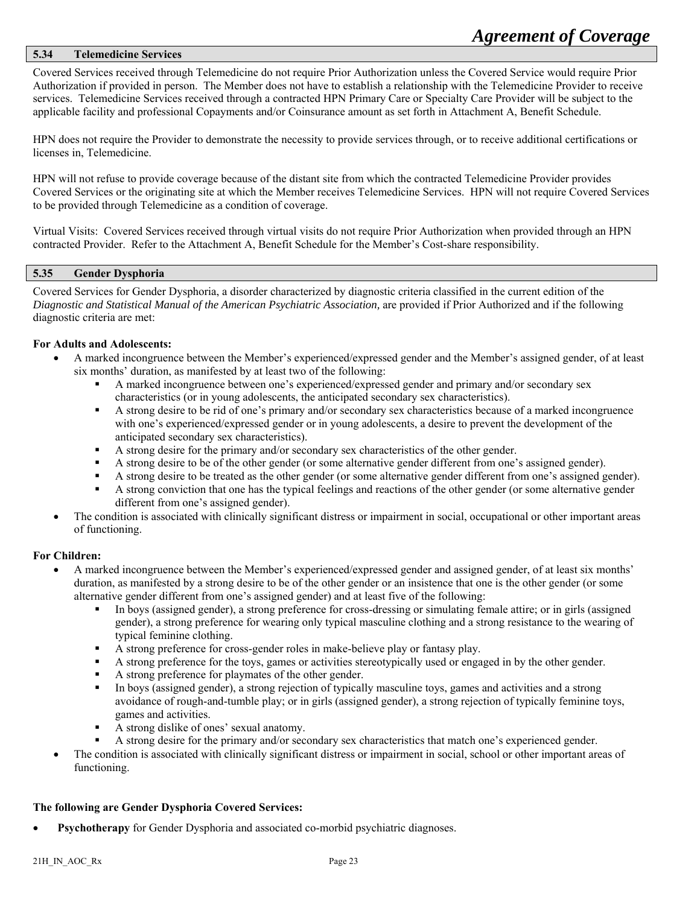### 5.34 Telemedicine Services

Covered Services received through Telemedicine do not require Prior Authorization unless the Covered Service would require Prior Authorization if provided in person. The Member does not have to establish a relationship with the Telemedicine Provider to receive services. Telemedicine Services received through a contracted HPN Primary Care or Specialty Care Provider will be subject to the applicable facility and professional Copayments and/or Coinsurance amount as set forth in Attachment A, Benefit Schedule.

HPN does not require the Provider to demonstrate the necessity to provide services through, or to receive additional certifications or licenses in, Telemedicine.

HPN will not refuse to provide coverage because of the distant site from which the contracted Telemedicine Provider provides Covered Services or the originating site at which the Member receives Telemedicine Services. HPN will not require Covered Services to be provided through Telemedicine as a condition of coverage.

Virtual Visits: Covered Services received through virtual visits do not require Prior Authorization when provided through an HPN contracted Provider. Refer to the Attachment A, Benefit Schedule for the Member's Cost-share responsibility.

### 5.35 Gender Dysphoria

Covered Services for Gender Dysphoria, a disorder characterized by diagnostic criteria classified in the current edition of the *Diagnostic and Statistical Manual of the American Psychiatric Association,* are provided if Prior Authorized and if the following diagnostic criteria are met:

**For Adults and Adolescents:**

- A marked incongruence between the Member's experienced/expressed gender and the Member's assigned gender, of at least six months' duration, as manifested by at least two of the following:
  - A marked incongruence between one's experienced/expressed gender and primary and/or secondary sex characteristics (or in young adolescents, the anticipated secondary sex characteristics).
  - A strong desire to be rid of one's primary and/or secondary sex characteristics because of a marked incongruence with one's experienced/expressed gender or in young adolescents, a desire to prevent the development of the anticipated secondary sex characteristics).
  - A strong desire for the primary and/or secondary sex characteristics of the other gender.
  - A strong desire to be of the other gender (or some alternative gender different from one's assigned gender).
  - A strong desire to be treated as the other gender (or some alternative gender different from one's assigned gender).
  - A strong conviction that one has the typical feelings and reactions of the other gender (or some alternative gender different from one's assigned gender).
- The condition is associated with clinically significant distress or impairment in social, occupational or other important areas of functioning.

**For Children:**

- A marked incongruence between the Member's experienced/expressed gender and assigned gender, of at least six months' duration, as manifested by a strong desire to be of the other gender or an insistence that one is the other gender (or some alternative gender different from one's assigned gender) and at least five of the following:
  - In boys (assigned gender), a strong preference for cross-dressing or simulating female attire; or in girls (assigned gender), a strong preference for wearing only typical masculine clothing and a strong resistance to the wearing of typical feminine clothing.
  - A strong preference for cross-gender roles in make-believe play or fantasy play.
  - A strong preference for the toys, games or activities stereotypically used or engaged in by the other gender.
  - A strong preference for playmates of the other gender.
  - In boys (assigned gender), a strong rejection of typically masculine toys, games and activities and a strong avoidance of rough-and-tumble play; or in girls (assigned gender), a strong rejection of typically feminine toys, games and activities.
  - A strong dislike of ones' sexual anatomy.
  - A strong desire for the primary and/or secondary sex characteristics that match one's experienced gender.
- The condition is associated with clinically significant distress or impairment in social, school or other important areas of functioning.

**The following are Gender Dysphoria Covered Services:**

- **Psychotherapy** for Gender Dysphoria and associated co-morbid psychiatric diagnoses.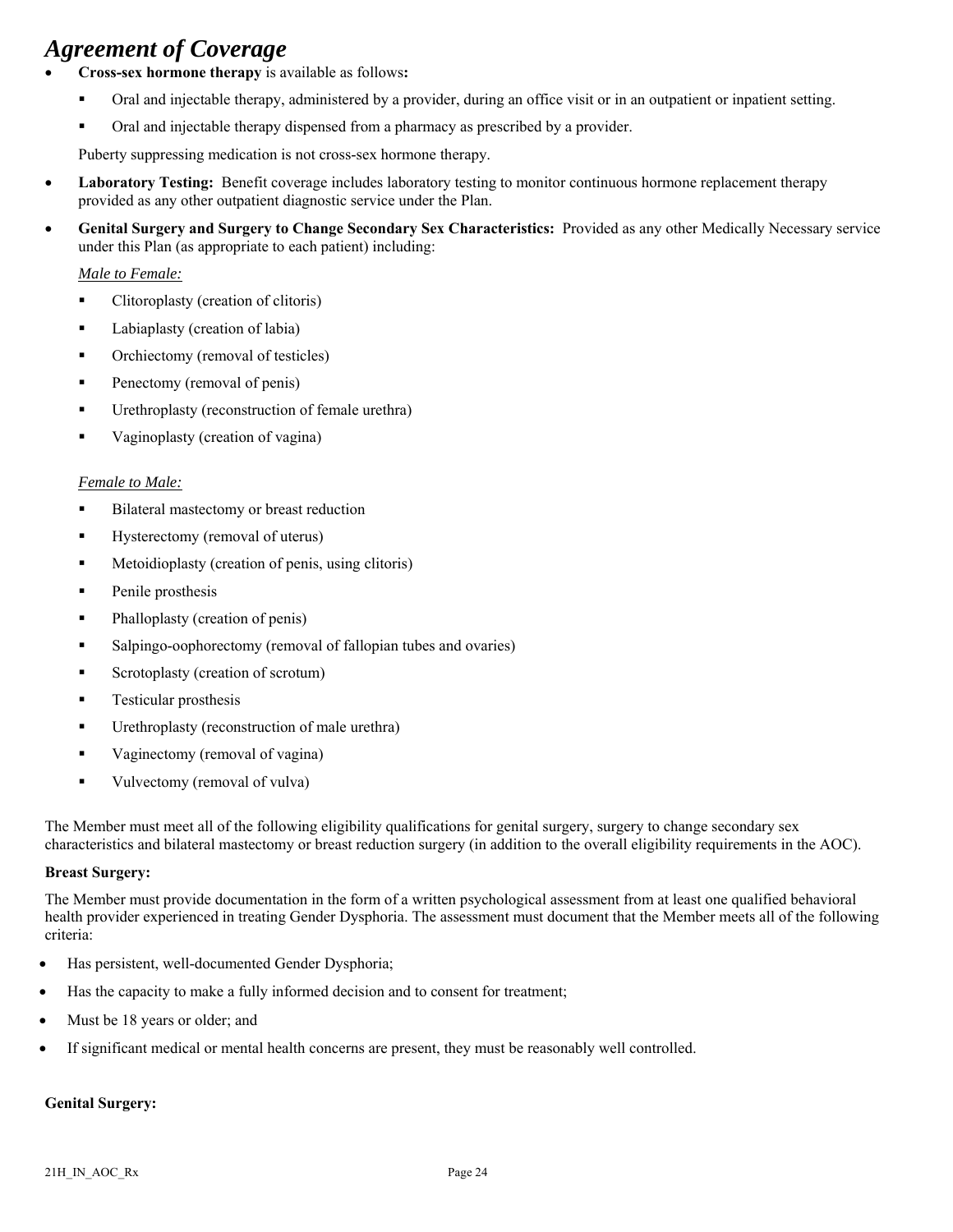# Agreement of Coverage

- **Cross-sex hormone therapy** is available as follows**:**
  - Oral and injectable therapy, administered by a provider, during an office visit or in an outpatient or inpatient setting.
  - Oral and injectable therapy dispensed from a pharmacy as prescribed by a provider.

  Puberty suppressing medication is not cross-sex hormone therapy.

- **Laboratory Testing:** Benefit coverage includes laboratory testing to monitor continuous hormone replacement therapy provided as any other outpatient diagnostic service under the Plan.

- **Genital Surgery and Surgery to Change Secondary Sex Characteristics:** Provided as any other Medically Necessary service under this Plan (as appropriate to each patient) including:

  *Male to Female:*
  - Clitoroplasty (creation of clitoris)
  - Labiaplasty (creation of labia)
  - Orchiectomy (removal of testicles)
  - Penectomy (removal of penis)
  - Urethroplasty (reconstruction of female urethra)
  - Vaginoplasty (creation of vagina)

  *Female to Male:*
  - Bilateral mastectomy or breast reduction
  - Hysterectomy (removal of uterus)
  - Metoidioplasty (creation of penis, using clitoris)
  - Penile prosthesis
  - Phalloplasty (creation of penis)
  - Salpingo-oophorectomy (removal of fallopian tubes and ovaries)
  - Scrotoplasty (creation of scrotum)
  - Testicular prosthesis
  - Urethroplasty (reconstruction of male urethra)
  - Vaginectomy (removal of vagina)
  - Vulvectomy (removal of vulva)

The Member must meet all of the following eligibility qualifications for genital surgery, surgery to change secondary sex characteristics and bilateral mastectomy or breast reduction surgery (in addition to the overall eligibility requirements in the AOC).

**Breast Surgery:**

The Member must provide documentation in the form of a written psychological assessment from at least one qualified behavioral health provider experienced in treating Gender Dysphoria. The assessment must document that the Member meets all of the following criteria:

- Has persistent, well-documented Gender Dysphoria;
- Has the capacity to make a fully informed decision and to consent for treatment;
- Must be 18 years or older; and
- If significant medical or mental health concerns are present, they must be reasonably well controlled.

**Genital Surgery:**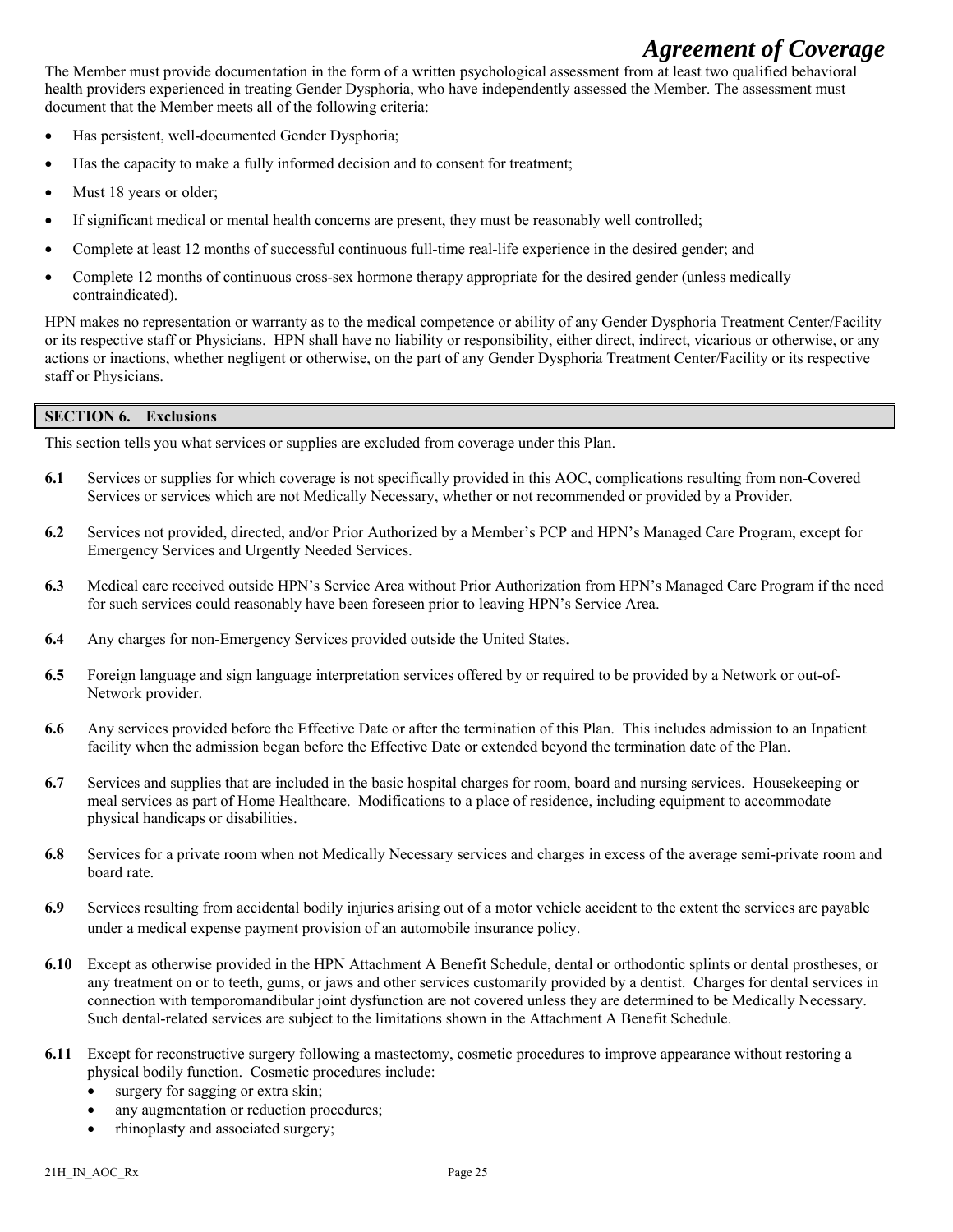The Member must provide documentation in the form of a written psychological assessment from at least two qualified behavioral health providers experienced in treating Gender Dysphoria, who have independently assessed the Member. The assessment must document that the Member meets all of the following criteria:

- Has persistent, well-documented Gender Dysphoria;
- Has the capacity to make a fully informed decision and to consent for treatment;
- Must 18 years or older;
- If significant medical or mental health concerns are present, they must be reasonably well controlled;
- Complete at least 12 months of successful continuous full-time real-life experience in the desired gender; and
- Complete 12 months of continuous cross-sex hormone therapy appropriate for the desired gender (unless medically contraindicated).

HPN makes no representation or warranty as to the medical competence or ability of any Gender Dysphoria Treatment Center/Facility or its respective staff or Physicians. HPN shall have no liability or responsibility, either direct, indirect, vicarious or otherwise, or any actions or inactions, whether negligent or otherwise, on the part of any Gender Dysphoria Treatment Center/Facility or its respective staff or Physicians.

## SECTION 6. Exclusions

This section tells you what services or supplies are excluded from coverage under this Plan.

**6.1** Services or supplies for which coverage is not specifically provided in this AOC, complications resulting from non-Covered Services or services which are not Medically Necessary, whether or not recommended or provided by a Provider.

**6.2** Services not provided, directed, and/or Prior Authorized by a Member's PCP and HPN's Managed Care Program, except for Emergency Services and Urgently Needed Services.

**6.3** Medical care received outside HPN's Service Area without Prior Authorization from HPN's Managed Care Program if the need for such services could reasonably have been foreseen prior to leaving HPN's Service Area.

**6.4** Any charges for non-Emergency Services provided outside the United States.

**6.5** Foreign language and sign language interpretation services offered by or required to be provided by a Network or out-of-Network provider.

**6.6** Any services provided before the Effective Date or after the termination of this Plan. This includes admission to an Inpatient facility when the admission began before the Effective Date or extended beyond the termination date of the Plan.

**6.7** Services and supplies that are included in the basic hospital charges for room, board and nursing services. Housekeeping or meal services as part of Home Healthcare. Modifications to a place of residence, including equipment to accommodate physical handicaps or disabilities.

**6.8** Services for a private room when not Medically Necessary services and charges in excess of the average semi-private room and board rate.

**6.9** Services resulting from accidental bodily injuries arising out of a motor vehicle accident to the extent the services are payable under a medical expense payment provision of an automobile insurance policy.

**6.10** Except as otherwise provided in the HPN Attachment A Benefit Schedule, dental or orthodontic splints or dental prostheses, or any treatment on or to teeth, gums, or jaws and other services customarily provided by a dentist. Charges for dental services in connection with temporomandibular joint dysfunction are not covered unless they are determined to be Medically Necessary. Such dental-related services are subject to the limitations shown in the Attachment A Benefit Schedule.

**6.11** Except for reconstructive surgery following a mastectomy, cosmetic procedures to improve appearance without restoring a physical bodily function. Cosmetic procedures include:

- surgery for sagging or extra skin;
- any augmentation or reduction procedures;
- rhinoplasty and associated surgery;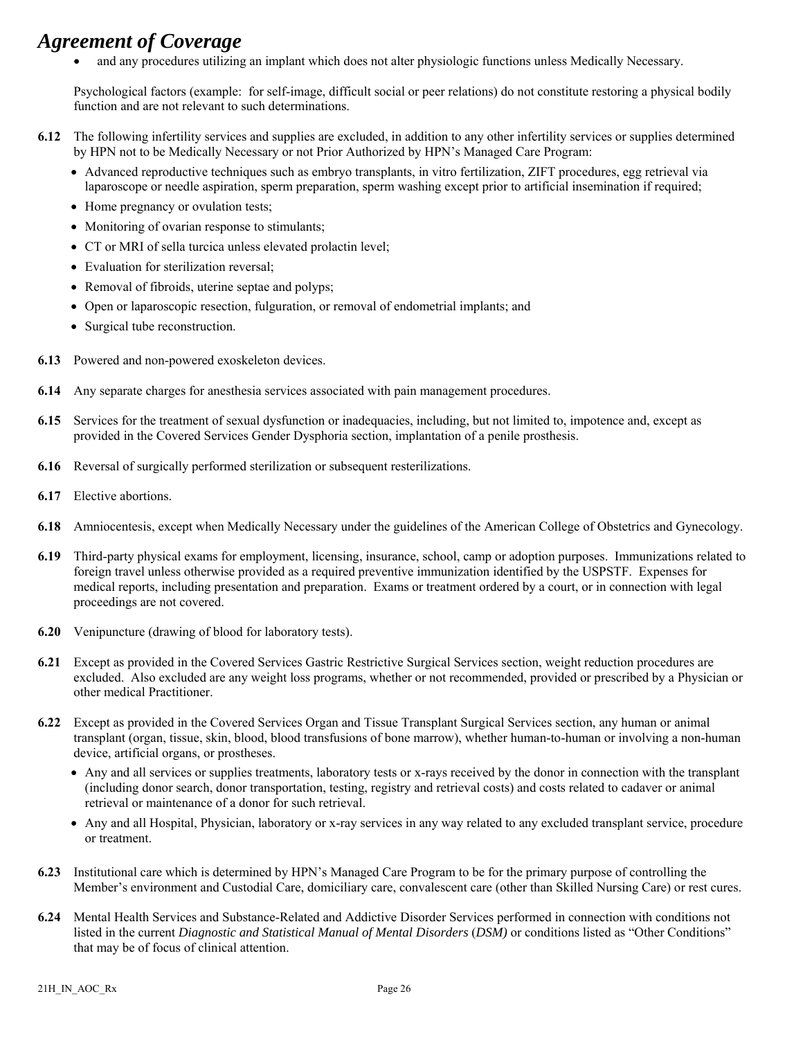- and any procedures utilizing an implant which does not alter physiologic functions unless Medically Necessary.

Psychological factors (example: for self-image, difficult social or peer relations) do not constitute restoring a physical bodily function and are not relevant to such determinations.

**6.12** The following infertility services and supplies are excluded, in addition to any other infertility services or supplies determined by HPN not to be Medically Necessary or not Prior Authorized by HPN's Managed Care Program:

- Advanced reproductive techniques such as embryo transplants, in vitro fertilization, ZIFT procedures, egg retrieval via laparoscope or needle aspiration, sperm preparation, sperm washing except prior to artificial insemination if required;
- Home pregnancy or ovulation tests;
- Monitoring of ovarian response to stimulants;
- CT or MRI of sella turcica unless elevated prolactin level;
- Evaluation for sterilization reversal;
- Removal of fibroids, uterine septae and polyps;
- Open or laparoscopic resection, fulguration, or removal of endometrial implants; and
- Surgical tube reconstruction.

**6.13** Powered and non-powered exoskeleton devices.

**6.14** Any separate charges for anesthesia services associated with pain management procedures.

**6.15** Services for the treatment of sexual dysfunction or inadequacies, including, but not limited to, impotence and, except as provided in the Covered Services Gender Dysphoria section, implantation of a penile prosthesis.

**6.16** Reversal of surgically performed sterilization or subsequent resterilizations.

**6.17** Elective abortions.

**6.18** Amniocentesis, except when Medically Necessary under the guidelines of the American College of Obstetrics and Gynecology.

**6.19** Third-party physical exams for employment, licensing, insurance, school, camp or adoption purposes. Immunizations related to foreign travel unless otherwise provided as a required preventive immunization identified by the USPSTF. Expenses for medical reports, including presentation and preparation. Exams or treatment ordered by a court, or in connection with legal proceedings are not covered.

**6.20** Venipuncture (drawing of blood for laboratory tests).

**6.21** Except as provided in the Covered Services Gastric Restrictive Surgical Services section, weight reduction procedures are excluded. Also excluded are any weight loss programs, whether or not recommended, provided or prescribed by a Physician or other medical Practitioner.

**6.22** Except as provided in the Covered Services Organ and Tissue Transplant Surgical Services section, any human or animal transplant (organ, tissue, skin, blood, blood transfusions of bone marrow), whether human-to-human or involving a non-human device, artificial organs, or prostheses.

- Any and all services or supplies treatments, laboratory tests or x-rays received by the donor in connection with the transplant (including donor search, donor transportation, testing, registry and retrieval costs) and costs related to cadaver or animal retrieval or maintenance of a donor for such retrieval.
- Any and all Hospital, Physician, laboratory or x-ray services in any way related to any excluded transplant service, procedure or treatment.

**6.23** Institutional care which is determined by HPN's Managed Care Program to be for the primary purpose of controlling the Member's environment and Custodial Care, domiciliary care, convalescent care (other than Skilled Nursing Care) or rest cures.

**6.24** Mental Health Services and Substance-Related and Addictive Disorder Services performed in connection with conditions not listed in the current *Diagnostic and Statistical Manual of Mental Disorders* (*DSM)* or conditions listed as "Other Conditions" that may be of focus of clinical attention.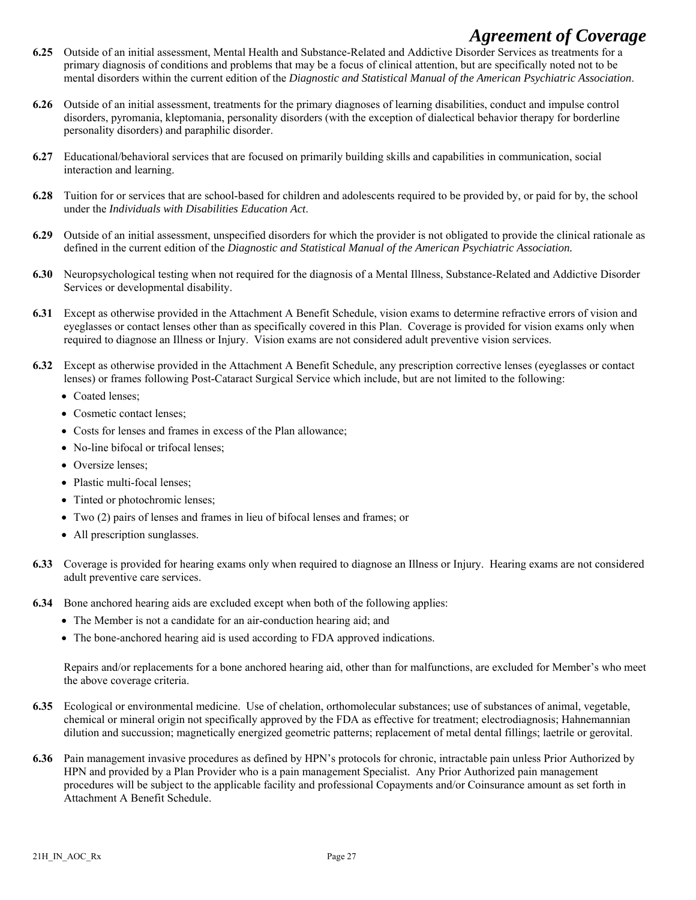**6.25** Outside of an initial assessment, Mental Health and Substance-Related and Addictive Disorder Services as treatments for a primary diagnosis of conditions and problems that may be a focus of clinical attention, but are specifically noted not to be mental disorders within the current edition of the *Diagnostic and Statistical Manual of the American Psychiatric Association*.

**6.26** Outside of an initial assessment, treatments for the primary diagnoses of learning disabilities, conduct and impulse control disorders, pyromania, kleptomania, personality disorders (with the exception of dialectical behavior therapy for borderline personality disorders) and paraphilic disorder.

**6.27** Educational/behavioral services that are focused on primarily building skills and capabilities in communication, social interaction and learning.

**6.28** Tuition for or services that are school-based for children and adolescents required to be provided by, or paid for by, the school under the *Individuals with Disabilities Education Act*.

**6.29** Outside of an initial assessment, unspecified disorders for which the provider is not obligated to provide the clinical rationale as defined in the current edition of the *Diagnostic and Statistical Manual of the American Psychiatric Association.*

**6.30** Neuropsychological testing when not required for the diagnosis of a Mental Illness, Substance-Related and Addictive Disorder Services or developmental disability.

**6.31** Except as otherwise provided in the Attachment A Benefit Schedule, vision exams to determine refractive errors of vision and eyeglasses or contact lenses other than as specifically covered in this Plan. Coverage is provided for vision exams only when required to diagnose an Illness or Injury. Vision exams are not considered adult preventive vision services.

**6.32** Except as otherwise provided in the Attachment A Benefit Schedule, any prescription corrective lenses (eyeglasses or contact lenses) or frames following Post-Cataract Surgical Service which include, but are not limited to the following:

- Coated lenses;
- Cosmetic contact lenses;
- Costs for lenses and frames in excess of the Plan allowance;
- No-line bifocal or trifocal lenses;
- Oversize lenses;
- Plastic multi-focal lenses;
- Tinted or photochromic lenses;
- Two (2) pairs of lenses and frames in lieu of bifocal lenses and frames; or
- All prescription sunglasses.

**6.33** Coverage is provided for hearing exams only when required to diagnose an Illness or Injury. Hearing exams are not considered adult preventive care services.

**6.34** Bone anchored hearing aids are excluded except when both of the following applies:

- The Member is not a candidate for an air-conduction hearing aid; and
- The bone-anchored hearing aid is used according to FDA approved indications.

Repairs and/or replacements for a bone anchored hearing aid, other than for malfunctions, are excluded for Member's who meet the above coverage criteria.

**6.35** Ecological or environmental medicine. Use of chelation, orthomolecular substances; use of substances of animal, vegetable, chemical or mineral origin not specifically approved by the FDA as effective for treatment; electrodiagnosis; Hahnemannian dilution and succussion; magnetically energized geometric patterns; replacement of metal dental fillings; laetrile or gerovital.

**6.36** Pain management invasive procedures as defined by HPN's protocols for chronic, intractable pain unless Prior Authorized by HPN and provided by a Plan Provider who is a pain management Specialist. Any Prior Authorized pain management procedures will be subject to the applicable facility and professional Copayments and/or Coinsurance amount as set forth in Attachment A Benefit Schedule.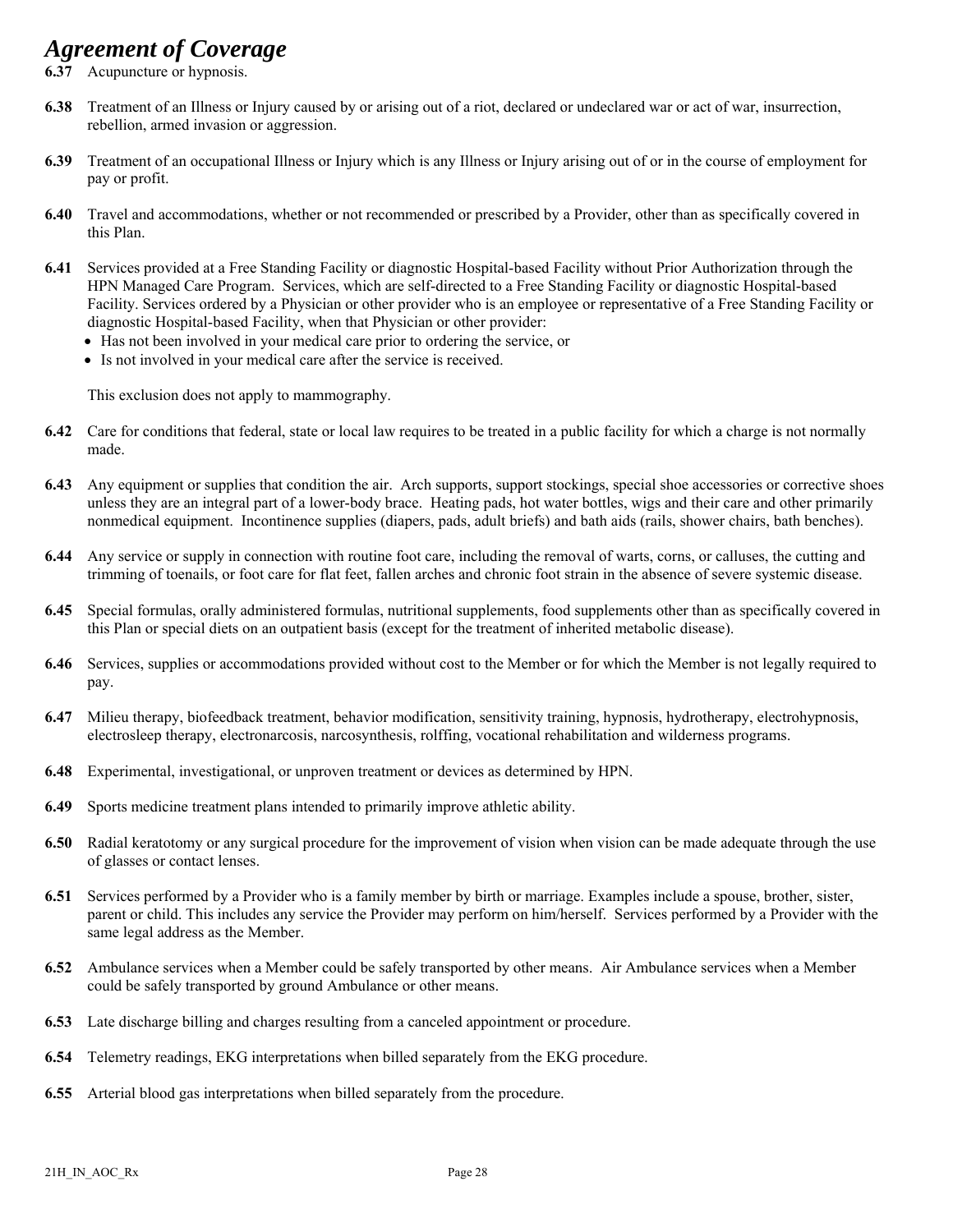# *Agreement of Coverage*

**6.37** Acupuncture or hypnosis.

**6.38** Treatment of an Illness or Injury caused by or arising out of a riot, declared or undeclared war or act of war, insurrection, rebellion, armed invasion or aggression.

**6.39** Treatment of an occupational Illness or Injury which is any Illness or Injury arising out of or in the course of employment for pay or profit.

**6.40** Travel and accommodations, whether or not recommended or prescribed by a Provider, other than as specifically covered in this Plan.

**6.41** Services provided at a Free Standing Facility or diagnostic Hospital-based Facility without Prior Authorization through the HPN Managed Care Program. Services, which are self-directed to a Free Standing Facility or diagnostic Hospital-based Facility. Services ordered by a Physician or other provider who is an employee or representative of a Free Standing Facility or diagnostic Hospital-based Facility, when that Physician or other provider:

- Has not been involved in your medical care prior to ordering the service, or
- Is not involved in your medical care after the service is received.

This exclusion does not apply to mammography.

**6.42** Care for conditions that federal, state or local law requires to be treated in a public facility for which a charge is not normally made.

**6.43** Any equipment or supplies that condition the air. Arch supports, support stockings, special shoe accessories or corrective shoes unless they are an integral part of a lower-body brace. Heating pads, hot water bottles, wigs and their care and other primarily nonmedical equipment. Incontinence supplies (diapers, pads, adult briefs) and bath aids (rails, shower chairs, bath benches).

**6.44** Any service or supply in connection with routine foot care, including the removal of warts, corns, or calluses, the cutting and trimming of toenails, or foot care for flat feet, fallen arches and chronic foot strain in the absence of severe systemic disease.

**6.45** Special formulas, orally administered formulas, nutritional supplements, food supplements other than as specifically covered in this Plan or special diets on an outpatient basis (except for the treatment of inherited metabolic disease).

**6.46** Services, supplies or accommodations provided without cost to the Member or for which the Member is not legally required to pay.

**6.47** Milieu therapy, biofeedback treatment, behavior modification, sensitivity training, hypnosis, hydrotherapy, electrohypnosis, electrosleep therapy, electronarcosis, narcosynthesis, rolfing, vocational rehabilitation and wilderness programs.

**6.48** Experimental, investigational, or unproven treatment or devices as determined by HPN.

**6.49** Sports medicine treatment plans intended to primarily improve athletic ability.

**6.50** Radial keratotomy or any surgical procedure for the improvement of vision when vision can be made adequate through the use of glasses or contact lenses.

**6.51** Services performed by a Provider who is a family member by birth or marriage. Examples include a spouse, brother, sister, parent or child. This includes any service the Provider may perform on him/herself. Services performed by a Provider with the same legal address as the Member.

**6.52** Ambulance services when a Member could be safely transported by other means. Air Ambulance services when a Member could be safely transported by ground Ambulance or other means.

**6.53** Late discharge billing and charges resulting from a canceled appointment or procedure.

**6.54** Telemetry readings, EKG interpretations when billed separately from the EKG procedure.

**6.55** Arterial blood gas interpretations when billed separately from the procedure.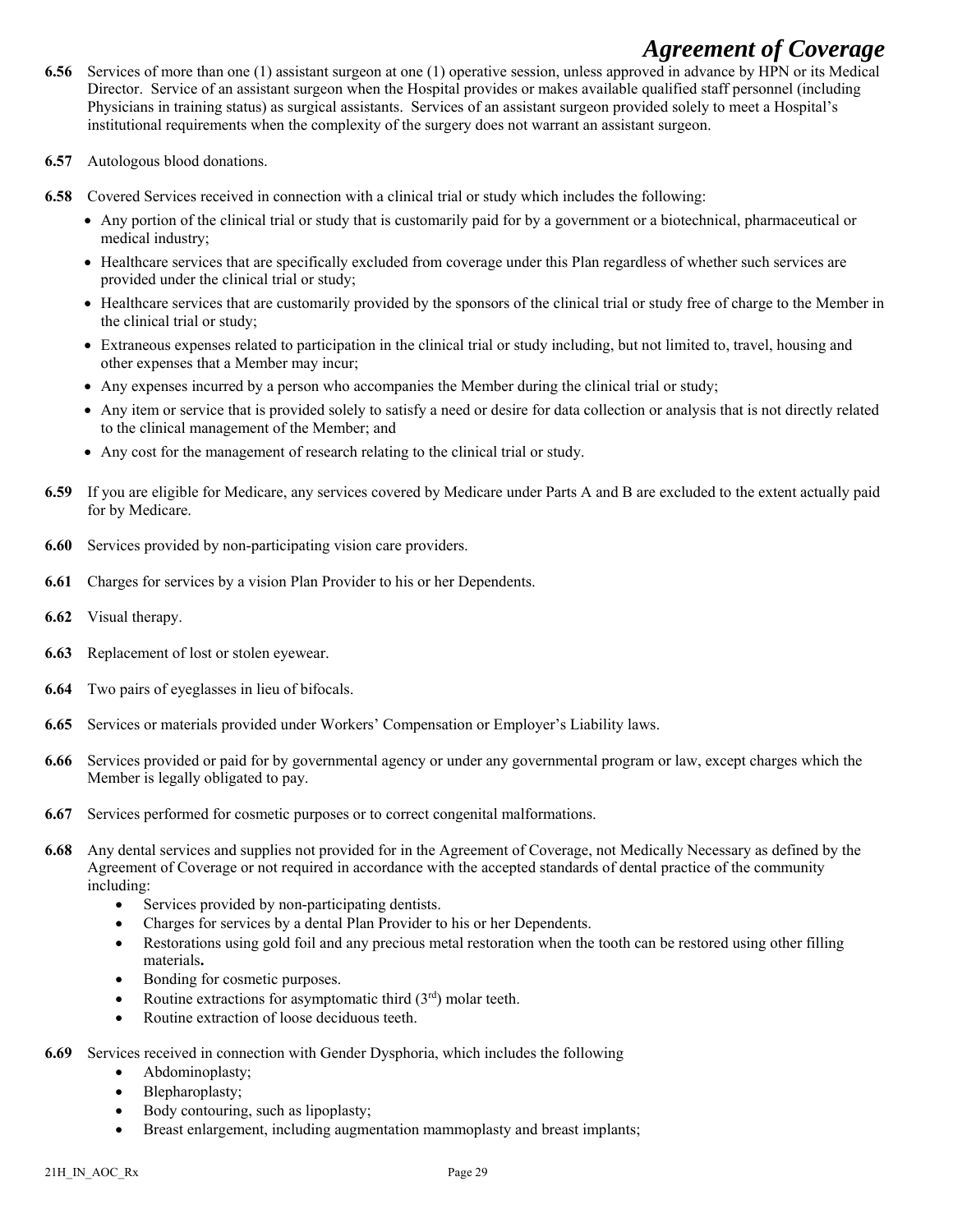**6.56** Services of more than one (1) assistant surgeon at one (1) operative session, unless approved in advance by HPN or its Medical Director. Service of an assistant surgeon when the Hospital provides or makes available qualified staff personnel (including Physicians in training status) as surgical assistants. Services of an assistant surgeon provided solely to meet a Hospital's institutional requirements when the complexity of the surgery does not warrant an assistant surgeon.

**6.57** Autologous blood donations.

**6.58** Covered Services received in connection with a clinical trial or study which includes the following:

- Any portion of the clinical trial or study that is customarily paid for by a government or a biotechnical, pharmaceutical or medical industry;
- Healthcare services that are specifically excluded from coverage under this Plan regardless of whether such services are provided under the clinical trial or study;
- Healthcare services that are customarily provided by the sponsors of the clinical trial or study free of charge to the Member in the clinical trial or study;
- Extraneous expenses related to participation in the clinical trial or study including, but not limited to, travel, housing and other expenses that a Member may incur;
- Any expenses incurred by a person who accompanies the Member during the clinical trial or study;
- Any item or service that is provided solely to satisfy a need or desire for data collection or analysis that is not directly related to the clinical management of the Member; and
- Any cost for the management of research relating to the clinical trial or study.

**6.59** If you are eligible for Medicare, any services covered by Medicare under Parts A and B are excluded to the extent actually paid for by Medicare.

**6.60** Services provided by non-participating vision care providers.

**6.61** Charges for services by a vision Plan Provider to his or her Dependents.

**6.62** Visual therapy.

**6.63** Replacement of lost or stolen eyewear.

**6.64** Two pairs of eyeglasses in lieu of bifocals.

**6.65** Services or materials provided under Workers' Compensation or Employer's Liability laws.

**6.66** Services provided or paid for by governmental agency or under any governmental program or law, except charges which the Member is legally obligated to pay.

**6.67** Services performed for cosmetic purposes or to correct congenital malformations.

**6.68** Any dental services and supplies not provided for in the Agreement of Coverage, not Medically Necessary as defined by the Agreement of Coverage or not required in accordance with the accepted standards of dental practice of the community including:

- Services provided by non-participating dentists.
- Charges for services by a dental Plan Provider to his or her Dependents.
- Restorations using gold foil and any precious metal restoration when the tooth can be restored using other filling materials**.**
- Bonding for cosmetic purposes.
- Routine extractions for asymptomatic third (3rd) molar teeth.
- Routine extraction of loose deciduous teeth.

**6.69** Services received in connection with Gender Dysphoria, which includes the following

- Abdominoplasty;
- Blepharoplasty;
- Body contouring, such as lipoplasty;
- Breast enlargement, including augmentation mammoplasty and breast implants;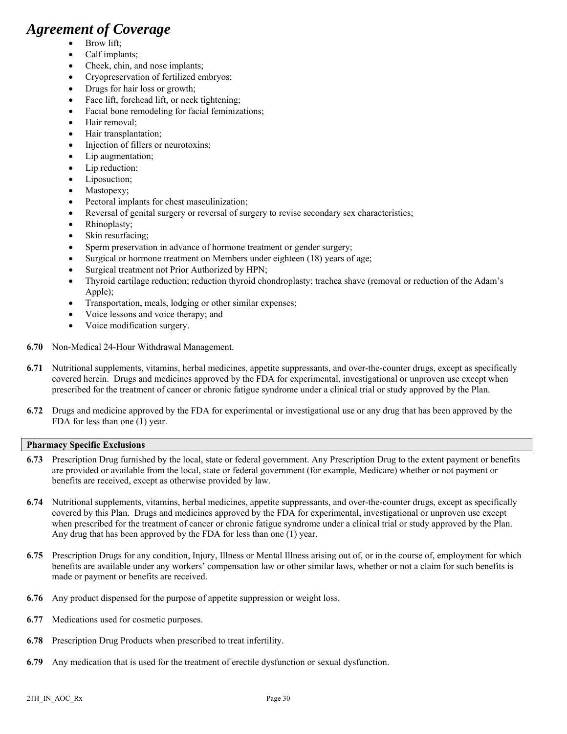# *Agreement of Coverage*

- Brow lift;
- Calf implants;
- Cheek, chin, and nose implants;
- Cryopreservation of fertilized embryos;
- Drugs for hair loss or growth;
- Face lift, forehead lift, or neck tightening;
- Facial bone remodeling for facial feminizations;
- Hair removal;
- Hair transplantation;
- Injection of fillers or neurotoxins;
- Lip augmentation;
- Lip reduction;
- Liposuction;
- Mastopexy;
- Pectoral implants for chest masculinization;
- Reversal of genital surgery or reversal of surgery to revise secondary sex characteristics;
- Rhinoplasty;
- Skin resurfacing;
- Sperm preservation in advance of hormone treatment or gender surgery;
- Surgical or hormone treatment on Members under eighteen (18) years of age;
- Surgical treatment not Prior Authorized by HPN;
- Thyroid cartilage reduction; reduction thyroid chondroplasty; trachea shave (removal or reduction of the Adam's Apple);
- Transportation, meals, lodging or other similar expenses;
- Voice lessons and voice therapy; and
- Voice modification surgery.

**6.70** Non-Medical 24-Hour Withdrawal Management.

**6.71** Nutritional supplements, vitamins, herbal medicines, appetite suppressants, and over-the-counter drugs, except as specifically covered herein. Drugs and medicines approved by the FDA for experimental, investigational or unproven use except when prescribed for the treatment of cancer or chronic fatigue syndrome under a clinical trial or study approved by the Plan.

**6.72** Drugs and medicine approved by the FDA for experimental or investigational use or any drug that has been approved by the FDA for less than one (1) year.

**Pharmacy Specific Exclusions**

**6.73** Prescription Drug furnished by the local, state or federal government. Any Prescription Drug to the extent payment or benefits are provided or available from the local, state or federal government (for example, Medicare) whether or not payment or benefits are received, except as otherwise provided by law.

**6.74** Nutritional supplements, vitamins, herbal medicines, appetite suppressants, and over-the-counter drugs, except as specifically covered by this Plan. Drugs and medicines approved by the FDA for experimental, investigational or unproven use except when prescribed for the treatment of cancer or chronic fatigue syndrome under a clinical trial or study approved by the Plan. Any drug that has been approved by the FDA for less than one (1) year.

**6.75** Prescription Drugs for any condition, Injury, Illness or Mental Illness arising out of, or in the course of, employment for which benefits are available under any workers' compensation law or other similar laws, whether or not a claim for such benefits is made or payment or benefits are received.

**6.76** Any product dispensed for the purpose of appetite suppression or weight loss.

**6.77** Medications used for cosmetic purposes.

**6.78** Prescription Drug Products when prescribed to treat infertility.

**6.79** Any medication that is used for the treatment of erectile dysfunction or sexual dysfunction.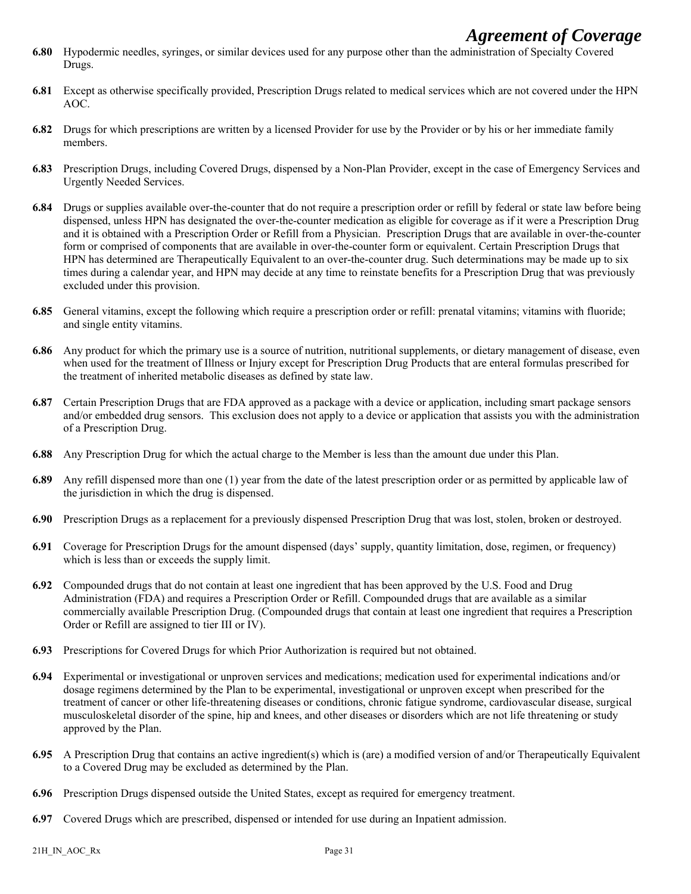**6.80** Hypodermic needles, syringes, or similar devices used for any purpose other than the administration of Specialty Covered Drugs.

**6.81** Except as otherwise specifically provided, Prescription Drugs related to medical services which are not covered under the HPN AOC.

**6.82** Drugs for which prescriptions are written by a licensed Provider for use by the Provider or by his or her immediate family members.

**6.83** Prescription Drugs, including Covered Drugs, dispensed by a Non-Plan Provider, except in the case of Emergency Services and Urgently Needed Services.

**6.84** Drugs or supplies available over-the-counter that do not require a prescription order or refill by federal or state law before being dispensed, unless HPN has designated the over-the-counter medication as eligible for coverage as if it were a Prescription Drug and it is obtained with a Prescription Order or Refill from a Physician. Prescription Drugs that are available in over-the-counter form or comprised of components that are available in over-the-counter form or equivalent. Certain Prescription Drugs that HPN has determined are Therapeutically Equivalent to an over-the-counter drug. Such determinations may be made up to six times during a calendar year, and HPN may decide at any time to reinstate benefits for a Prescription Drug that was previously excluded under this provision.

**6.85** General vitamins, except the following which require a prescription order or refill: prenatal vitamins; vitamins with fluoride; and single entity vitamins.

**6.86** Any product for which the primary use is a source of nutrition, nutritional supplements, or dietary management of disease, even when used for the treatment of Illness or Injury except for Prescription Drug Products that are enteral formulas prescribed for the treatment of inherited metabolic diseases as defined by state law.

**6.87** Certain Prescription Drugs that are FDA approved as a package with a device or application, including smart package sensors and/or embedded drug sensors. This exclusion does not apply to a device or application that assists you with the administration of a Prescription Drug.

**6.88** Any Prescription Drug for which the actual charge to the Member is less than the amount due under this Plan.

**6.89** Any refill dispensed more than one (1) year from the date of the latest prescription order or as permitted by applicable law of the jurisdiction in which the drug is dispensed.

**6.90** Prescription Drugs as a replacement for a previously dispensed Prescription Drug that was lost, stolen, broken or destroyed.

**6.91** Coverage for Prescription Drugs for the amount dispensed (days' supply, quantity limitation, dose, regimen, or frequency) which is less than or exceeds the supply limit.

**6.92** Compounded drugs that do not contain at least one ingredient that has been approved by the U.S. Food and Drug Administration (FDA) and requires a Prescription Order or Refill. Compounded drugs that are available as a similar commercially available Prescription Drug. (Compounded drugs that contain at least one ingredient that requires a Prescription Order or Refill are assigned to tier III or IV).

**6.93** Prescriptions for Covered Drugs for which Prior Authorization is required but not obtained.

**6.94** Experimental or investigational or unproven services and medications; medication used for experimental indications and/or dosage regimens determined by the Plan to be experimental, investigational or unproven except when prescribed for the treatment of cancer or other life-threatening diseases or conditions, chronic fatigue syndrome, cardiovascular disease, surgical musculoskeletal disorder of the spine, hip and knees, and other diseases or disorders which are not life threatening or study approved by the Plan.

**6.95** A Prescription Drug that contains an active ingredient(s) which is (are) a modified version of and/or Therapeutically Equivalent to a Covered Drug may be excluded as determined by the Plan.

**6.96** Prescription Drugs dispensed outside the United States, except as required for emergency treatment.

**6.97** Covered Drugs which are prescribed, dispensed or intended for use during an Inpatient admission.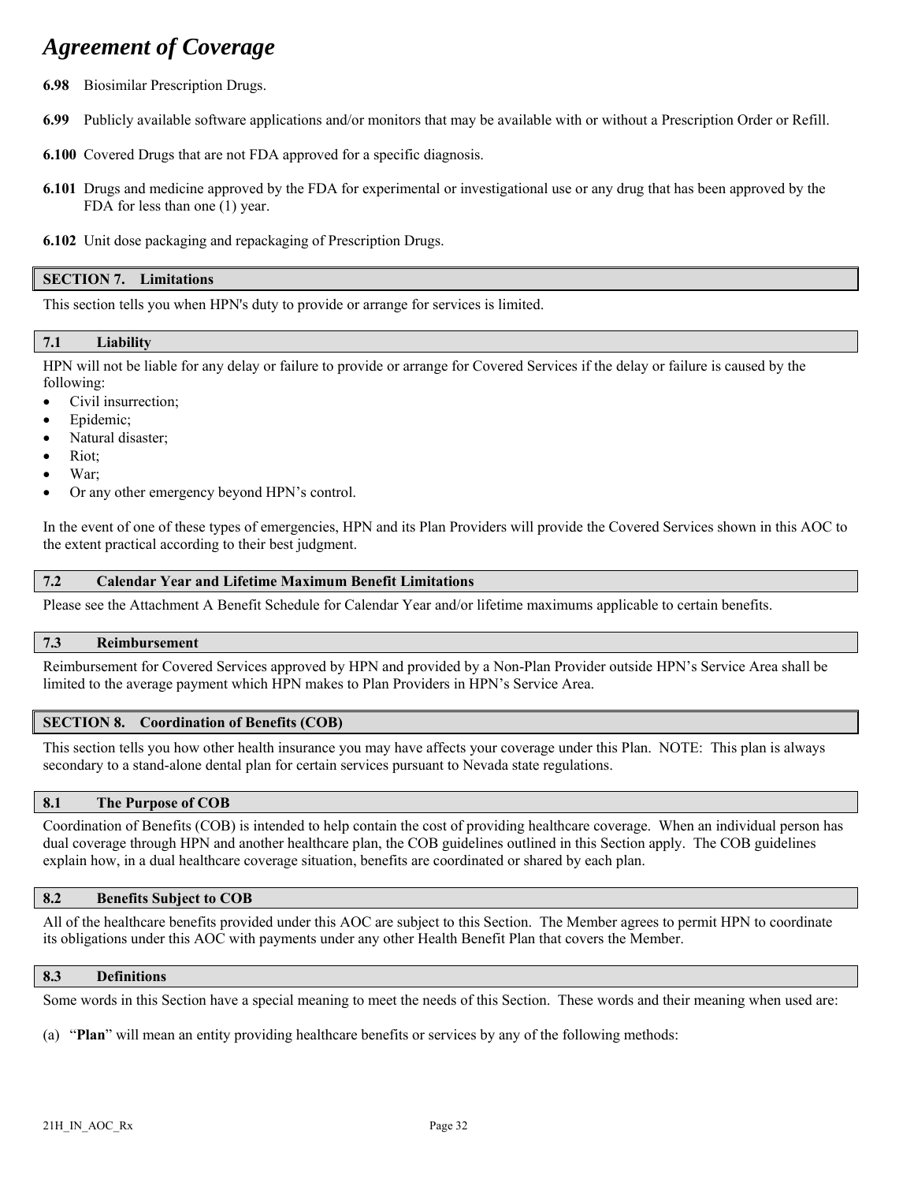**6.98** Biosimilar Prescription Drugs.

**6.99** Publicly available software applications and/or monitors that may be available with or without a Prescription Order or Refill.

**6.100** Covered Drugs that are not FDA approved for a specific diagnosis.

**6.101** Drugs and medicine approved by the FDA for experimental or investigational use or any drug that has been approved by the FDA for less than one (1) year.

**6.102** Unit dose packaging and repackaging of Prescription Drugs.

## SECTION 7. Limitations

This section tells you when HPN's duty to provide or arrange for services is limited.

### 7.1 Liability

HPN will not be liable for any delay or failure to provide or arrange for Covered Services if the delay or failure is caused by the following:

- Civil insurrection;
- Epidemic;
- Natural disaster;
- Riot;
- War;
- Or any other emergency beyond HPN's control.

In the event of one of these types of emergencies, HPN and its Plan Providers will provide the Covered Services shown in this AOC to the extent practical according to their best judgment.

### 7.2 Calendar Year and Lifetime Maximum Benefit Limitations

Please see the Attachment A Benefit Schedule for Calendar Year and/or lifetime maximums applicable to certain benefits.

### 7.3 Reimbursement

Reimbursement for Covered Services approved by HPN and provided by a Non-Plan Provider outside HPN's Service Area shall be limited to the average payment which HPN makes to Plan Providers in HPN's Service Area.

## SECTION 8. Coordination of Benefits (COB)

This section tells you how other health insurance you may have affects your coverage under this Plan. NOTE: This plan is always secondary to a stand-alone dental plan for certain services pursuant to Nevada state regulations.

### 8.1 The Purpose of COB

Coordination of Benefits (COB) is intended to help contain the cost of providing healthcare coverage. When an individual person has dual coverage through HPN and another healthcare plan, the COB guidelines outlined in this Section apply. The COB guidelines explain how, in a dual healthcare coverage situation, benefits are coordinated or shared by each plan.

### 8.2 Benefits Subject to COB

All of the healthcare benefits provided under this AOC are subject to this Section. The Member agrees to permit HPN to coordinate its obligations under this AOC with payments under any other Health Benefit Plan that covers the Member.

### 8.3 Definitions

Some words in this Section have a special meaning to meet the needs of this Section. These words and their meaning when used are:

(a) "**Plan**" will mean an entity providing healthcare benefits or services by any of the following methods: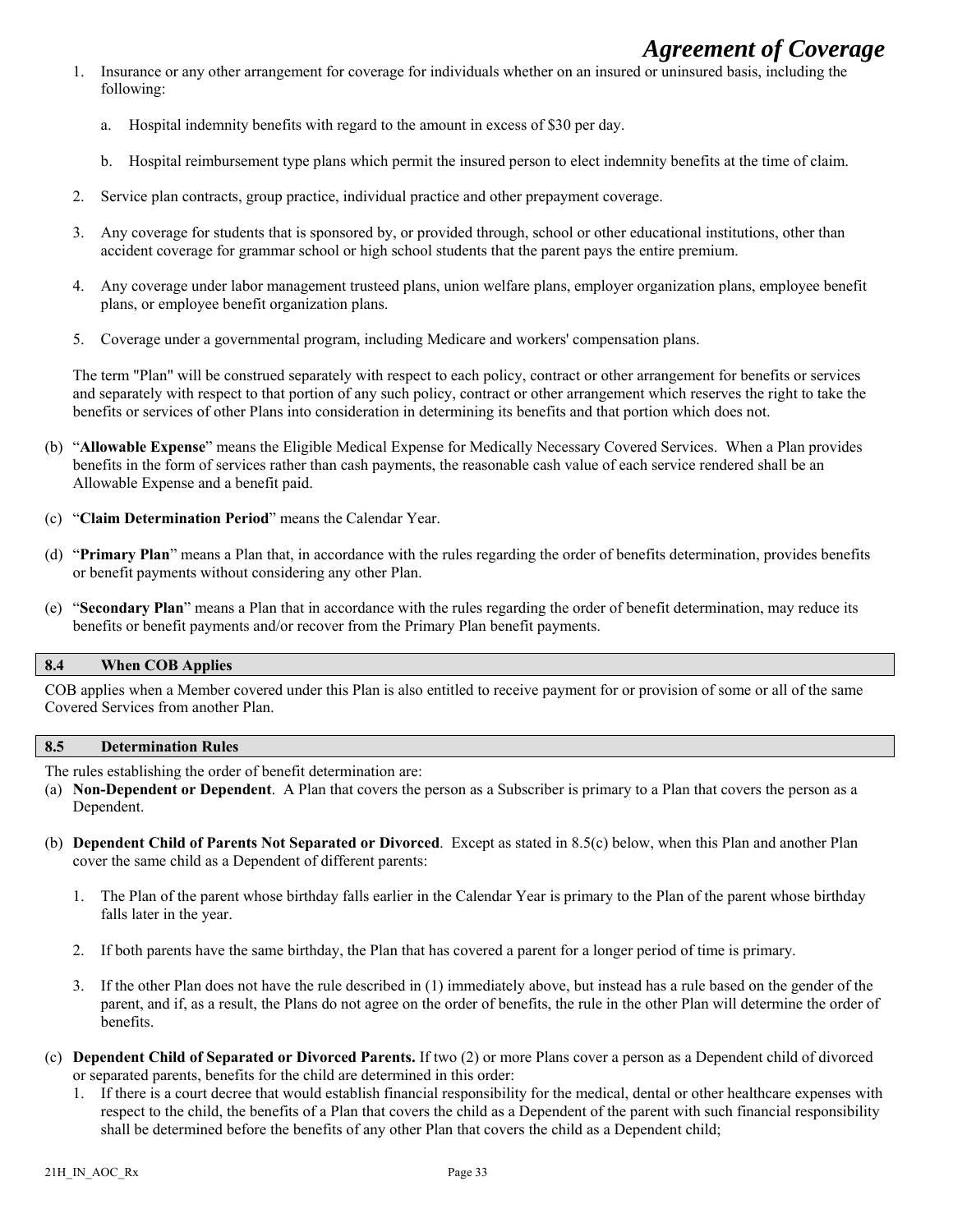1. Insurance or any other arrangement for coverage for individuals whether on an insured or uninsured basis, including the following:

   a. Hospital indemnity benefits with regard to the amount in excess of $30 per day.

   b. Hospital reimbursement type plans which permit the insured person to elect indemnity benefits at the time of claim.

2. Service plan contracts, group practice, individual practice and other prepayment coverage.

3. Any coverage for students that is sponsored by, or provided through, school or other educational institutions, other than accident coverage for grammar school or high school students that the parent pays the entire premium.

4. Any coverage under labor management trusteed plans, union welfare plans, employer organization plans, employee benefit plans, or employee benefit organization plans.

5. Coverage under a governmental program, including Medicare and workers' compensation plans.

The term "Plan" will be construed separately with respect to each policy, contract or other arrangement for benefits or services and separately with respect to that portion of any such policy, contract or other arrangement which reserves the right to take the benefits or services of other Plans into consideration in determining its benefits and that portion which does not.

(b) "**Allowable Expense**" means the Eligible Medical Expense for Medically Necessary Covered Services. When a Plan provides benefits in the form of services rather than cash payments, the reasonable cash value of each service rendered shall be an Allowable Expense and a benefit paid.

(c) "**Claim Determination Period**" means the Calendar Year.

(d) "**Primary Plan**" means a Plan that, in accordance with the rules regarding the order of benefits determination, provides benefits or benefit payments without considering any other Plan.

(e) "**Secondary Plan**" means a Plan that in accordance with the rules regarding the order of benefit determination, may reduce its benefits or benefit payments and/or recover from the Primary Plan benefit payments.

## 8.4 When COB Applies

COB applies when a Member covered under this Plan is also entitled to receive payment for or provision of some or all of the same Covered Services from another Plan.

## 8.5 Determination Rules

The rules establishing the order of benefit determination are:

(a) **Non-Dependent or Dependent**. A Plan that covers the person as a Subscriber is primary to a Plan that covers the person as a Dependent.

(b) **Dependent Child of Parents Not Separated or Divorced**. Except as stated in 8.5(c) below, when this Plan and another Plan cover the same child as a Dependent of different parents:

1. The Plan of the parent whose birthday falls earlier in the Calendar Year is primary to the Plan of the parent whose birthday falls later in the year.

2. If both parents have the same birthday, the Plan that has covered a parent for a longer period of time is primary.

3. If the other Plan does not have the rule described in (1) immediately above, but instead has a rule based on the gender of the parent, and if, as a result, the Plans do not agree on the order of benefits, the rule in the other Plan will determine the order of benefits.

(c) **Dependent Child of Separated or Divorced Parents.** If two (2) or more Plans cover a person as a Dependent child of divorced or separated parents, benefits for the child are determined in this order:

1. If there is a court decree that would establish financial responsibility for the medical, dental or other healthcare expenses with respect to the child, the benefits of a Plan that covers the child as a Dependent of the parent with such financial responsibility shall be determined before the benefits of any other Plan that covers the child as a Dependent child;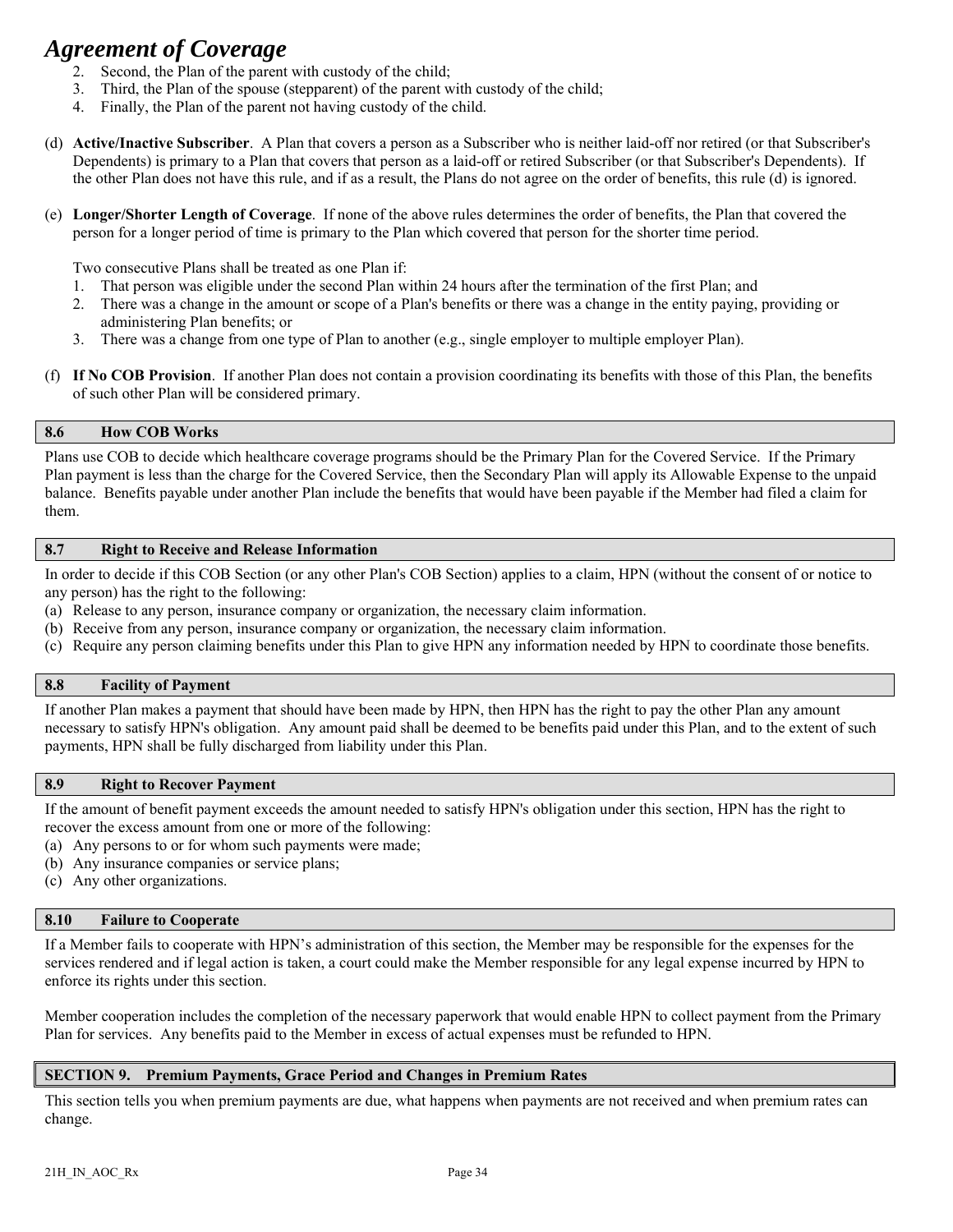2. Second, the Plan of the parent with custody of the child;
3. Third, the Plan of the spouse (stepparent) of the parent with custody of the child;
4. Finally, the Plan of the parent not having custody of the child.

(d) **Active/Inactive Subscriber**. A Plan that covers a person as a Subscriber who is neither laid-off nor retired (or that Subscriber's Dependents) is primary to a Plan that covers that person as a laid-off or retired Subscriber (or that Subscriber's Dependents). If the other Plan does not have this rule, and if as a result, the Plans do not agree on the order of benefits, this rule (d) is ignored.

(e) **Longer/Shorter Length of Coverage**. If none of the above rules determines the order of benefits, the Plan that covered the person for a longer period of time is primary to the Plan which covered that person for the shorter time period.

Two consecutive Plans shall be treated as one Plan if:

1. That person was eligible under the second Plan within 24 hours after the termination of the first Plan; and
2. There was a change in the amount or scope of a Plan's benefits or there was a change in the entity paying, providing or administering Plan benefits; or
3. There was a change from one type of Plan to another (e.g., single employer to multiple employer Plan).

(f) **If No COB Provision**. If another Plan does not contain a provision coordinating its benefits with those of this Plan, the benefits of such other Plan will be considered primary.

### 8.6 How COB Works

Plans use COB to decide which healthcare coverage programs should be the Primary Plan for the Covered Service. If the Primary Plan payment is less than the charge for the Covered Service, then the Secondary Plan will apply its Allowable Expense to the unpaid balance. Benefits payable under another Plan include the benefits that would have been payable if the Member had filed a claim for them.

### 8.7 Right to Receive and Release Information

In order to decide if this COB Section (or any other Plan's COB Section) applies to a claim, HPN (without the consent of or notice to any person) has the right to the following:

(a) Release to any person, insurance company or organization, the necessary claim information.
(b) Receive from any person, insurance company or organization, the necessary claim information.
(c) Require any person claiming benefits under this Plan to give HPN any information needed by HPN to coordinate those benefits.

### 8.8 Facility of Payment

If another Plan makes a payment that should have been made by HPN, then HPN has the right to pay the other Plan any amount necessary to satisfy HPN's obligation. Any amount paid shall be deemed to be benefits paid under this Plan, and to the extent of such payments, HPN shall be fully discharged from liability under this Plan.

### 8.9 Right to Recover Payment

If the amount of benefit payment exceeds the amount needed to satisfy HPN's obligation under this section, HPN has the right to recover the excess amount from one or more of the following:

(a) Any persons to or for whom such payments were made;
(b) Any insurance companies or service plans;
(c) Any other organizations.

### 8.10 Failure to Cooperate

If a Member fails to cooperate with HPN's administration of this section, the Member may be responsible for the expenses for the services rendered and if legal action is taken, a court could make the Member responsible for any legal expense incurred by HPN to enforce its rights under this section.

Member cooperation includes the completion of the necessary paperwork that would enable HPN to collect payment from the Primary Plan for services. Any benefits paid to the Member in excess of actual expenses must be refunded to HPN.

## SECTION 9. Premium Payments, Grace Period and Changes in Premium Rates

This section tells you when premium payments are due, what happens when payments are not received and when premium rates can change.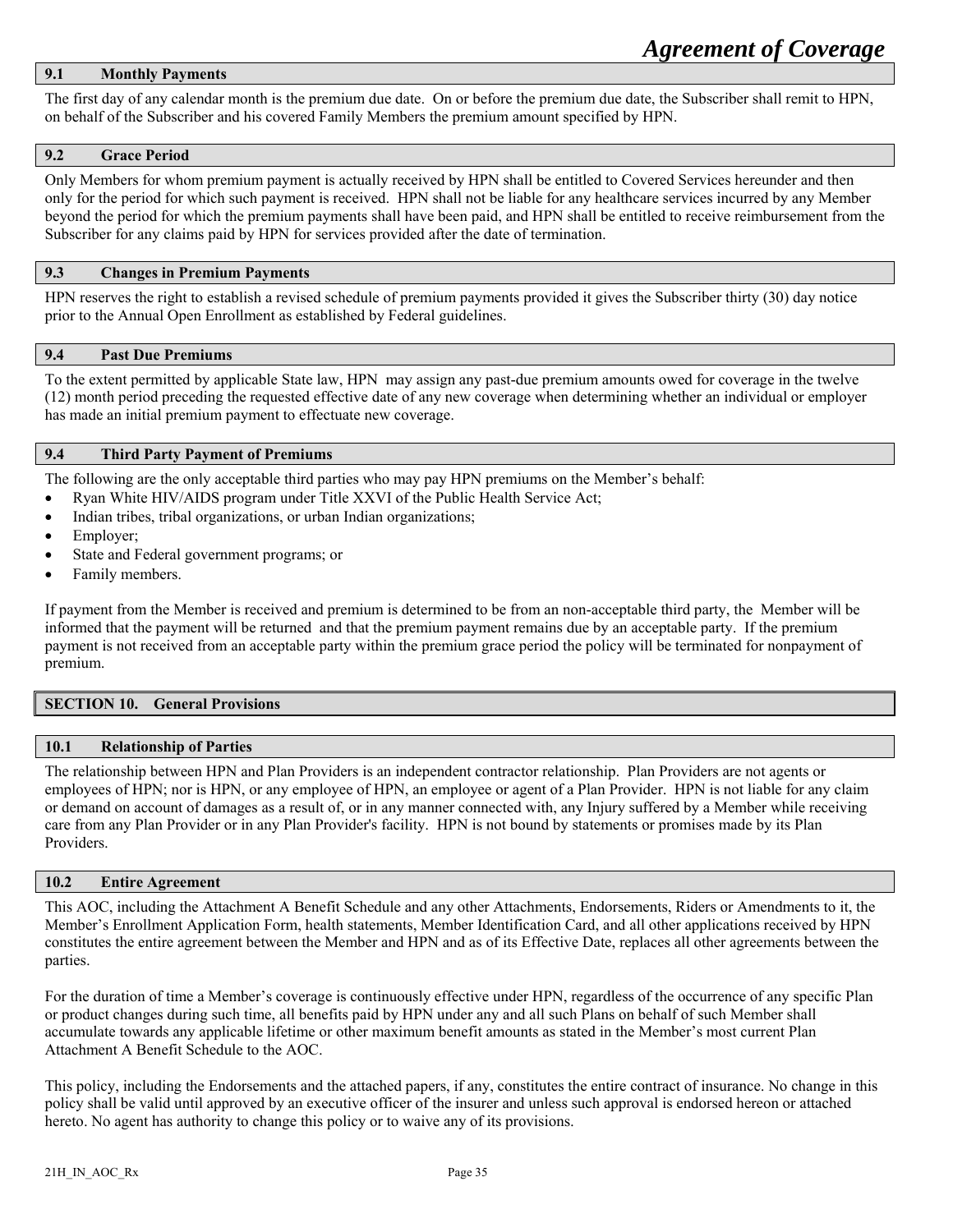### 9.1 Monthly Payments

The first day of any calendar month is the premium due date. On or before the premium due date, the Subscriber shall remit to HPN, on behalf of the Subscriber and his covered Family Members the premium amount specified by HPN.

### 9.2 Grace Period

Only Members for whom premium payment is actually received by HPN shall be entitled to Covered Services hereunder and then only for the period for which such payment is received. HPN shall not be liable for any healthcare services incurred by any Member beyond the period for which the premium payments shall have been paid, and HPN shall be entitled to receive reimbursement from the Subscriber for any claims paid by HPN for services provided after the date of termination.

### 9.3 Changes in Premium Payments

HPN reserves the right to establish a revised schedule of premium payments provided it gives the Subscriber thirty (30) day notice prior to the Annual Open Enrollment as established by Federal guidelines.

### 9.4 Past Due Premiums

To the extent permitted by applicable State law, HPN may assign any past-due premium amounts owed for coverage in the twelve (12) month period preceding the requested effective date of any new coverage when determining whether an individual or employer has made an initial premium payment to effectuate new coverage.

### 9.4 Third Party Payment of Premiums

The following are the only acceptable third parties who may pay HPN premiums on the Member's behalf:

- Ryan White HIV/AIDS program under Title XXVI of the Public Health Service Act;
- Indian tribes, tribal organizations, or urban Indian organizations;
- Employer;
- State and Federal government programs; or
- Family members.

If payment from the Member is received and premium is determined to be from an non-acceptable third party, the Member will be informed that the payment will be returned and that the premium payment remains due by an acceptable party. If the premium payment is not received from an acceptable party within the premium grace period the policy will be terminated for nonpayment of premium.

## SECTION 10. General Provisions

### 10.1 Relationship of Parties

The relationship between HPN and Plan Providers is an independent contractor relationship. Plan Providers are not agents or employees of HPN; nor is HPN, or any employee of HPN, an employee or agent of a Plan Provider. HPN is not liable for any claim or demand on account of damages as a result of, or in any manner connected with, any Injury suffered by a Member while receiving care from any Plan Provider or in any Plan Provider's facility. HPN is not bound by statements or promises made by its Plan Providers.

### 10.2 Entire Agreement

This AOC, including the Attachment A Benefit Schedule and any other Attachments, Endorsements, Riders or Amendments to it, the Member's Enrollment Application Form, health statements, Member Identification Card, and all other applications received by HPN constitutes the entire agreement between the Member and HPN and as of its Effective Date, replaces all other agreements between the parties.

For the duration of time a Member's coverage is continuously effective under HPN, regardless of the occurrence of any specific Plan or product changes during such time, all benefits paid by HPN under any and all such Plans on behalf of such Member shall accumulate towards any applicable lifetime or other maximum benefit amounts as stated in the Member's most current Plan Attachment A Benefit Schedule to the AOC.

This policy, including the Endorsements and the attached papers, if any, constitutes the entire contract of insurance. No change in this policy shall be valid until approved by an executive officer of the insurer and unless such approval is endorsed hereon or attached hereto. No agent has authority to change this policy or to waive any of its provisions.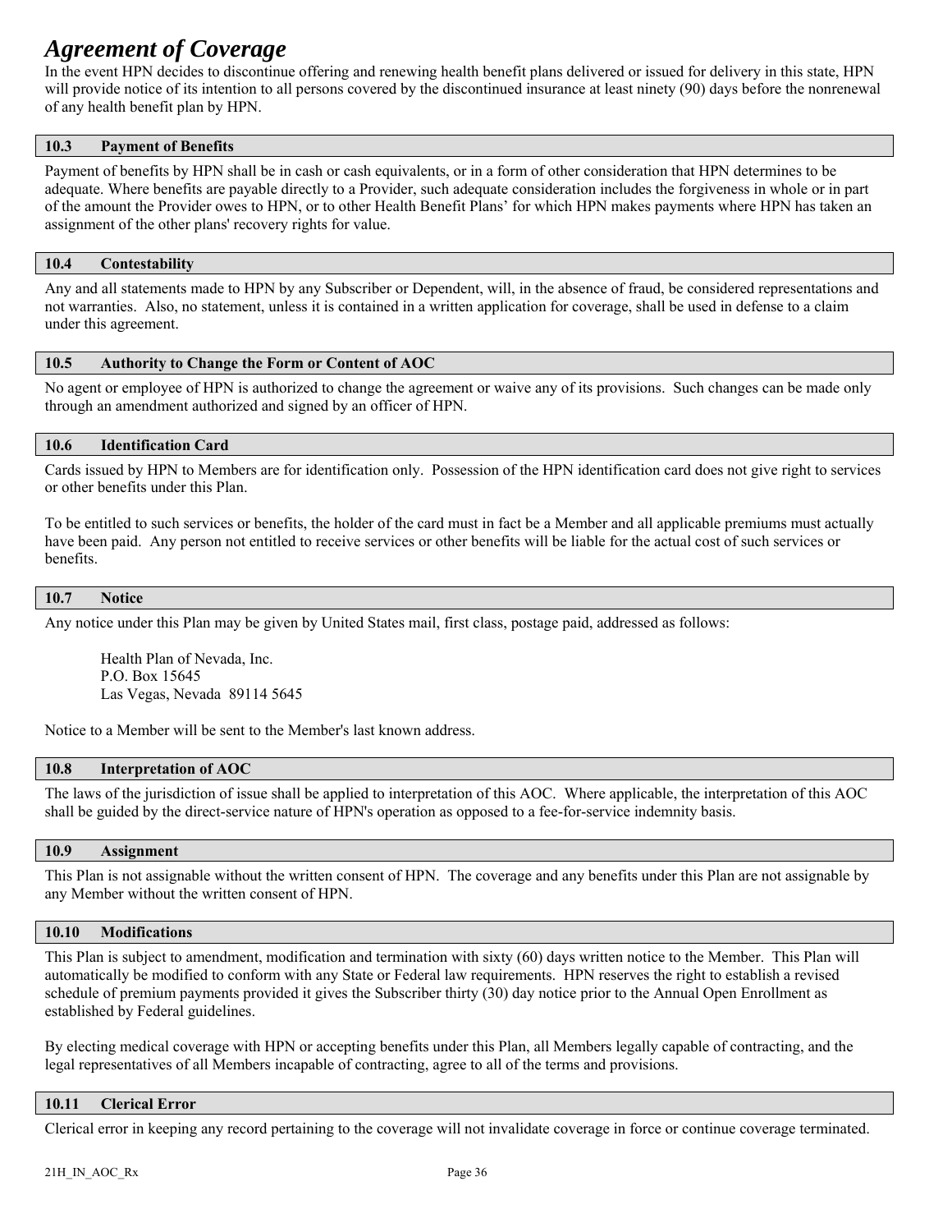In the event HPN decides to discontinue offering and renewing health benefit plans delivered or issued for delivery in this state, HPN will provide notice of its intention to all persons covered by the discontinued insurance at least ninety (90) days before the nonrenewal of any health benefit plan by HPN.

### 10.3 Payment of Benefits

Payment of benefits by HPN shall be in cash or cash equivalents, or in a form of other consideration that HPN determines to be adequate. Where benefits are payable directly to a Provider, such adequate consideration includes the forgiveness in whole or in part of the amount the Provider owes to HPN, or to other Health Benefit Plans' for which HPN makes payments where HPN has taken an assignment of the other plans' recovery rights for value.

### 10.4 Contestability

Any and all statements made to HPN by any Subscriber or Dependent, will, in the absence of fraud, be considered representations and not warranties. Also, no statement, unless it is contained in a written application for coverage, shall be used in defense to a claim under this agreement.

### 10.5 Authority to Change the Form or Content of AOC

No agent or employee of HPN is authorized to change the agreement or waive any of its provisions. Such changes can be made only through an amendment authorized and signed by an officer of HPN.

### 10.6 Identification Card

Cards issued by HPN to Members are for identification only. Possession of the HPN identification card does not give right to services or other benefits under this Plan.

To be entitled to such services or benefits, the holder of the card must in fact be a Member and all applicable premiums must actually have been paid. Any person not entitled to receive services or other benefits will be liable for the actual cost of such services or benefits.

### 10.7 Notice

Any notice under this Plan may be given by United States mail, first class, postage paid, addressed as follows:

Health Plan of Nevada, Inc.
P.O. Box 15645
Las Vegas, Nevada 89114 5645

Notice to a Member will be sent to the Member's last known address.

### 10.8 Interpretation of AOC

The laws of the jurisdiction of issue shall be applied to interpretation of this AOC. Where applicable, the interpretation of this AOC shall be guided by the direct-service nature of HPN's operation as opposed to a fee-for-service indemnity basis.

### 10.9 Assignment

This Plan is not assignable without the written consent of HPN. The coverage and any benefits under this Plan are not assignable by any Member without the written consent of HPN.

### 10.10 Modifications

This Plan is subject to amendment, modification and termination with sixty (60) days written notice to the Member. This Plan will automatically be modified to conform with any State or Federal law requirements. HPN reserves the right to establish a revised schedule of premium payments provided it gives the Subscriber thirty (30) day notice prior to the Annual Open Enrollment as established by Federal guidelines.

By electing medical coverage with HPN or accepting benefits under this Plan, all Members legally capable of contracting, and the legal representatives of all Members incapable of contracting, agree to all of the terms and provisions.

### 10.11 Clerical Error

Clerical error in keeping any record pertaining to the coverage will not invalidate coverage in force or continue coverage terminated.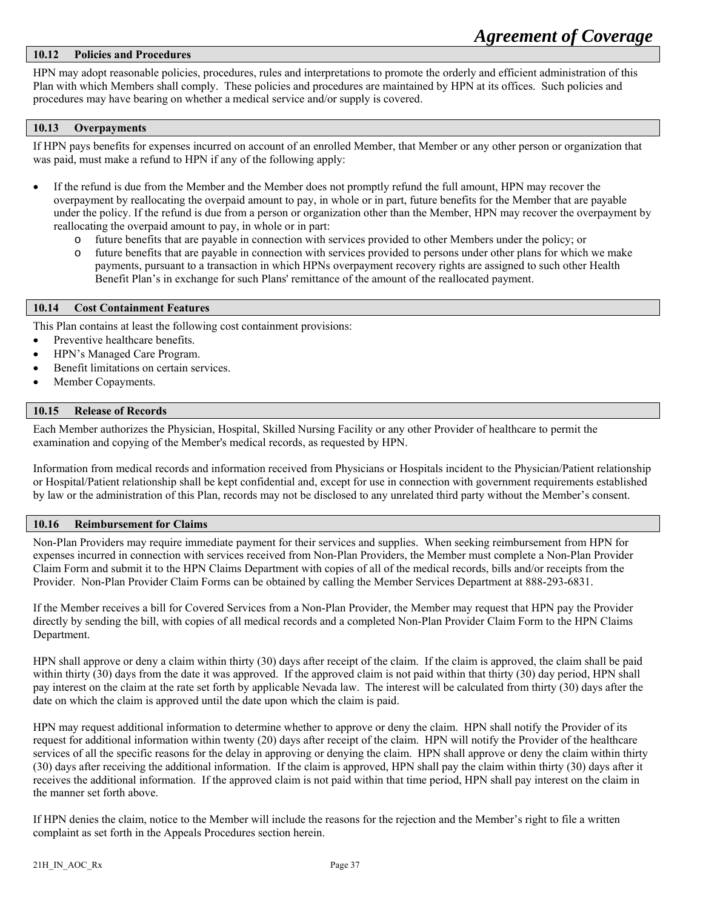## 10.12 Policies and Procedures

HPN may adopt reasonable policies, procedures, rules and interpretations to promote the orderly and efficient administration of this Plan with which Members shall comply. These policies and procedures are maintained by HPN at its offices. Such policies and procedures may have bearing on whether a medical service and/or supply is covered.

## 10.13 Overpayments

If HPN pays benefits for expenses incurred on account of an enrolled Member, that Member or any other person or organization that was paid, must make a refund to HPN if any of the following apply:

- If the refund is due from the Member and the Member does not promptly refund the full amount, HPN may recover the overpayment by reallocating the overpaid amount to pay, in whole or in part, future benefits for the Member that are payable under the policy. If the refund is due from a person or organization other than the Member, HPN may recover the overpayment by reallocating the overpaid amount to pay, in whole or in part:
  - future benefits that are payable in connection with services provided to other Members under the policy; or
  - future benefits that are payable in connection with services provided to persons under other plans for which we make payments, pursuant to a transaction in which HPNs overpayment recovery rights are assigned to such other Health Benefit Plan's in exchange for such Plans' remittance of the amount of the reallocated payment.

## 10.14 Cost Containment Features

This Plan contains at least the following cost containment provisions:

- Preventive healthcare benefits.
- HPN's Managed Care Program.
- Benefit limitations on certain services.
- Member Copayments.

## 10.15 Release of Records

Each Member authorizes the Physician, Hospital, Skilled Nursing Facility or any other Provider of healthcare to permit the examination and copying of the Member's medical records, as requested by HPN.

Information from medical records and information received from Physicians or Hospitals incident to the Physician/Patient relationship or Hospital/Patient relationship shall be kept confidential and, except for use in connection with government requirements established by law or the administration of this Plan, records may not be disclosed to any unrelated third party without the Member's consent.

## 10.16 Reimbursement for Claims

Non-Plan Providers may require immediate payment for their services and supplies. When seeking reimbursement from HPN for expenses incurred in connection with services received from Non-Plan Providers, the Member must complete a Non-Plan Provider Claim Form and submit it to the HPN Claims Department with copies of all of the medical records, bills and/or receipts from the Provider. Non-Plan Provider Claim Forms can be obtained by calling the Member Services Department at 888-293-6831.

If the Member receives a bill for Covered Services from a Non-Plan Provider, the Member may request that HPN pay the Provider directly by sending the bill, with copies of all medical records and a completed Non-Plan Provider Claim Form to the HPN Claims Department.

HPN shall approve or deny a claim within thirty (30) days after receipt of the claim. If the claim is approved, the claim shall be paid within thirty (30) days from the date it was approved. If the approved claim is not paid within that thirty (30) day period, HPN shall pay interest on the claim at the rate set forth by applicable Nevada law. The interest will be calculated from thirty (30) days after the date on which the claim is approved until the date upon which the claim is paid.

HPN may request additional information to determine whether to approve or deny the claim. HPN shall notify the Provider of its request for additional information within twenty (20) days after receipt of the claim. HPN will notify the Provider of the healthcare services of all the specific reasons for the delay in approving or denying the claim. HPN shall approve or deny the claim within thirty (30) days after receiving the additional information. If the claim is approved, HPN shall pay the claim within thirty (30) days after it receives the additional information. If the approved claim is not paid within that time period, HPN shall pay interest on the claim in the manner set forth above.

If HPN denies the claim, notice to the Member will include the reasons for the rejection and the Member's right to file a written complaint as set forth in the Appeals Procedures section herein.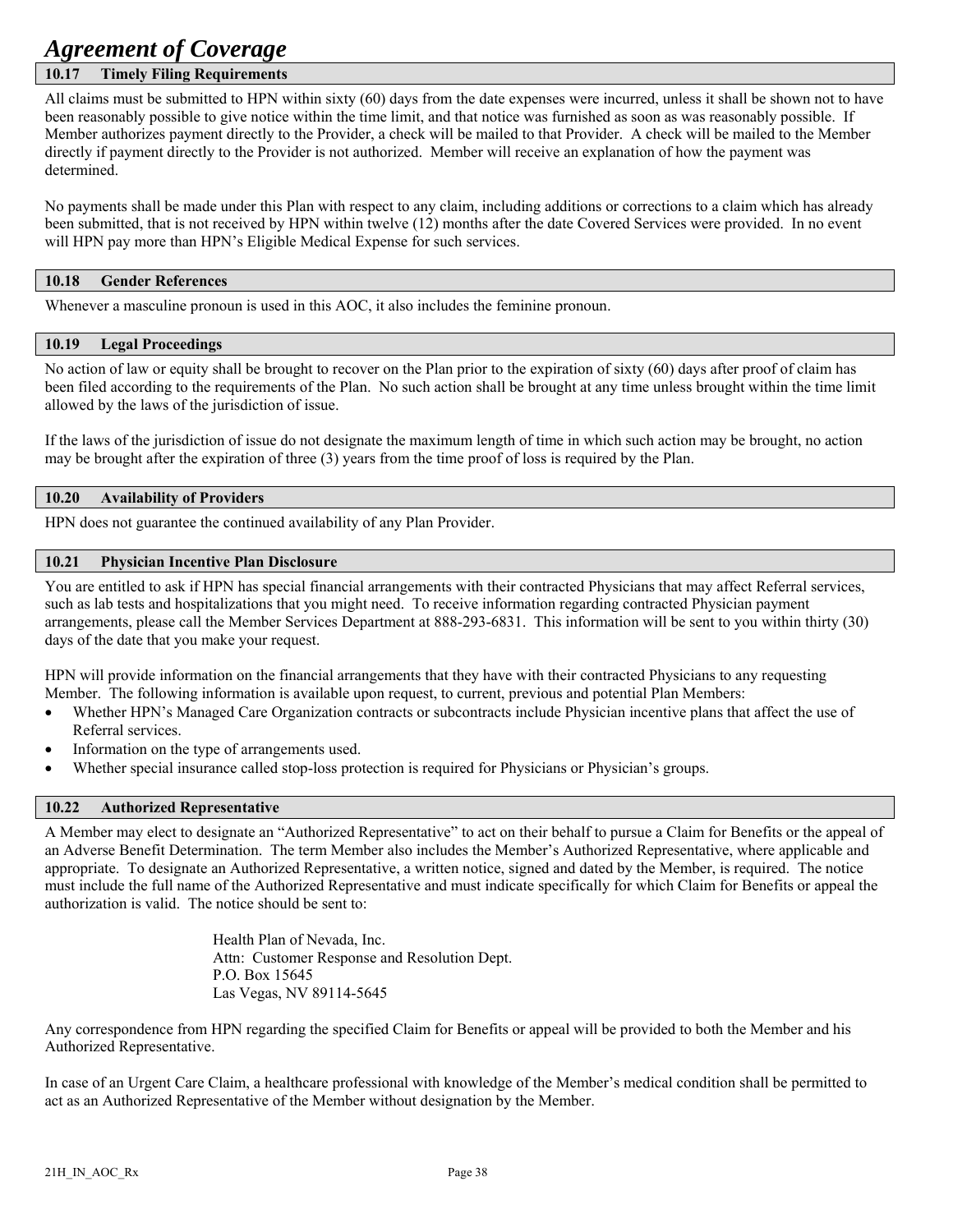# Agreement of Coverage

### 10.17 Timely Filing Requirements

All claims must be submitted to HPN within sixty (60) days from the date expenses were incurred, unless it shall be shown not to have been reasonably possible to give notice within the time limit, and that notice was furnished as soon as was reasonably possible. If Member authorizes payment directly to the Provider, a check will be mailed to that Provider. A check will be mailed to the Member directly if payment directly to the Provider is not authorized. Member will receive an explanation of how the payment was determined.

No payments shall be made under this Plan with respect to any claim, including additions or corrections to a claim which has already been submitted, that is not received by HPN within twelve (12) months after the date Covered Services were provided. In no event will HPN pay more than HPN's Eligible Medical Expense for such services.

### 10.18 Gender References

Whenever a masculine pronoun is used in this AOC, it also includes the feminine pronoun.

### 10.19 Legal Proceedings

No action of law or equity shall be brought to recover on the Plan prior to the expiration of sixty (60) days after proof of claim has been filed according to the requirements of the Plan. No such action shall be brought at any time unless brought within the time limit allowed by the laws of the jurisdiction of issue.

If the laws of the jurisdiction of issue do not designate the maximum length of time in which such action may be brought, no action may be brought after the expiration of three (3) years from the time proof of loss is required by the Plan.

### 10.20 Availability of Providers

HPN does not guarantee the continued availability of any Plan Provider.

### 10.21 Physician Incentive Plan Disclosure

You are entitled to ask if HPN has special financial arrangements with their contracted Physicians that may affect Referral services, such as lab tests and hospitalizations that you might need. To receive information regarding contracted Physician payment arrangements, please call the Member Services Department at 888-293-6831. This information will be sent to you within thirty (30) days of the date that you make your request.

HPN will provide information on the financial arrangements that they have with their contracted Physicians to any requesting Member. The following information is available upon request, to current, previous and potential Plan Members:

- Whether HPN's Managed Care Organization contracts or subcontracts include Physician incentive plans that affect the use of Referral services.
- Information on the type of arrangements used.
- Whether special insurance called stop-loss protection is required for Physicians or Physician's groups.

### 10.22 Authorized Representative

A Member may elect to designate an "Authorized Representative" to act on their behalf to pursue a Claim for Benefits or the appeal of an Adverse Benefit Determination. The term Member also includes the Member's Authorized Representative, where applicable and appropriate. To designate an Authorized Representative, a written notice, signed and dated by the Member, is required. The notice must include the full name of the Authorized Representative and must indicate specifically for which Claim for Benefits or appeal the authorization is valid. The notice should be sent to:

Health Plan of Nevada, Inc.
Attn: Customer Response and Resolution Dept.
P.O. Box 15645
Las Vegas, NV 89114-5645

Any correspondence from HPN regarding the specified Claim for Benefits or appeal will be provided to both the Member and his Authorized Representative.

In case of an Urgent Care Claim, a healthcare professional with knowledge of the Member's medical condition shall be permitted to act as an Authorized Representative of the Member without designation by the Member.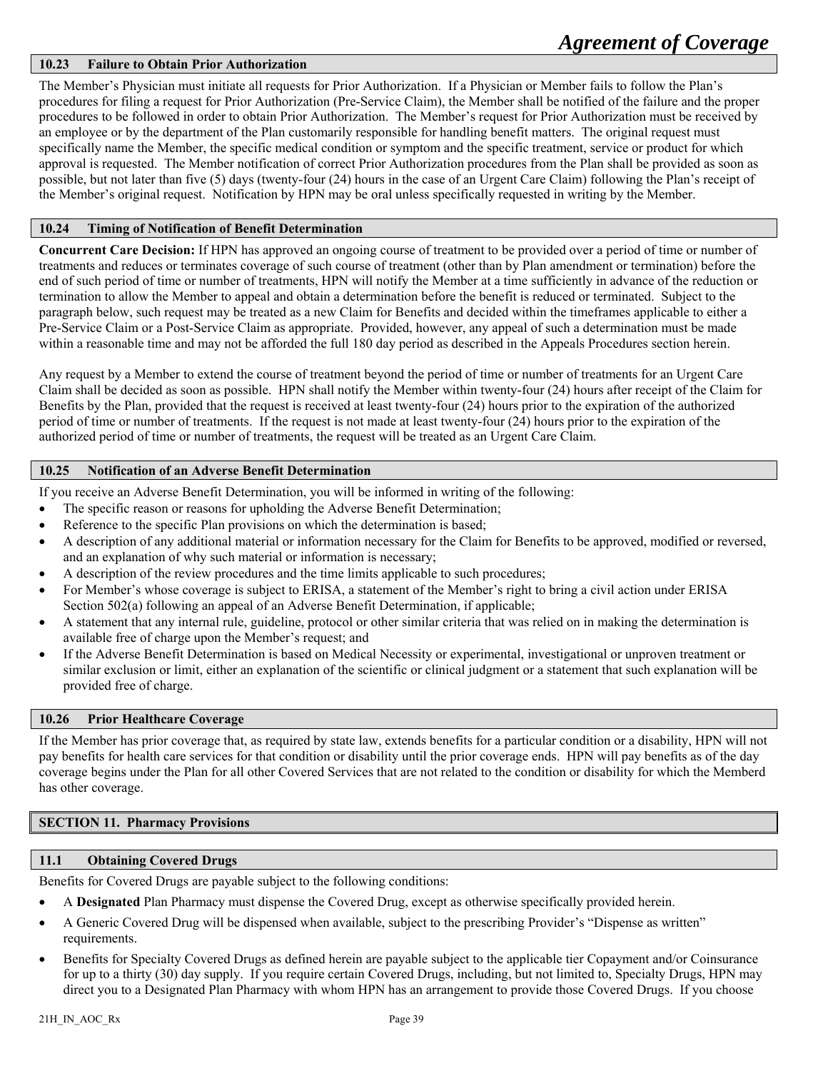### 10.23 Failure to Obtain Prior Authorization

The Member's Physician must initiate all requests for Prior Authorization. If a Physician or Member fails to follow the Plan's procedures for filing a request for Prior Authorization (Pre-Service Claim), the Member shall be notified of the failure and the proper procedures to be followed in order to obtain Prior Authorization. The Member's request for Prior Authorization must be received by an employee or by the department of the Plan customarily responsible for handling benefit matters. The original request must specifically name the Member, the specific medical condition or symptom and the specific treatment, service or product for which approval is requested. The Member notification of correct Prior Authorization procedures from the Plan shall be provided as soon as possible, but not later than five (5) days (twenty-four (24) hours in the case of an Urgent Care Claim) following the Plan's receipt of the Member's original request. Notification by HPN may be oral unless specifically requested in writing by the Member.

### 10.24 Timing of Notification of Benefit Determination

**Concurrent Care Decision:** If HPN has approved an ongoing course of treatment to be provided over a period of time or number of treatments and reduces or terminates coverage of such course of treatment (other than by Plan amendment or termination) before the end of such period of time or number of treatments, HPN will notify the Member at a time sufficiently in advance of the reduction or termination to allow the Member to appeal and obtain a determination before the benefit is reduced or terminated. Subject to the paragraph below, such request may be treated as a new Claim for Benefits and decided within the timeframes applicable to either a Pre-Service Claim or a Post-Service Claim as appropriate. Provided, however, any appeal of such a determination must be made within a reasonable time and may not be afforded the full 180 day period as described in the Appeals Procedures section herein.

Any request by a Member to extend the course of treatment beyond the period of time or number of treatments for an Urgent Care Claim shall be decided as soon as possible. HPN shall notify the Member within twenty-four (24) hours after receipt of the Claim for Benefits by the Plan, provided that the request is received at least twenty-four (24) hours prior to the expiration of the authorized period of time or number of treatments. If the request is not made at least twenty-four (24) hours prior to the expiration of the authorized period of time or number of treatments, the request will be treated as an Urgent Care Claim.

### 10.25 Notification of an Adverse Benefit Determination

If you receive an Adverse Benefit Determination, you will be informed in writing of the following:

- The specific reason or reasons for upholding the Adverse Benefit Determination;
- Reference to the specific Plan provisions on which the determination is based;
- A description of any additional material or information necessary for the Claim for Benefits to be approved, modified or reversed, and an explanation of why such material or information is necessary;
- A description of the review procedures and the time limits applicable to such procedures;
- For Member's whose coverage is subject to ERISA, a statement of the Member's right to bring a civil action under ERISA Section 502(a) following an appeal of an Adverse Benefit Determination, if applicable;
- A statement that any internal rule, guideline, protocol or other similar criteria that was relied on in making the determination is available free of charge upon the Member's request; and
- If the Adverse Benefit Determination is based on Medical Necessity or experimental, investigational or unproven treatment or similar exclusion or limit, either an explanation of the scientific or clinical judgment or a statement that such explanation will be provided free of charge.

### 10.26 Prior Healthcare Coverage

If the Member has prior coverage that, as required by state law, extends benefits for a particular condition or a disability, HPN will not pay benefits for health care services for that condition or disability until the prior coverage ends. HPN will pay benefits as of the day coverage begins under the Plan for all other Covered Services that are not related to the condition or disability for which the Memberd has other coverage.

## SECTION 11. Pharmacy Provisions

### 11.1 Obtaining Covered Drugs

Benefits for Covered Drugs are payable subject to the following conditions:

- A **Designated** Plan Pharmacy must dispense the Covered Drug, except as otherwise specifically provided herein.
- A Generic Covered Drug will be dispensed when available, subject to the prescribing Provider's "Dispense as written" requirements.
- Benefits for Specialty Covered Drugs as defined herein are payable subject to the applicable tier Copayment and/or Coinsurance for up to a thirty (30) day supply. If you require certain Covered Drugs, including, but not limited to, Specialty Drugs, HPN may direct you to a Designated Plan Pharmacy with whom HPN has an arrangement to provide those Covered Drugs. If you choose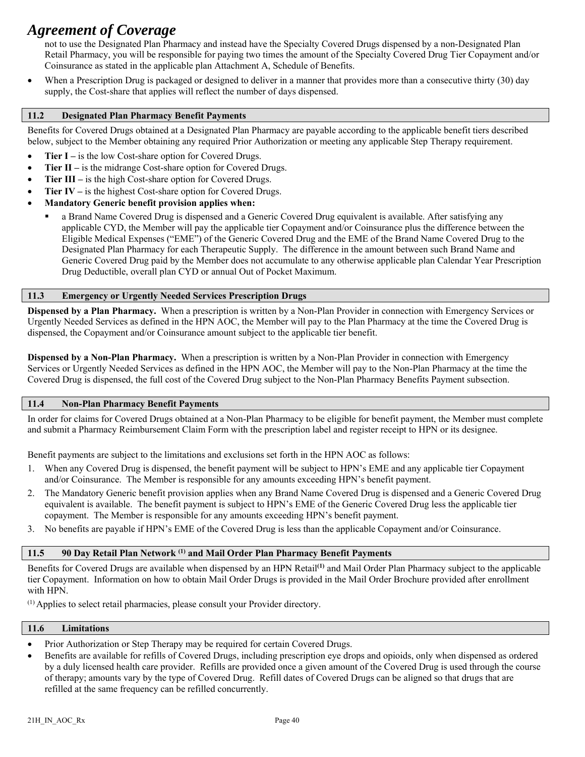not to use the Designated Plan Pharmacy and instead have the Specialty Covered Drugs dispensed by a non-Designated Plan Retail Pharmacy, you will be responsible for paying two times the amount of the Specialty Covered Drug Tier Copayment and/or Coinsurance as stated in the applicable plan Attachment A, Schedule of Benefits.

- When a Prescription Drug is packaged or designed to deliver in a manner that provides more than a consecutive thirty (30) day supply, the Cost-share that applies will reflect the number of days dispensed.

## 11.2 Designated Plan Pharmacy Benefit Payments

Benefits for Covered Drugs obtained at a Designated Plan Pharmacy are payable according to the applicable benefit tiers described below, subject to the Member obtaining any required Prior Authorization or meeting any applicable Step Therapy requirement.

- **Tier I –** is the low Cost-share option for Covered Drugs.
- **Tier II –** is the midrange Cost-share option for Covered Drugs.
- **Tier III –** is the high Cost-share option for Covered Drugs.
- **Tier IV –** is the highest Cost-share option for Covered Drugs.
- **Mandatory Generic benefit provision applies when:**
  - a Brand Name Covered Drug is dispensed and a Generic Covered Drug equivalent is available. After satisfying any applicable CYD, the Member will pay the applicable tier Copayment and/or Coinsurance plus the difference between the Eligible Medical Expenses ("EME") of the Generic Covered Drug and the EME of the Brand Name Covered Drug to the Designated Plan Pharmacy for each Therapeutic Supply. The difference in the amount between such Brand Name and Generic Covered Drug paid by the Member does not accumulate to any otherwise applicable plan Calendar Year Prescription Drug Deductible, overall plan CYD or annual Out of Pocket Maximum.

## 11.3 Emergency or Urgently Needed Services Prescription Drugs

**Dispensed by a Plan Pharmacy.** When a prescription is written by a Non-Plan Provider in connection with Emergency Services or Urgently Needed Services as defined in the HPN AOC, the Member will pay to the Plan Pharmacy at the time the Covered Drug is dispensed, the Copayment and/or Coinsurance amount subject to the applicable tier benefit.

**Dispensed by a Non-Plan Pharmacy.** When a prescription is written by a Non-Plan Provider in connection with Emergency Services or Urgently Needed Services as defined in the HPN AOC, the Member will pay to the Non-Plan Pharmacy at the time the Covered Drug is dispensed, the full cost of the Covered Drug subject to the Non-Plan Pharmacy Benefits Payment subsection.

## 11.4 Non-Plan Pharmacy Benefit Payments

In order for claims for Covered Drugs obtained at a Non-Plan Pharmacy to be eligible for benefit payment, the Member must complete and submit a Pharmacy Reimbursement Claim Form with the prescription label and register receipt to HPN or its designee.

Benefit payments are subject to the limitations and exclusions set forth in the HPN AOC as follows:

1. When any Covered Drug is dispensed, the benefit payment will be subject to HPN's EME and any applicable tier Copayment and/or Coinsurance. The Member is responsible for any amounts exceeding HPN's benefit payment.
2. The Mandatory Generic benefit provision applies when any Brand Name Covered Drug is dispensed and a Generic Covered Drug equivalent is available. The benefit payment is subject to HPN's EME of the Generic Covered Drug less the applicable tier copayment. The Member is responsible for any amounts exceeding HPN's benefit payment.
3. No benefits are payable if HPN's EME of the Covered Drug is less than the applicable Copayment and/or Coinsurance.

## 11.5 90 Day Retail Plan Network [1] and Mail Order Plan Pharmacy Benefit Payments

Benefits for Covered Drugs are available when dispensed by an HPN Retail[1] and Mail Order Plan Pharmacy subject to the applicable tier Copayment. Information on how to obtain Mail Order Drugs is provided in the Mail Order Brochure provided after enrollment with HPN.

[1] Applies to select retail pharmacies, please consult your Provider directory.

## 11.6 Limitations

- Prior Authorization or Step Therapy may be required for certain Covered Drugs.
- Benefits are available for refills of Covered Drugs, including prescription eye drops and opioids, only when dispensed as ordered by a duly licensed health care provider. Refills are provided once a given amount of the Covered Drug is used through the course of therapy; amounts vary by the type of Covered Drug. Refill dates of Covered Drugs can be aligned so that drugs that are refilled at the same frequency can be refilled concurrently.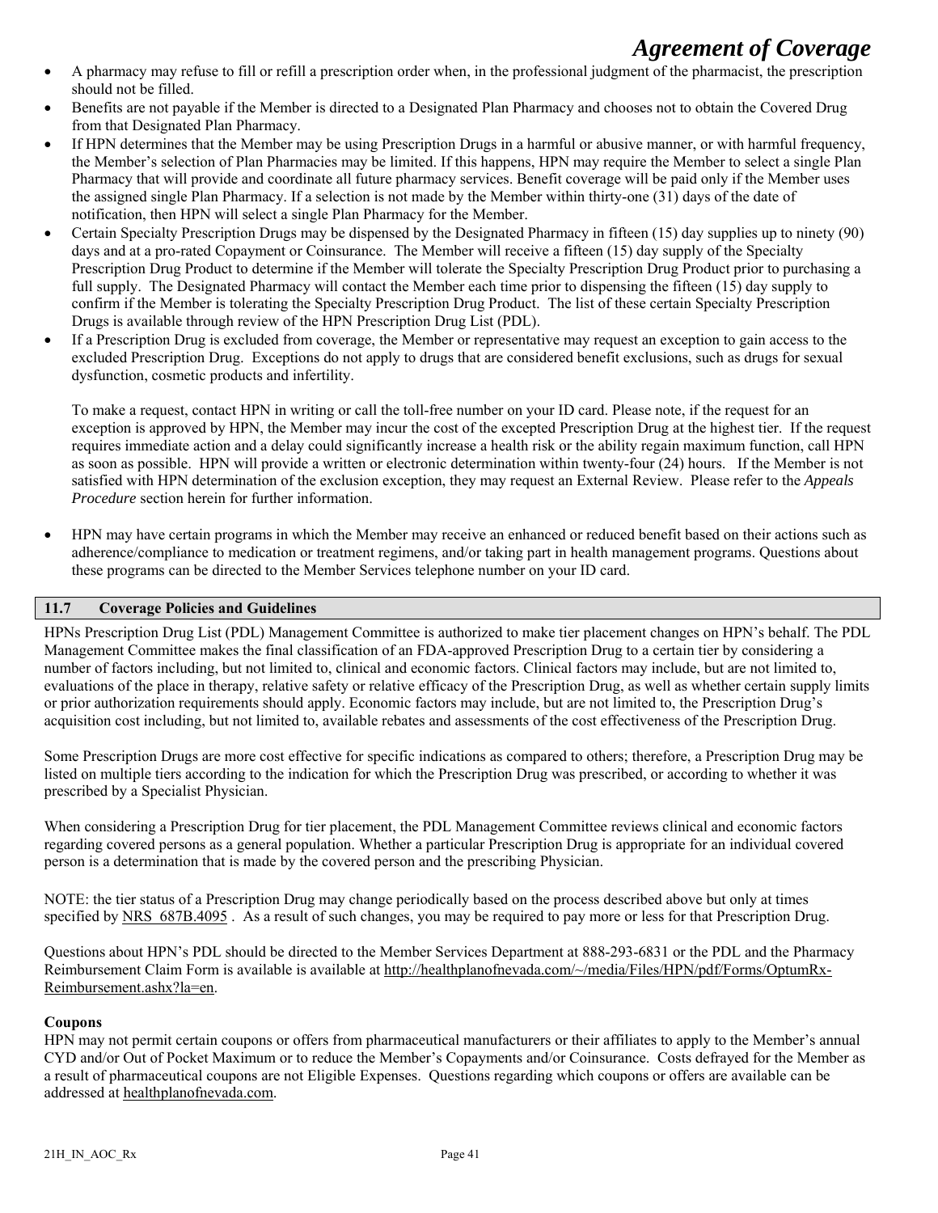- A pharmacy may refuse to fill or refill a prescription order when, in the professional judgment of the pharmacist, the prescription should not be filled.
- Benefits are not payable if the Member is directed to a Designated Plan Pharmacy and chooses not to obtain the Covered Drug from that Designated Plan Pharmacy.
- If HPN determines that the Member may be using Prescription Drugs in a harmful or abusive manner, or with harmful frequency, the Member's selection of Plan Pharmacies may be limited. If this happens, HPN may require the Member to select a single Plan Pharmacy that will provide and coordinate all future pharmacy services. Benefit coverage will be paid only if the Member uses the assigned single Plan Pharmacy. If a selection is not made by the Member within thirty-one (31) days of the date of notification, then HPN will select a single Plan Pharmacy for the Member.
- Certain Specialty Prescription Drugs may be dispensed by the Designated Pharmacy in fifteen (15) day supplies up to ninety (90) days and at a pro-rated Copayment or Coinsurance. The Member will receive a fifteen (15) day supply of the Specialty Prescription Drug Product to determine if the Member will tolerate the Specialty Prescription Drug Product prior to purchasing a full supply. The Designated Pharmacy will contact the Member each time prior to dispensing the fifteen (15) day supply to confirm if the Member is tolerating the Specialty Prescription Drug Product. The list of these certain Specialty Prescription Drugs is available through review of the HPN Prescription Drug List (PDL).
- If a Prescription Drug is excluded from coverage, the Member or representative may request an exception to gain access to the excluded Prescription Drug. Exceptions do not apply to drugs that are considered benefit exclusions, such as drugs for sexual dysfunction, cosmetic products and infertility.

  To make a request, contact HPN in writing or call the toll-free number on your ID card. Please note, if the request for an exception is approved by HPN, the Member may incur the cost of the excepted Prescription Drug at the highest tier. If the request requires immediate action and a delay could significantly increase a health risk or the ability regain maximum function, call HPN as soon as possible. HPN will provide a written or electronic determination within twenty-four (24) hours. If the Member is not satisfied with HPN determination of the exclusion exception, they may request an External Review. Please refer to the *Appeals Procedure* section herein for further information.

- HPN may have certain programs in which the Member may receive an enhanced or reduced benefit based on their actions such as adherence/compliance to medication or treatment regimens, and/or taking part in health management programs. Questions about these programs can be directed to the Member Services telephone number on your ID card.

## 11.7 Coverage Policies and Guidelines

HPNs Prescription Drug List (PDL) Management Committee is authorized to make tier placement changes on HPN's behalf. The PDL Management Committee makes the final classification of an FDA-approved Prescription Drug to a certain tier by considering a number of factors including, but not limited to, clinical and economic factors. Clinical factors may include, but are not limited to, evaluations of the place in therapy, relative safety or relative efficacy of the Prescription Drug, as well as whether certain supply limits or prior authorization requirements should apply. Economic factors may include, but are not limited to, the Prescription Drug's acquisition cost including, but not limited to, available rebates and assessments of the cost effectiveness of the Prescription Drug.

Some Prescription Drugs are more cost effective for specific indications as compared to others; therefore, a Prescription Drug may be listed on multiple tiers according to the indication for which the Prescription Drug was prescribed, or according to whether it was prescribed by a Specialist Physician.

When considering a Prescription Drug for tier placement, the PDL Management Committee reviews clinical and economic factors regarding covered persons as a general population. Whether a particular Prescription Drug is appropriate for an individual covered person is a determination that is made by the covered person and the prescribing Physician.

NOTE: the tier status of a Prescription Drug may change periodically based on the process described above but only at times specified by NRS 687B.4095 . As a result of such changes, you may be required to pay more or less for that Prescription Drug.

Questions about HPN's PDL should be directed to the Member Services Department at 888-293-6831 or the PDL and the Pharmacy Reimbursement Claim Form is available is available at http://healthplanofnevada.com/~/media/Files/HPN/pdf/Forms/OptumRx-Reimbursement.ashx?la=en.

**Coupons**

HPN may not permit certain coupons or offers from pharmaceutical manufacturers or their affiliates to apply to the Member's annual CYD and/or Out of Pocket Maximum or to reduce the Member's Copayments and/or Coinsurance. Costs defrayed for the Member as a result of pharmaceutical coupons are not Eligible Expenses. Questions regarding which coupons or offers are available can be addressed at healthplanofnevada.com.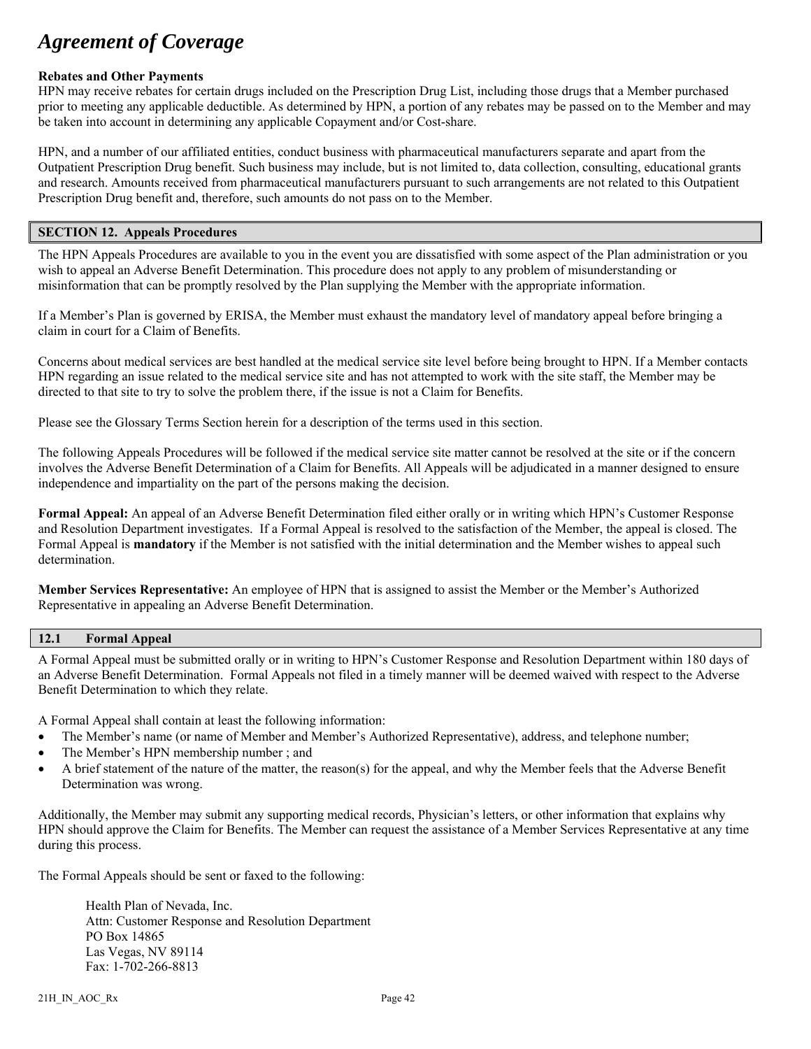# *Agreement of Coverage*

**Rebates and Other Payments**
HPN may receive rebates for certain drugs included on the Prescription Drug List, including those drugs that a Member purchased prior to meeting any applicable deductible. As determined by HPN, a portion of any rebates may be passed on to the Member and may be taken into account in determining any applicable Copayment and/or Cost-share.

HPN, and a number of our affiliated entities, conduct business with pharmaceutical manufacturers separate and apart from the Outpatient Prescription Drug benefit. Such business may include, but is not limited to, data collection, consulting, educational grants and research. Amounts received from pharmaceutical manufacturers pursuant to such arrangements are not related to this Outpatient Prescription Drug benefit and, therefore, such amounts do not pass on to the Member.

## SECTION 12. Appeals Procedures

The HPN Appeals Procedures are available to you in the event you are dissatisfied with some aspect of the Plan administration or you wish to appeal an Adverse Benefit Determination. This procedure does not apply to any problem of misunderstanding or misinformation that can be promptly resolved by the Plan supplying the Member with the appropriate information.

If a Member's Plan is governed by ERISA, the Member must exhaust the mandatory level of mandatory appeal before bringing a claim in court for a Claim of Benefits.

Concerns about medical services are best handled at the medical service site level before being brought to HPN. If a Member contacts HPN regarding an issue related to the medical service site and has not attempted to work with the site staff, the Member may be directed to that site to try to solve the problem there, if the issue is not a Claim for Benefits.

Please see the Glossary Terms Section herein for a description of the terms used in this section.

The following Appeals Procedures will be followed if the medical service site matter cannot be resolved at the site or if the concern involves the Adverse Benefit Determination of a Claim for Benefits. All Appeals will be adjudicated in a manner designed to ensure independence and impartiality on the part of the persons making the decision.

**Formal Appeal:** An appeal of an Adverse Benefit Determination filed either orally or in writing which HPN's Customer Response and Resolution Department investigates. If a Formal Appeal is resolved to the satisfaction of the Member, the appeal is closed. The Formal Appeal is **mandatory** if the Member is not satisfied with the initial determination and the Member wishes to appeal such determination.

**Member Services Representative:** An employee of HPN that is assigned to assist the Member or the Member's Authorized Representative in appealing an Adverse Benefit Determination.

### 12.1 Formal Appeal

A Formal Appeal must be submitted orally or in writing to HPN's Customer Response and Resolution Department within 180 days of an Adverse Benefit Determination. Formal Appeals not filed in a timely manner will be deemed waived with respect to the Adverse Benefit Determination to which they relate.

A Formal Appeal shall contain at least the following information:

- The Member's name (or name of Member and Member's Authorized Representative), address, and telephone number;
- The Member's HPN membership number ; and
- A brief statement of the nature of the matter, the reason(s) for the appeal, and why the Member feels that the Adverse Benefit Determination was wrong.

Additionally, the Member may submit any supporting medical records, Physician's letters, or other information that explains why HPN should approve the Claim for Benefits. The Member can request the assistance of a Member Services Representative at any time during this process.

The Formal Appeals should be sent or faxed to the following:

Health Plan of Nevada, Inc.
Attn: Customer Response and Resolution Department
PO Box 14865
Las Vegas, NV 89114
Fax: 1-702-266-8813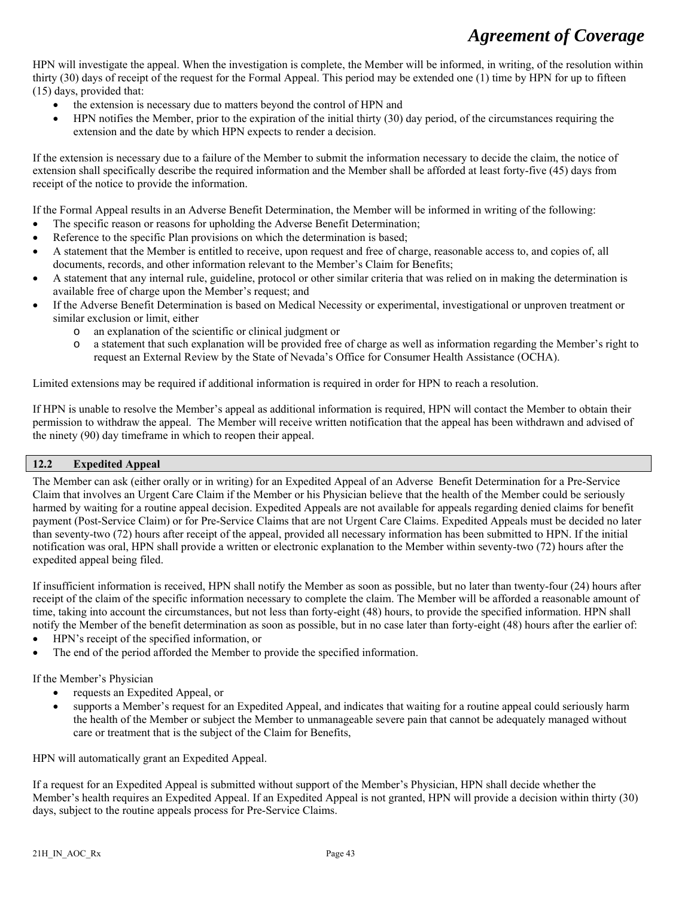HPN will investigate the appeal. When the investigation is complete, the Member will be informed, in writing, of the resolution within thirty (30) days of receipt of the request for the Formal Appeal. This period may be extended one (1) time by HPN for up to fifteen (15) days, provided that:

- the extension is necessary due to matters beyond the control of HPN and
- HPN notifies the Member, prior to the expiration of the initial thirty (30) day period, of the circumstances requiring the extension and the date by which HPN expects to render a decision.

If the extension is necessary due to a failure of the Member to submit the information necessary to decide the claim, the notice of extension shall specifically describe the required information and the Member shall be afforded at least forty-five (45) days from receipt of the notice to provide the information.

If the Formal Appeal results in an Adverse Benefit Determination, the Member will be informed in writing of the following:

- The specific reason or reasons for upholding the Adverse Benefit Determination;
- Reference to the specific Plan provisions on which the determination is based;
- A statement that the Member is entitled to receive, upon request and free of charge, reasonable access to, and copies of, all documents, records, and other information relevant to the Member's Claim for Benefits;
- A statement that any internal rule, guideline, protocol or other similar criteria that was relied on in making the determination is available free of charge upon the Member's request; and
- If the Adverse Benefit Determination is based on Medical Necessity or experimental, investigational or unproven treatment or similar exclusion or limit, either
  - an explanation of the scientific or clinical judgment or
  - a statement that such explanation will be provided free of charge as well as information regarding the Member's right to request an External Review by the State of Nevada's Office for Consumer Health Assistance (OCHA).

Limited extensions may be required if additional information is required in order for HPN to reach a resolution.

If HPN is unable to resolve the Member's appeal as additional information is required, HPN will contact the Member to obtain their permission to withdraw the appeal. The Member will receive written notification that the appeal has been withdrawn and advised of the ninety (90) day timeframe in which to reopen their appeal.

## 12.2 Expedited Appeal

The Member can ask (either orally or in writing) for an Expedited Appeal of an Adverse Benefit Determination for a Pre-Service Claim that involves an Urgent Care Claim if the Member or his Physician believe that the health of the Member could be seriously harmed by waiting for a routine appeal decision. Expedited Appeals are not available for appeals regarding denied claims for benefit payment (Post-Service Claim) or for Pre-Service Claims that are not Urgent Care Claims. Expedited Appeals must be decided no later than seventy-two (72) hours after receipt of the appeal, provided all necessary information has been submitted to HPN. If the initial notification was oral, HPN shall provide a written or electronic explanation to the Member within seventy-two (72) hours after the expedited appeal being filed.

If insufficient information is received, HPN shall notify the Member as soon as possible, but no later than twenty-four (24) hours after receipt of the claim of the specific information necessary to complete the claim. The Member will be afforded a reasonable amount of time, taking into account the circumstances, but not less than forty-eight (48) hours, to provide the specified information. HPN shall notify the Member of the benefit determination as soon as possible, but in no case later than forty-eight (48) hours after the earlier of:

- HPN's receipt of the specified information, or
- The end of the period afforded the Member to provide the specified information.

If the Member's Physician

- requests an Expedited Appeal, or
- supports a Member's request for an Expedited Appeal, and indicates that waiting for a routine appeal could seriously harm the health of the Member or subject the Member to unmanageable severe pain that cannot be adequately managed without care or treatment that is the subject of the Claim for Benefits,

HPN will automatically grant an Expedited Appeal.

If a request for an Expedited Appeal is submitted without support of the Member's Physician, HPN shall decide whether the Member's health requires an Expedited Appeal. If an Expedited Appeal is not granted, HPN will provide a decision within thirty (30) days, subject to the routine appeals process for Pre-Service Claims.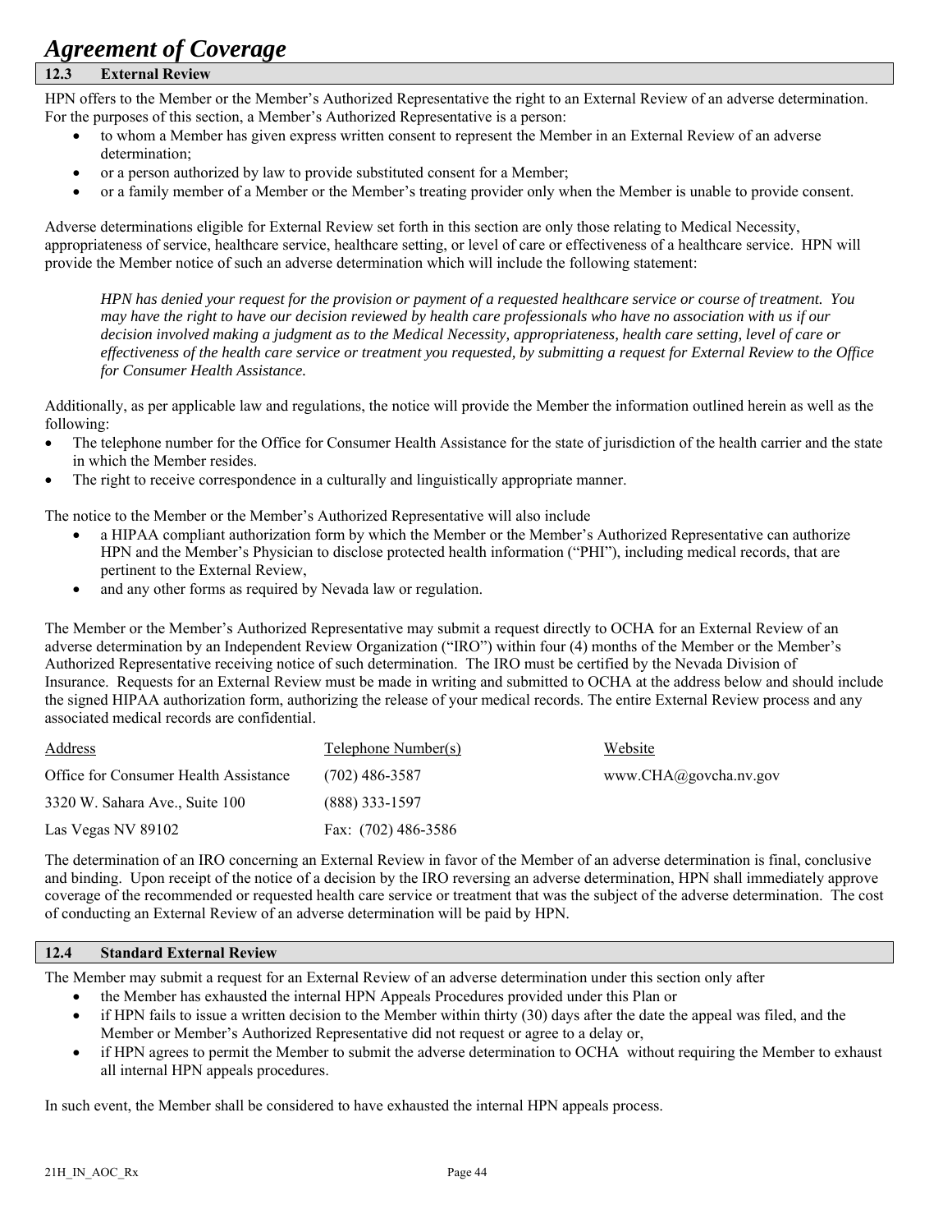# Agreement of Coverage

## 12.3 External Review

HPN offers to the Member or the Member's Authorized Representative the right to an External Review of an adverse determination. For the purposes of this section, a Member's Authorized Representative is a person:

- to whom a Member has given express written consent to represent the Member in an External Review of an adverse determination;
- or a person authorized by law to provide substituted consent for a Member;
- or a family member of a Member or the Member's treating provider only when the Member is unable to provide consent.

Adverse determinations eligible for External Review set forth in this section are only those relating to Medical Necessity, appropriateness of service, healthcare service, healthcare setting, or level of care or effectiveness of a healthcare service. HPN will provide the Member notice of such an adverse determination which will include the following statement:

> *HPN has denied your request for the provision or payment of a requested healthcare service or course of treatment. You may have the right to have our decision reviewed by health care professionals who have no association with us if our decision involved making a judgment as to the Medical Necessity, appropriateness, health care setting, level of care or effectiveness of the health care service or treatment you requested, by submitting a request for External Review to the Office for Consumer Health Assistance.*

Additionally, as per applicable law and regulations, the notice will provide the Member the information outlined herein as well as the following:

- The telephone number for the Office for Consumer Health Assistance for the state of jurisdiction of the health carrier and the state in which the Member resides.
- The right to receive correspondence in a culturally and linguistically appropriate manner.

The notice to the Member or the Member's Authorized Representative will also include

- a HIPAA compliant authorization form by which the Member or the Member's Authorized Representative can authorize HPN and the Member's Physician to disclose protected health information ("PHI"), including medical records, that are pertinent to the External Review,
- and any other forms as required by Nevada law or regulation.

The Member or the Member's Authorized Representative may submit a request directly to OCHA for an External Review of an adverse determination by an Independent Review Organization ("IRO") within four (4) months of the Member or the Member's Authorized Representative receiving notice of such determination. The IRO must be certified by the Nevada Division of Insurance. Requests for an External Review must be made in writing and submitted to OCHA at the address below and should include the signed HIPAA authorization form, authorizing the release of your medical records. The entire External Review process and any associated medical records are confidential.

| Address | Telephone Number(s) | Website |
|---|---|---|
| Office for Consumer Health Assistance | (702) 486-3587 | www.CHA@govcha.nv.gov |
| 3320 W. Sahara Ave., Suite 100 | (888) 333-1597 | |
| Las Vegas NV 89102 | Fax: (702) 486-3586 | |

The determination of an IRO concerning an External Review in favor of the Member of an adverse determination is final, conclusive and binding. Upon receipt of the notice of a decision by the IRO reversing an adverse determination, HPN shall immediately approve coverage of the recommended or requested health care service or treatment that was the subject of the adverse determination. The cost of conducting an External Review of an adverse determination will be paid by HPN.

## 12.4 Standard External Review

The Member may submit a request for an External Review of an adverse determination under this section only after

- the Member has exhausted the internal HPN Appeals Procedures provided under this Plan or
- if HPN fails to issue a written decision to the Member within thirty (30) days after the date the appeal was filed, and the Member or Member's Authorized Representative did not request or agree to a delay or,
- if HPN agrees to permit the Member to submit the adverse determination to OCHA without requiring the Member to exhaust all internal HPN appeals procedures.

In such event, the Member shall be considered to have exhausted the internal HPN appeals process.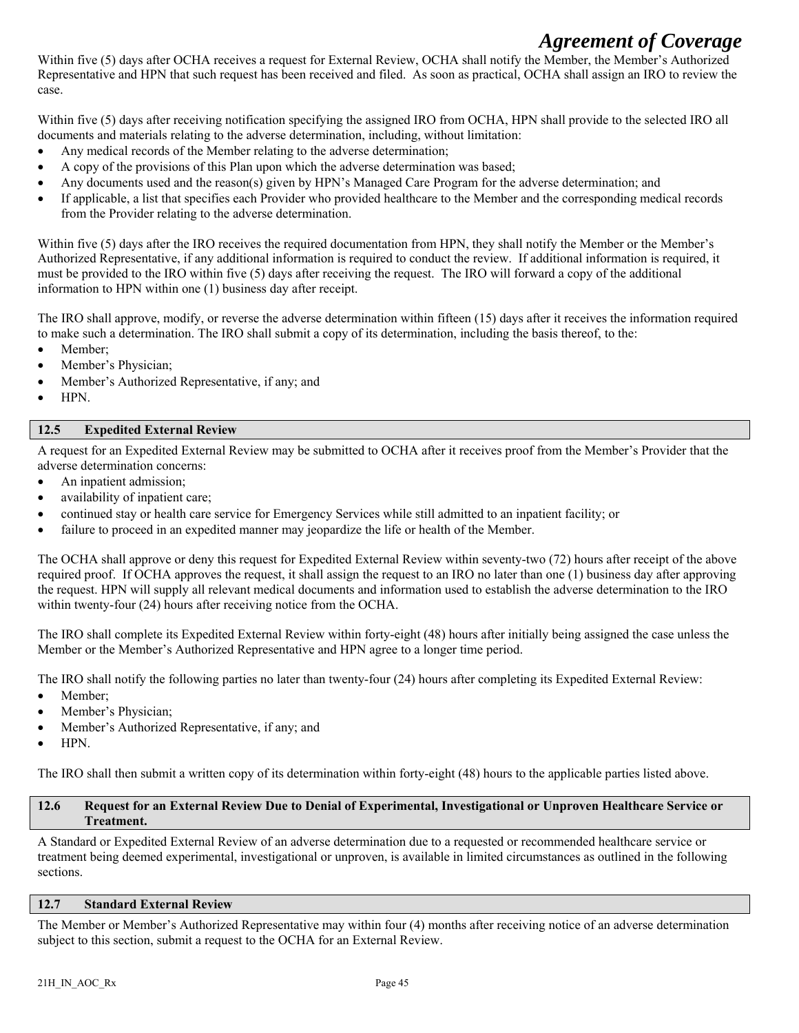Within five (5) days after OCHA receives a request for External Review, OCHA shall notify the Member, the Member's Authorized Representative and HPN that such request has been received and filed. As soon as practical, OCHA shall assign an IRO to review the case.

Within five (5) days after receiving notification specifying the assigned IRO from OCHA, HPN shall provide to the selected IRO all documents and materials relating to the adverse determination, including, without limitation:

- Any medical records of the Member relating to the adverse determination;
- A copy of the provisions of this Plan upon which the adverse determination was based;
- Any documents used and the reason(s) given by HPN's Managed Care Program for the adverse determination; and
- If applicable, a list that specifies each Provider who provided healthcare to the Member and the corresponding medical records from the Provider relating to the adverse determination.

Within five (5) days after the IRO receives the required documentation from HPN, they shall notify the Member or the Member's Authorized Representative, if any additional information is required to conduct the review. If additional information is required, it must be provided to the IRO within five (5) days after receiving the request. The IRO will forward a copy of the additional information to HPN within one (1) business day after receipt.

The IRO shall approve, modify, or reverse the adverse determination within fifteen (15) days after it receives the information required to make such a determination. The IRO shall submit a copy of its determination, including the basis thereof, to the:

- Member;
- Member's Physician;
- Member's Authorized Representative, if any; and
- HPN.

## 12.5 Expedited External Review

A request for an Expedited External Review may be submitted to OCHA after it receives proof from the Member's Provider that the adverse determination concerns:

- An inpatient admission;
- availability of inpatient care;
- continued stay or health care service for Emergency Services while still admitted to an inpatient facility; or
- failure to proceed in an expedited manner may jeopardize the life or health of the Member.

The OCHA shall approve or deny this request for Expedited External Review within seventy-two (72) hours after receipt of the above required proof. If OCHA approves the request, it shall assign the request to an IRO no later than one (1) business day after approving the request. HPN will supply all relevant medical documents and information used to establish the adverse determination to the IRO within twenty-four (24) hours after receiving notice from the OCHA.

The IRO shall complete its Expedited External Review within forty-eight (48) hours after initially being assigned the case unless the Member or the Member's Authorized Representative and HPN agree to a longer time period.

The IRO shall notify the following parties no later than twenty-four (24) hours after completing its Expedited External Review:

- Member;
- Member's Physician;
- Member's Authorized Representative, if any; and
- HPN.

The IRO shall then submit a written copy of its determination within forty-eight (48) hours to the applicable parties listed above.

## 12.6 Request for an External Review Due to Denial of Experimental, Investigational or Unproven Healthcare Service or Treatment.

A Standard or Expedited External Review of an adverse determination due to a requested or recommended healthcare service or treatment being deemed experimental, investigational or unproven, is available in limited circumstances as outlined in the following sections.

## 12.7 Standard External Review

The Member or Member's Authorized Representative may within four (4) months after receiving notice of an adverse determination subject to this section, submit a request to the OCHA for an External Review.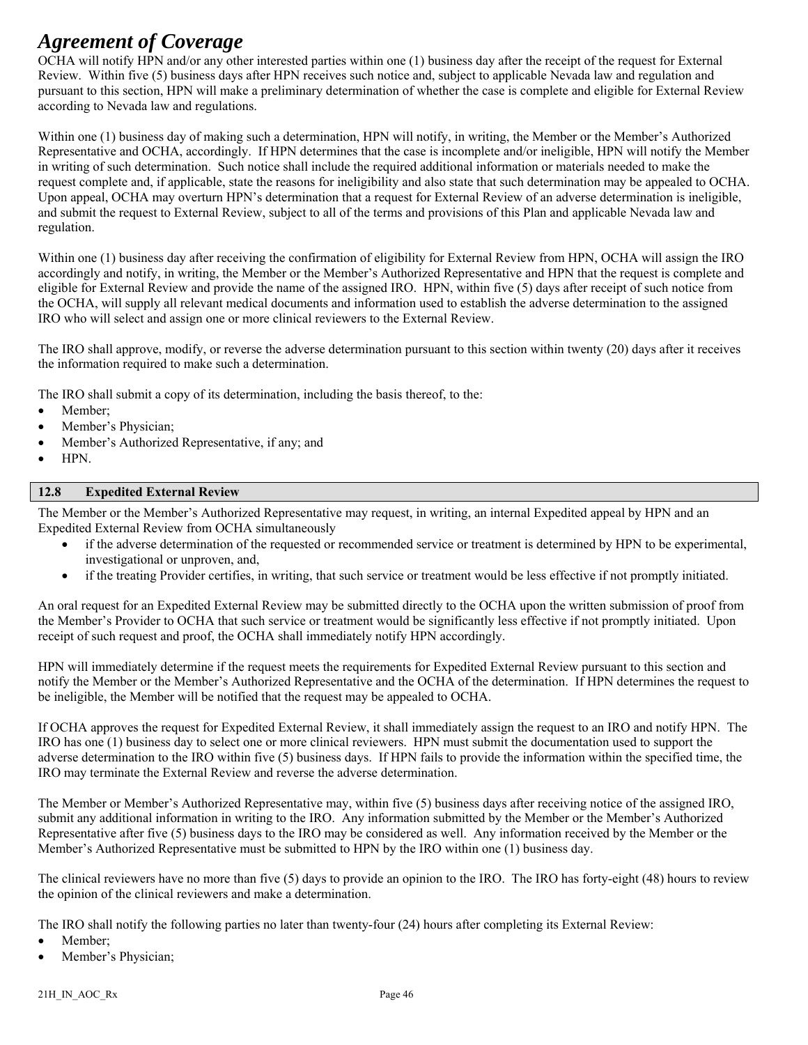OCHA will notify HPN and/or any other interested parties within one (1) business day after the receipt of the request for External Review. Within five (5) business days after HPN receives such notice and, subject to applicable Nevada law and regulation and pursuant to this section, HPN will make a preliminary determination of whether the case is complete and eligible for External Review according to Nevada law and regulations.

Within one (1) business day of making such a determination, HPN will notify, in writing, the Member or the Member's Authorized Representative and OCHA, accordingly. If HPN determines that the case is incomplete and/or ineligible, HPN will notify the Member in writing of such determination. Such notice shall include the required additional information or materials needed to make the request complete and, if applicable, state the reasons for ineligibility and also state that such determination may be appealed to OCHA. Upon appeal, OCHA may overturn HPN's determination that a request for External Review of an adverse determination is ineligible, and submit the request to External Review, subject to all of the terms and provisions of this Plan and applicable Nevada law and regulation.

Within one (1) business day after receiving the confirmation of eligibility for External Review from HPN, OCHA will assign the IRO accordingly and notify, in writing, the Member or the Member's Authorized Representative and HPN that the request is complete and eligible for External Review and provide the name of the assigned IRO. HPN, within five (5) days after receipt of such notice from the OCHA, will supply all relevant medical documents and information used to establish the adverse determination to the assigned IRO who will select and assign one or more clinical reviewers to the External Review.

The IRO shall approve, modify, or reverse the adverse determination pursuant to this section within twenty (20) days after it receives the information required to make such a determination.

The IRO shall submit a copy of its determination, including the basis thereof, to the:

- Member;
- Member's Physician;
- Member's Authorized Representative, if any; and
- HPN.

## 12.8 Expedited External Review

The Member or the Member's Authorized Representative may request, in writing, an internal Expedited appeal by HPN and an Expedited External Review from OCHA simultaneously

- if the adverse determination of the requested or recommended service or treatment is determined by HPN to be experimental, investigational or unproven, and,
- if the treating Provider certifies, in writing, that such service or treatment would be less effective if not promptly initiated.

An oral request for an Expedited External Review may be submitted directly to the OCHA upon the written submission of proof from the Member's Provider to OCHA that such service or treatment would be significantly less effective if not promptly initiated. Upon receipt of such request and proof, the OCHA shall immediately notify HPN accordingly.

HPN will immediately determine if the request meets the requirements for Expedited External Review pursuant to this section and notify the Member or the Member's Authorized Representative and the OCHA of the determination. If HPN determines the request to be ineligible, the Member will be notified that the request may be appealed to OCHA.

If OCHA approves the request for Expedited External Review, it shall immediately assign the request to an IRO and notify HPN. The IRO has one (1) business day to select one or more clinical reviewers. HPN must submit the documentation used to support the adverse determination to the IRO within five (5) business days. If HPN fails to provide the information within the specified time, the IRO may terminate the External Review and reverse the adverse determination.

The Member or Member's Authorized Representative may, within five (5) business days after receiving notice of the assigned IRO, submit any additional information in writing to the IRO. Any information submitted by the Member or the Member's Authorized Representative after five (5) business days to the IRO may be considered as well. Any information received by the Member or the Member's Authorized Representative must be submitted to HPN by the IRO within one (1) business day.

The clinical reviewers have no more than five (5) days to provide an opinion to the IRO. The IRO has forty-eight (48) hours to review the opinion of the clinical reviewers and make a determination.

The IRO shall notify the following parties no later than twenty-four (24) hours after completing its External Review:

- Member;
- Member's Physician;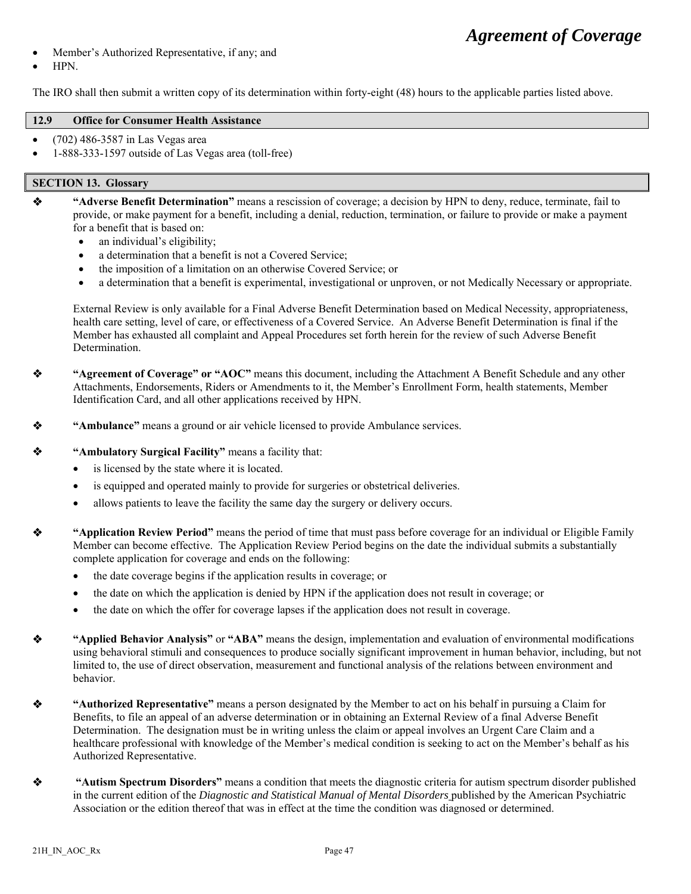- Member's Authorized Representative, if any; and
- HPN.

The IRO shall then submit a written copy of its determination within forty-eight (48) hours to the applicable parties listed above.

### 12.9 Office for Consumer Health Assistance

- (702) 486-3587 in Las Vegas area
- 1-888-333-1597 outside of Las Vegas area (toll-free)

## SECTION 13. Glossary

❖ **"Adverse Benefit Determination"** means a rescission of coverage; a decision by HPN to deny, reduce, terminate, fail to provide, or make payment for a benefit, including a denial, reduction, termination, or failure to provide or make a payment for a benefit that is based on:

- an individual's eligibility;
- a determination that a benefit is not a Covered Service;
- the imposition of a limitation on an otherwise Covered Service; or
- a determination that a benefit is experimental, investigational or unproven, or not Medically Necessary or appropriate.

External Review is only available for a Final Adverse Benefit Determination based on Medical Necessity, appropriateness, health care setting, level of care, or effectiveness of a Covered Service. An Adverse Benefit Determination is final if the Member has exhausted all complaint and Appeal Procedures set forth herein for the review of such Adverse Benefit Determination.

❖ **"Agreement of Coverage" or "AOC"** means this document, including the Attachment A Benefit Schedule and any other Attachments, Endorsements, Riders or Amendments to it, the Member's Enrollment Form, health statements, Member Identification Card, and all other applications received by HPN.

❖ **"Ambulance"** means a ground or air vehicle licensed to provide Ambulance services.

❖ **"Ambulatory Surgical Facility"** means a facility that:

- is licensed by the state where it is located.
- is equipped and operated mainly to provide for surgeries or obstetrical deliveries.
- allows patients to leave the facility the same day the surgery or delivery occurs.

❖ **"Application Review Period"** means the period of time that must pass before coverage for an individual or Eligible Family Member can become effective. The Application Review Period begins on the date the individual submits a substantially complete application for coverage and ends on the following:

- the date coverage begins if the application results in coverage; or
- the date on which the application is denied by HPN if the application does not result in coverage; or
- the date on which the offer for coverage lapses if the application does not result in coverage.

❖ **"Applied Behavior Analysis"** or **"ABA"** means the design, implementation and evaluation of environmental modifications using behavioral stimuli and consequences to produce socially significant improvement in human behavior, including, but not limited to, the use of direct observation, measurement and functional analysis of the relations between environment and behavior.

❖ **"Authorized Representative"** means a person designated by the Member to act on his behalf in pursuing a Claim for Benefits, to file an appeal of an adverse determination or in obtaining an External Review of a final Adverse Benefit Determination. The designation must be in writing unless the claim or appeal involves an Urgent Care Claim and a healthcare professional with knowledge of the Member's medical condition is seeking to act on the Member's behalf as his Authorized Representative.

❖ **"Autism Spectrum Disorders"** means a condition that meets the diagnostic criteria for autism spectrum disorder published in the current edition of the *Diagnostic and Statistical Manual of Mental Disorders* published by the American Psychiatric Association or the edition thereof that was in effect at the time the condition was diagnosed or determined.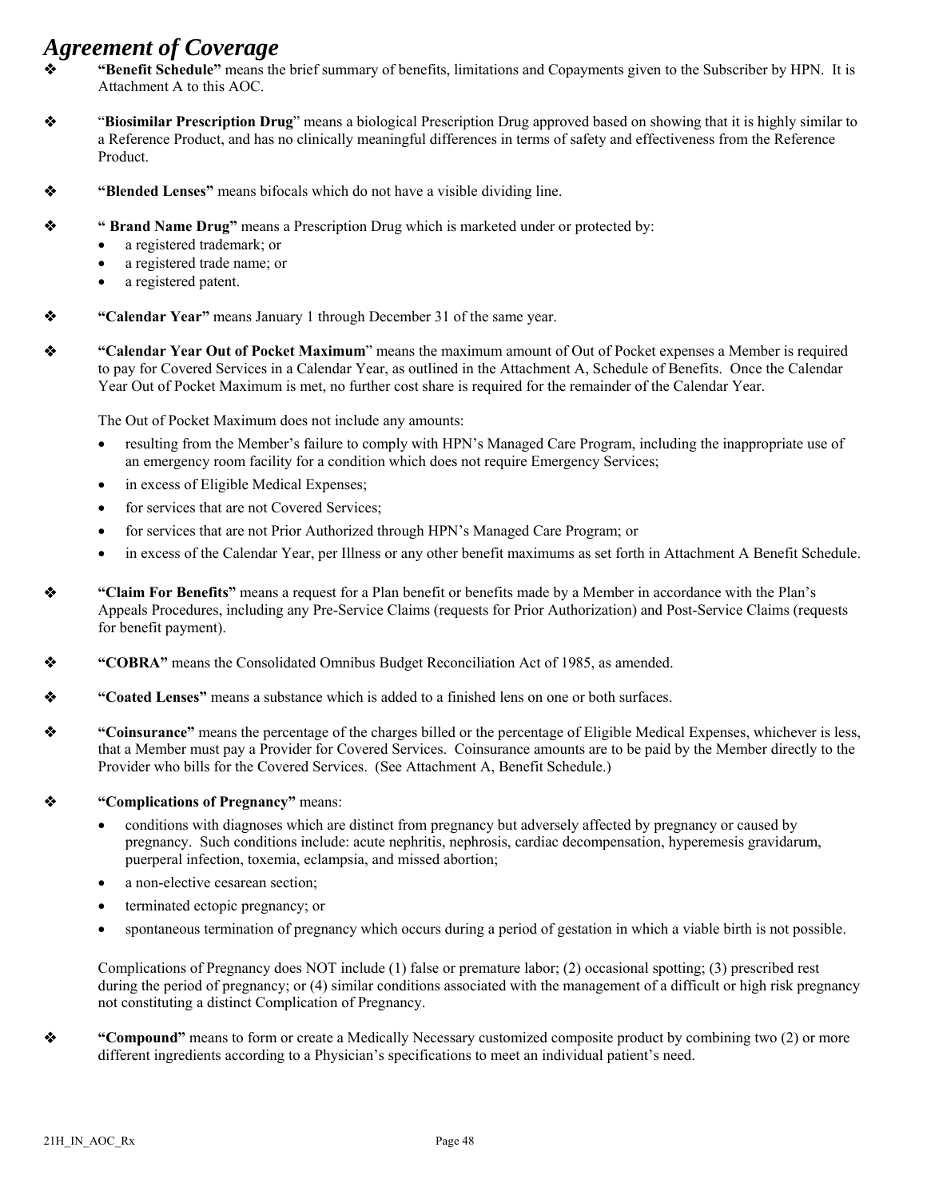# *Agreement of Coverage*

- **"Benefit Schedule"** means the brief summary of benefits, limitations and Copayments given to the Subscriber by HPN. It is Attachment A to this AOC.

- "**Biosimilar Prescription Drug**" means a biological Prescription Drug approved based on showing that it is highly similar to a Reference Product, and has no clinically meaningful differences in terms of safety and effectiveness from the Reference Product.

- **"Blended Lenses"** means bifocals which do not have a visible dividing line.

- **" Brand Name Drug"** means a Prescription Drug which is marketed under or protected by:
  - a registered trademark; or
  - a registered trade name; or
  - a registered patent.

- **"Calendar Year"** means January 1 through December 31 of the same year.

- **"Calendar Year Out of Pocket Maximum**" means the maximum amount of Out of Pocket expenses a Member is required to pay for Covered Services in a Calendar Year, as outlined in the Attachment A, Schedule of Benefits. Once the Calendar Year Out of Pocket Maximum is met, no further cost share is required for the remainder of the Calendar Year.

  The Out of Pocket Maximum does not include any amounts:
  - resulting from the Member's failure to comply with HPN's Managed Care Program, including the inappropriate use of an emergency room facility for a condition which does not require Emergency Services;
  - in excess of Eligible Medical Expenses;
  - for services that are not Covered Services;
  - for services that are not Prior Authorized through HPN's Managed Care Program; or
  - in excess of the Calendar Year, per Illness or any other benefit maximums as set forth in Attachment A Benefit Schedule.

- **"Claim For Benefits"** means a request for a Plan benefit or benefits made by a Member in accordance with the Plan's Appeals Procedures, including any Pre-Service Claims (requests for Prior Authorization) and Post-Service Claims (requests for benefit payment).

- **"COBRA"** means the Consolidated Omnibus Budget Reconciliation Act of 1985, as amended.

- **"Coated Lenses"** means a substance which is added to a finished lens on one or both surfaces.

- **"Coinsurance"** means the percentage of the charges billed or the percentage of Eligible Medical Expenses, whichever is less, that a Member must pay a Provider for Covered Services. Coinsurance amounts are to be paid by the Member directly to the Provider who bills for the Covered Services. (See Attachment A, Benefit Schedule.)

- **"Complications of Pregnancy"** means:
  - conditions with diagnoses which are distinct from pregnancy but adversely affected by pregnancy or caused by pregnancy. Such conditions include: acute nephritis, nephrosis, cardiac decompensation, hyperemesis gravidarum, puerperal infection, toxemia, eclampsia, and missed abortion;
  - a non-elective cesarean section;
  - terminated ectopic pregnancy; or
  - spontaneous termination of pregnancy which occurs during a period of gestation in which a viable birth is not possible.

  Complications of Pregnancy does NOT include (1) false or premature labor; (2) occasional spotting; (3) prescribed rest during the period of pregnancy; or (4) similar conditions associated with the management of a difficult or high risk pregnancy not constituting a distinct Complication of Pregnancy.

- **"Compound"** means to form or create a Medically Necessary customized composite product by combining two (2) or more different ingredients according to a Physician's specifications to meet an individual patient's need.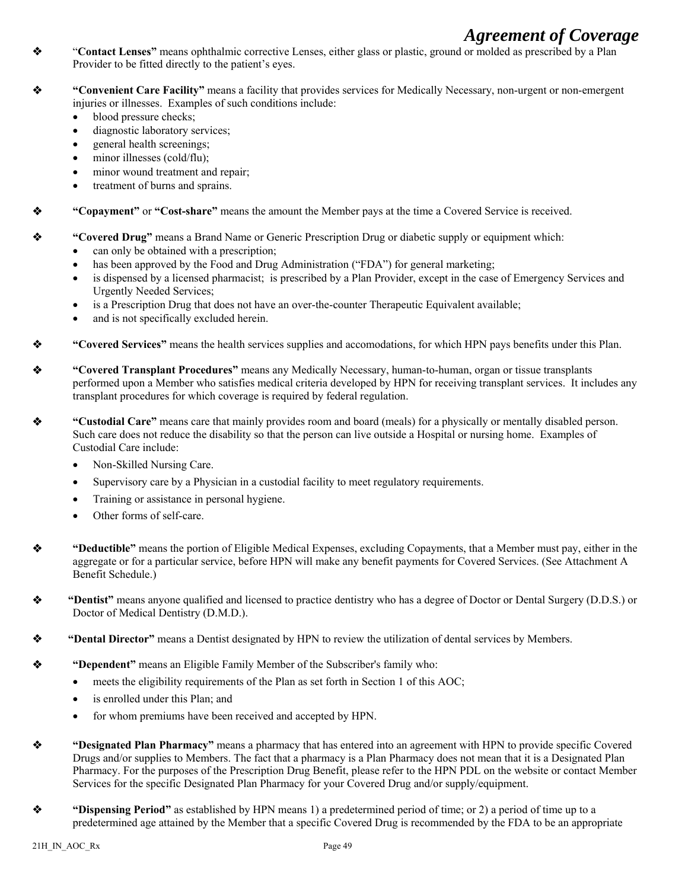- "**Contact Lenses**" means ophthalmic corrective Lenses, either glass or plastic, ground or molded as prescribed by a Plan Provider to be fitted directly to the patient's eyes.

- **"Convenient Care Facility"** means a facility that provides services for Medically Necessary, non-urgent or non-emergent injuries or illnesses. Examples of such conditions include:
  - blood pressure checks;
  - diagnostic laboratory services;
  - general health screenings;
  - minor illnesses (cold/flu);
  - minor wound treatment and repair;
  - treatment of burns and sprains.

- **"Copayment"** or **"Cost-share"** means the amount the Member pays at the time a Covered Service is received.

- **"Covered Drug"** means a Brand Name or Generic Prescription Drug or diabetic supply or equipment which:
  - can only be obtained with a prescription;
  - has been approved by the Food and Drug Administration ("FDA") for general marketing;
  - is dispensed by a licensed pharmacist; is prescribed by a Plan Provider, except in the case of Emergency Services and Urgently Needed Services;
  - is a Prescription Drug that does not have an over-the-counter Therapeutic Equivalent available;
  - and is not specifically excluded herein.

- **"Covered Services"** means the health services supplies and accomodations, for which HPN pays benefits under this Plan.

- **"Covered Transplant Procedures"** means any Medically Necessary, human-to-human, organ or tissue transplants performed upon a Member who satisfies medical criteria developed by HPN for receiving transplant services. It includes any transplant procedures for which coverage is required by federal regulation.

- **"Custodial Care"** means care that mainly provides room and board (meals) for a physically or mentally disabled person. Such care does not reduce the disability so that the person can live outside a Hospital or nursing home. Examples of Custodial Care include:
  - Non-Skilled Nursing Care.
  - Supervisory care by a Physician in a custodial facility to meet regulatory requirements.
  - Training or assistance in personal hygiene.
  - Other forms of self-care.

- **"Deductible"** means the portion of Eligible Medical Expenses, excluding Copayments, that a Member must pay, either in the aggregate or for a particular service, before HPN will make any benefit payments for Covered Services. (See Attachment A Benefit Schedule.)

- **"Dentist"** means anyone qualified and licensed to practice dentistry who has a degree of Doctor or Dental Surgery (D.D.S.) or Doctor of Medical Dentistry (D.M.D.).

- **"Dental Director"** means a Dentist designated by HPN to review the utilization of dental services by Members.

- **"Dependent"** means an Eligible Family Member of the Subscriber's family who:
  - meets the eligibility requirements of the Plan as set forth in Section 1 of this AOC;
  - is enrolled under this Plan; and
  - for whom premiums have been received and accepted by HPN.

- **"Designated Plan Pharmacy"** means a pharmacy that has entered into an agreement with HPN to provide specific Covered Drugs and/or supplies to Members. The fact that a pharmacy is a Plan Pharmacy does not mean that it is a Designated Plan Pharmacy. For the purposes of the Prescription Drug Benefit, please refer to the HPN PDL on the website or contact Member Services for the specific Designated Plan Pharmacy for your Covered Drug and/or supply/equipment.

- **"Dispensing Period"** as established by HPN means 1) a predetermined period of time; or 2) a period of time up to a predetermined age attained by the Member that a specific Covered Drug is recommended by the FDA to be an appropriate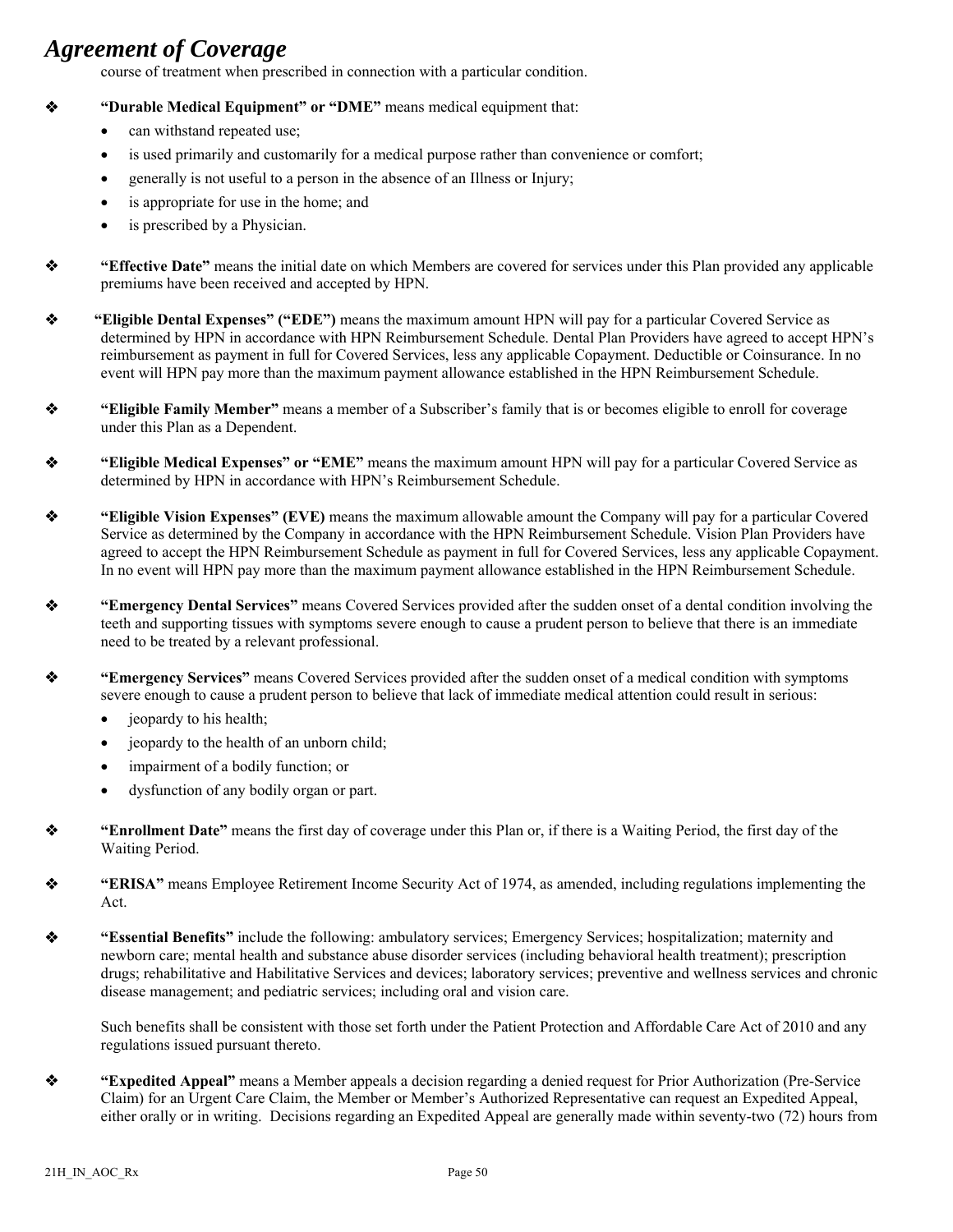course of treatment when prescribed in connection with a particular condition.

- **"Durable Medical Equipment" or "DME"** means medical equipment that:
  - can withstand repeated use;
  - is used primarily and customarily for a medical purpose rather than convenience or comfort;
  - generally is not useful to a person in the absence of an Illness or Injury;
  - is appropriate for use in the home; and
  - is prescribed by a Physician.

- **"Effective Date"** means the initial date on which Members are covered for services under this Plan provided any applicable premiums have been received and accepted by HPN.

- **"Eligible Dental Expenses" ("EDE")** means the maximum amount HPN will pay for a particular Covered Service as determined by HPN in accordance with HPN Reimbursement Schedule. Dental Plan Providers have agreed to accept HPN's reimbursement as payment in full for Covered Services, less any applicable Copayment. Deductible or Coinsurance. In no event will HPN pay more than the maximum payment allowance established in the HPN Reimbursement Schedule.

- **"Eligible Family Member"** means a member of a Subscriber's family that is or becomes eligible to enroll for coverage under this Plan as a Dependent.

- **"Eligible Medical Expenses" or "EME"** means the maximum amount HPN will pay for a particular Covered Service as determined by HPN in accordance with HPN's Reimbursement Schedule.

- **"Eligible Vision Expenses" (EVE)** means the maximum allowable amount the Company will pay for a particular Covered Service as determined by the Company in accordance with the HPN Reimbursement Schedule. Vision Plan Providers have agreed to accept the HPN Reimbursement Schedule as payment in full for Covered Services, less any applicable Copayment. In no event will HPN pay more than the maximum payment allowance established in the HPN Reimbursement Schedule.

- **"Emergency Dental Services"** means Covered Services provided after the sudden onset of a dental condition involving the teeth and supporting tissues with symptoms severe enough to cause a prudent person to believe that there is an immediate need to be treated by a relevant professional.

- **"Emergency Services"** means Covered Services provided after the sudden onset of a medical condition with symptoms severe enough to cause a prudent person to believe that lack of immediate medical attention could result in serious:
  - jeopardy to his health;
  - jeopardy to the health of an unborn child;
  - impairment of a bodily function; or
  - dysfunction of any bodily organ or part.

- **"Enrollment Date"** means the first day of coverage under this Plan or, if there is a Waiting Period, the first day of the Waiting Period.

- **"ERISA"** means Employee Retirement Income Security Act of 1974, as amended, including regulations implementing the Act.

- **"Essential Benefits"** include the following: ambulatory services; Emergency Services; hospitalization; maternity and newborn care; mental health and substance abuse disorder services (including behavioral health treatment); prescription drugs; rehabilitative and Habilitative Services and devices; laboratory services; preventive and wellness services and chronic disease management; and pediatric services; including oral and vision care.

  Such benefits shall be consistent with those set forth under the Patient Protection and Affordable Care Act of 2010 and any regulations issued pursuant thereto.

- **"Expedited Appeal"** means a Member appeals a decision regarding a denied request for Prior Authorization (Pre-Service Claim) for an Urgent Care Claim, the Member or Member's Authorized Representative can request an Expedited Appeal, either orally or in writing. Decisions regarding an Expedited Appeal are generally made within seventy-two (72) hours from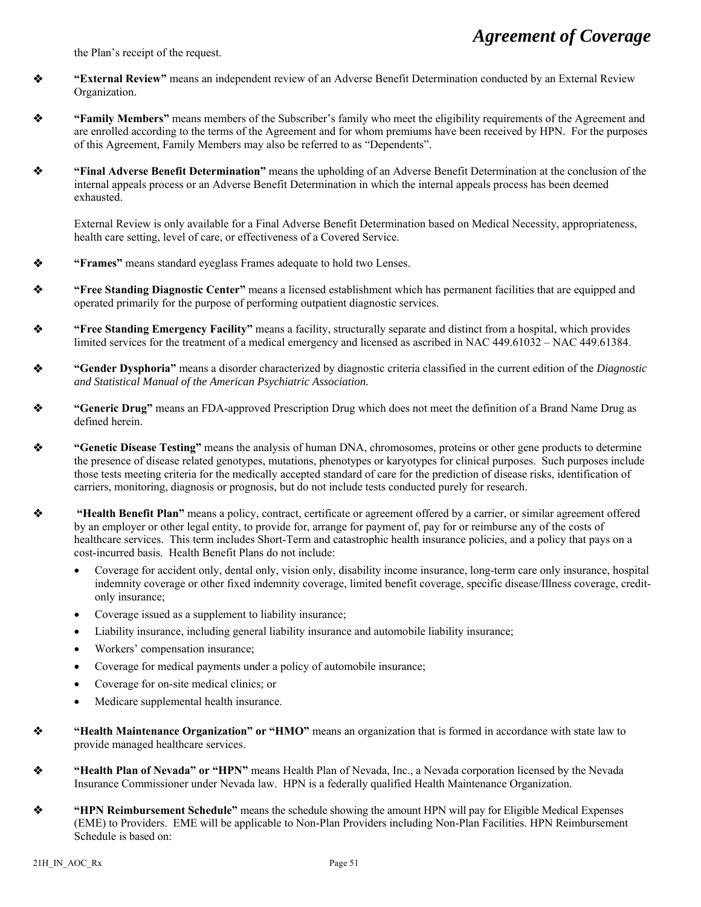the Plan's receipt of the request.

- **"External Review"** means an independent review of an Adverse Benefit Determination conducted by an External Review Organization.

- **"Family Members"** means members of the Subscriber's family who meet the eligibility requirements of the Agreement and are enrolled according to the terms of the Agreement and for whom premiums have been received by HPN. For the purposes of this Agreement, Family Members may also be referred to as "Dependents".

- **"Final Adverse Benefit Determination"** means the upholding of an Adverse Benefit Determination at the conclusion of the internal appeals process or an Adverse Benefit Determination in which the internal appeals process has been deemed exhausted.

  External Review is only available for a Final Adverse Benefit Determination based on Medical Necessity, appropriateness, health care setting, level of care, or effectiveness of a Covered Service.

- **"Frames"** means standard eyeglass Frames adequate to hold two Lenses.

- **"Free Standing Diagnostic Center"** means a licensed establishment which has permanent facilities that are equipped and operated primarily for the purpose of performing outpatient diagnostic services.

- **"Free Standing Emergency Facility"** means a facility, structurally separate and distinct from a hospital, which provides limited services for the treatment of a medical emergency and licensed as ascribed in NAC 449.61032 – NAC 449.61384.

- **"Gender Dysphoria"** means a disorder characterized by diagnostic criteria classified in the current edition of the *Diagnostic and Statistical Manual of the American Psychiatric Association.*

- **"Generic Drug"** means an FDA-approved Prescription Drug which does not meet the definition of a Brand Name Drug as defined herein.

- **"Genetic Disease Testing"** means the analysis of human DNA, chromosomes, proteins or other gene products to determine the presence of disease related genotypes, mutations, phenotypes or karyotypes for clinical purposes. Such purposes include those tests meeting criteria for the medically accepted standard of care for the prediction of disease risks, identification of carriers, monitoring, diagnosis or prognosis, but do not include tests conducted purely for research.

- **"Health Benefit Plan"** means a policy, contract, certificate or agreement offered by a carrier, or similar agreement offered by an employer or other legal entity, to provide for, arrange for payment of, pay for or reimburse any of the costs of healthcare services. This term includes Short-Term and catastrophic health insurance policies, and a policy that pays on a cost-incurred basis. Health Benefit Plans do not include:
  - Coverage for accident only, dental only, vision only, disability income insurance, long-term care only insurance, hospital indemnity coverage or other fixed indemnity coverage, limited benefit coverage, specific disease/Illness coverage, credit-only insurance;
  - Coverage issued as a supplement to liability insurance;
  - Liability insurance, including general liability insurance and automobile liability insurance;
  - Workers' compensation insurance;
  - Coverage for medical payments under a policy of automobile insurance;
  - Coverage for on-site medical clinics; or
  - Medicare supplemental health insurance.

- **"Health Maintenance Organization" or "HMO"** means an organization that is formed in accordance with state law to provide managed healthcare services.

- **"Health Plan of Nevada" or "HPN"** means Health Plan of Nevada, Inc., a Nevada corporation licensed by the Nevada Insurance Commissioner under Nevada law. HPN is a federally qualified Health Maintenance Organization.

- **"HPN Reimbursement Schedule"** means the schedule showing the amount HPN will pay for Eligible Medical Expenses (EME) to Providers. EME will be applicable to Non-Plan Providers including Non-Plan Facilities. HPN Reimbursement Schedule is based on: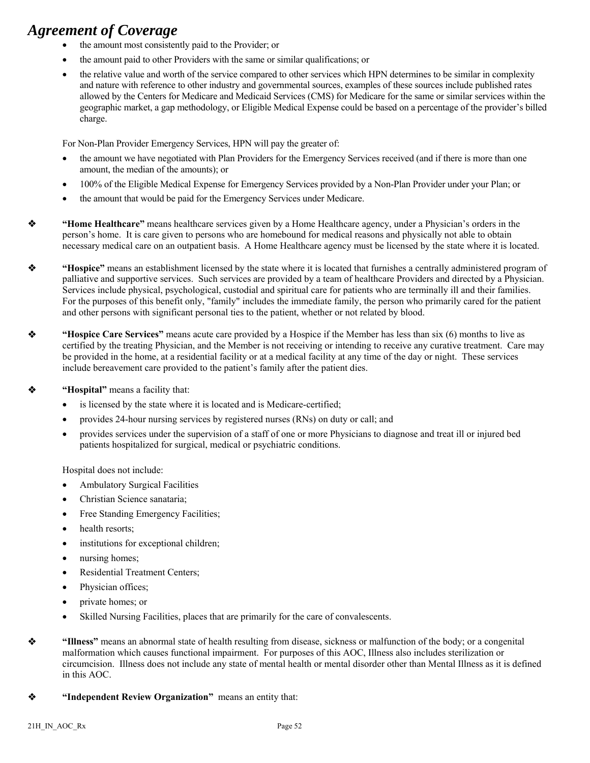- the amount most consistently paid to the Provider; or
- the amount paid to other Providers with the same or similar qualifications; or
- the relative value and worth of the service compared to other services which HPN determines to be similar in complexity and nature with reference to other industry and governmental sources, examples of these sources include published rates allowed by the Centers for Medicare and Medicaid Services (CMS) for Medicare for the same or similar services within the geographic market, a gap methodology, or Eligible Medical Expense could be based on a percentage of the provider's billed charge.

For Non-Plan Provider Emergency Services, HPN will pay the greater of:

- the amount we have negotiated with Plan Providers for the Emergency Services received (and if there is more than one amount, the median of the amounts); or
- 100% of the Eligible Medical Expense for Emergency Services provided by a Non-Plan Provider under your Plan; or
- the amount that would be paid for the Emergency Services under Medicare.

❖ **"Home Healthcare"** means healthcare services given by a Home Healthcare agency, under a Physician's orders in the person's home. It is care given to persons who are homebound for medical reasons and physically not able to obtain necessary medical care on an outpatient basis. A Home Healthcare agency must be licensed by the state where it is located.

❖ **"Hospice"** means an establishment licensed by the state where it is located that furnishes a centrally administered program of palliative and supportive services. Such services are provided by a team of healthcare Providers and directed by a Physician. Services include physical, psychological, custodial and spiritual care for patients who are terminally ill and their families. For the purposes of this benefit only, "family" includes the immediate family, the person who primarily cared for the patient and other persons with significant personal ties to the patient, whether or not related by blood.

❖ **"Hospice Care Services"** means acute care provided by a Hospice if the Member has less than six (6) months to live as certified by the treating Physician, and the Member is not receiving or intending to receive any curative treatment. Care may be provided in the home, at a residential facility or at a medical facility at any time of the day or night. These services include bereavement care provided to the patient's family after the patient dies.

❖ **"Hospital"** means a facility that:

- is licensed by the state where it is located and is Medicare-certified;
- provides 24-hour nursing services by registered nurses (RNs) on duty or call; and
- provides services under the supervision of a staff of one or more Physicians to diagnose and treat ill or injured bed patients hospitalized for surgical, medical or psychiatric conditions.

Hospital does not include:

- Ambulatory Surgical Facilities
- Christian Science sanataria;
- Free Standing Emergency Facilities;
- health resorts;
- institutions for exceptional children;
- nursing homes;
- Residential Treatment Centers;
- Physician offices;
- private homes; or
- Skilled Nursing Facilities, places that are primarily for the care of convalescents.

❖ **"Illness"** means an abnormal state of health resulting from disease, sickness or malfunction of the body; or a congenital malformation which causes functional impairment. For purposes of this AOC, Illness also includes sterilization or circumcision. Illness does not include any state of mental health or mental disorder other than Mental Illness as it is defined in this AOC.

❖ **"Independent Review Organization"** means an entity that: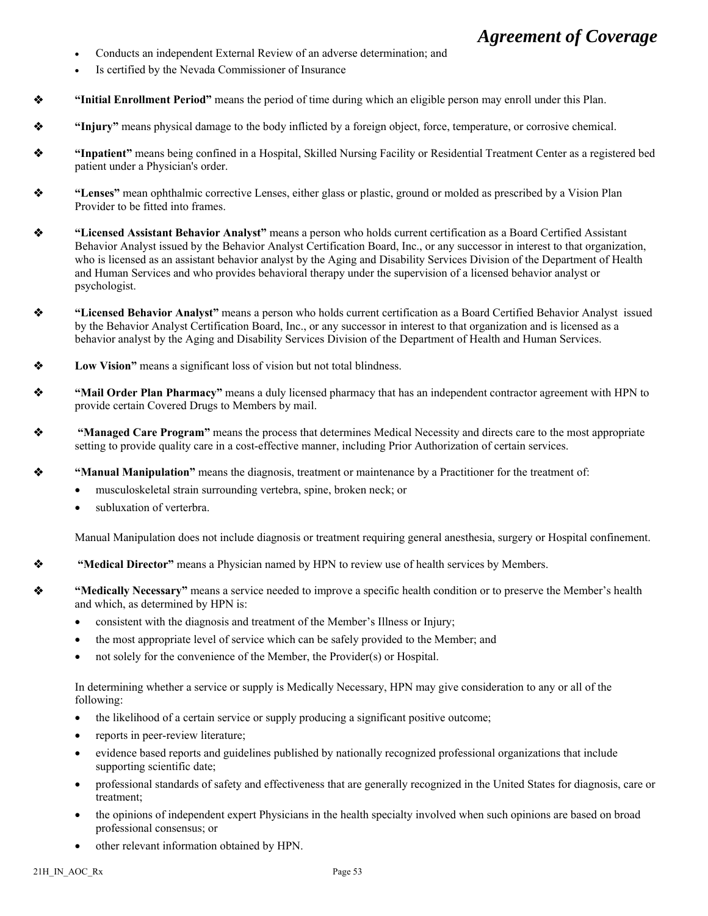- Conducts an independent External Review of an adverse determination; and
- Is certified by the Nevada Commissioner of Insurance

❖ **"Initial Enrollment Period"** means the period of time during which an eligible person may enroll under this Plan.

❖ **"Injury"** means physical damage to the body inflicted by a foreign object, force, temperature, or corrosive chemical.

❖ **"Inpatient"** means being confined in a Hospital, Skilled Nursing Facility or Residential Treatment Center as a registered bed patient under a Physician's order.

❖ **"Lenses"** mean ophthalmic corrective Lenses, either glass or plastic, ground or molded as prescribed by a Vision Plan Provider to be fitted into frames.

❖ **"Licensed Assistant Behavior Analyst"** means a person who holds current certification as a Board Certified Assistant Behavior Analyst issued by the Behavior Analyst Certification Board, Inc., or any successor in interest to that organization, who is licensed as an assistant behavior analyst by the Aging and Disability Services Division of the Department of Health and Human Services and who provides behavioral therapy under the supervision of a licensed behavior analyst or psychologist.

❖ **"Licensed Behavior Analyst"** means a person who holds current certification as a Board Certified Behavior Analyst issued by the Behavior Analyst Certification Board, Inc., or any successor in interest to that organization and is licensed as a behavior analyst by the Aging and Disability Services Division of the Department of Health and Human Services.

❖ **Low Vision"** means a significant loss of vision but not total blindness.

❖ **"Mail Order Plan Pharmacy"** means a duly licensed pharmacy that has an independent contractor agreement with HPN to provide certain Covered Drugs to Members by mail.

❖ **"Managed Care Program"** means the process that determines Medical Necessity and directs care to the most appropriate setting to provide quality care in a cost-effective manner, including Prior Authorization of certain services.

❖ **"Manual Manipulation"** means the diagnosis, treatment or maintenance by a Practitioner for the treatment of:

- musculoskeletal strain surrounding vertebra, spine, broken neck; or
- subluxation of verterbra.

Manual Manipulation does not include diagnosis or treatment requiring general anesthesia, surgery or Hospital confinement.

❖ **"Medical Director"** means a Physician named by HPN to review use of health services by Members.

❖ **"Medically Necessary"** means a service needed to improve a specific health condition or to preserve the Member's health and which, as determined by HPN is:

- consistent with the diagnosis and treatment of the Member's Illness or Injury;
- the most appropriate level of service which can be safely provided to the Member; and
- not solely for the convenience of the Member, the Provider(s) or Hospital.

In determining whether a service or supply is Medically Necessary, HPN may give consideration to any or all of the following:

- the likelihood of a certain service or supply producing a significant positive outcome;
- reports in peer-review literature;
- evidence based reports and guidelines published by nationally recognized professional organizations that include supporting scientific date;
- professional standards of safety and effectiveness that are generally recognized in the United States for diagnosis, care or treatment;
- the opinions of independent expert Physicians in the health specialty involved when such opinions are based on broad professional consensus; or
- other relevant information obtained by HPN.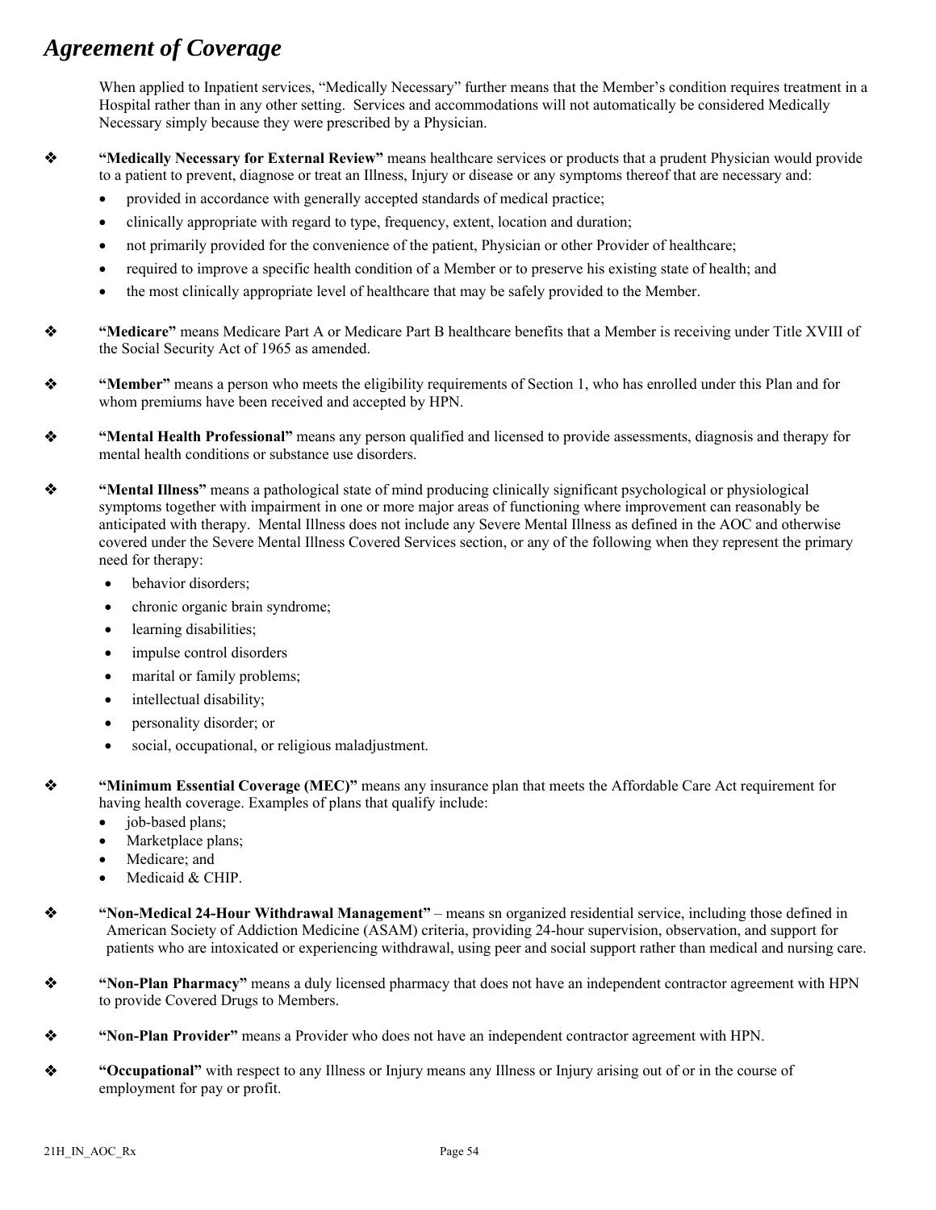# Agreement of Coverage

When applied to Inpatient services, "Medically Necessary" further means that the Member's condition requires treatment in a Hospital rather than in any other setting. Services and accommodations will not automatically be considered Medically Necessary simply because they were prescribed by a Physician.

❖ **"Medically Necessary for External Review"** means healthcare services or products that a prudent Physician would provide to a patient to prevent, diagnose or treat an Illness, Injury or disease or any symptoms thereof that are necessary and:

- provided in accordance with generally accepted standards of medical practice;
- clinically appropriate with regard to type, frequency, extent, location and duration;
- not primarily provided for the convenience of the patient, Physician or other Provider of healthcare;
- required to improve a specific health condition of a Member or to preserve his existing state of health; and
- the most clinically appropriate level of healthcare that may be safely provided to the Member.

❖ **"Medicare"** means Medicare Part A or Medicare Part B healthcare benefits that a Member is receiving under Title XVIII of the Social Security Act of 1965 as amended.

❖ **"Member"** means a person who meets the eligibility requirements of Section 1, who has enrolled under this Plan and for whom premiums have been received and accepted by HPN.

❖ **"Mental Health Professional"** means any person qualified and licensed to provide assessments, diagnosis and therapy for mental health conditions or substance use disorders.

❖ **"Mental Illness"** means a pathological state of mind producing clinically significant psychological or physiological symptoms together with impairment in one or more major areas of functioning where improvement can reasonably be anticipated with therapy. Mental Illness does not include any Severe Mental Illness as defined in the AOC and otherwise covered under the Severe Mental Illness Covered Services section, or any of the following when they represent the primary need for therapy:

- behavior disorders;
- chronic organic brain syndrome;
- learning disabilities;
- impulse control disorders
- marital or family problems;
- intellectual disability;
- personality disorder; or
- social, occupational, or religious maladjustment.

❖ **"Minimum Essential Coverage (MEC)"** means any insurance plan that meets the Affordable Care Act requirement for having health coverage. Examples of plans that qualify include:

- job-based plans;
- Marketplace plans;
- Medicare; and
- Medicaid & CHIP.

❖ **"Non-Medical 24-Hour Withdrawal Management"** – means sn organized residential service, including those defined in American Society of Addiction Medicine (ASAM) criteria, providing 24-hour supervision, observation, and support for patients who are intoxicated or experiencing withdrawal, using peer and social support rather than medical and nursing care.

❖ **"Non-Plan Pharmacy"** means a duly licensed pharmacy that does not have an independent contractor agreement with HPN to provide Covered Drugs to Members.

❖ **"Non-Plan Provider"** means a Provider who does not have an independent contractor agreement with HPN.

❖ **"Occupational"** with respect to any Illness or Injury means any Illness or Injury arising out of or in the course of employment for pay or profit.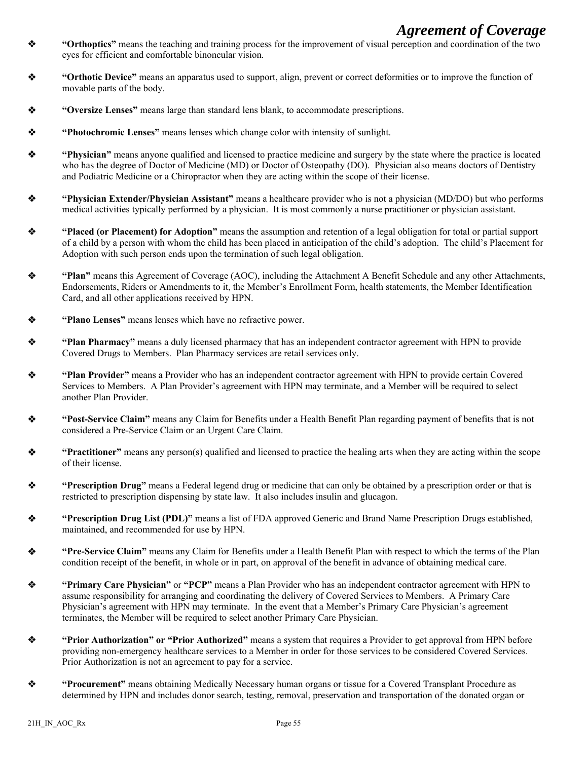- **"Orthoptics"** means the teaching and training process for the improvement of visual perception and coordination of the two eyes for efficient and comfortable binoncular vision.

- **"Orthotic Device"** means an apparatus used to support, align, prevent or correct deformities or to improve the function of movable parts of the body.

- **"Oversize Lenses"** means large than standard lens blank, to accommodate prescriptions.

- **"Photochromic Lenses"** means lenses which change color with intensity of sunlight.

- **"Physician"** means anyone qualified and licensed to practice medicine and surgery by the state where the practice is located who has the degree of Doctor of Medicine (MD) or Doctor of Osteopathy (DO). Physician also means doctors of Dentistry and Podiatric Medicine or a Chiropractor when they are acting within the scope of their license.

- **"Physician Extender/Physician Assistant"** means a healthcare provider who is not a physician (MD/DO) but who performs medical activities typically performed by a physician. It is most commonly a nurse practitioner or physician assistant.

- **"Placed (or Placement) for Adoption"** means the assumption and retention of a legal obligation for total or partial support of a child by a person with whom the child has been placed in anticipation of the child's adoption. The child's Placement for Adoption with such person ends upon the termination of such legal obligation.

- **"Plan"** means this Agreement of Coverage (AOC), including the Attachment A Benefit Schedule and any other Attachments, Endorsements, Riders or Amendments to it, the Member's Enrollment Form, health statements, the Member Identification Card, and all other applications received by HPN.

- **"Plano Lenses"** means lenses which have no refractive power.

- **"Plan Pharmacy"** means a duly licensed pharmacy that has an independent contractor agreement with HPN to provide Covered Drugs to Members. Plan Pharmacy services are retail services only.

- **"Plan Provider"** means a Provider who has an independent contractor agreement with HPN to provide certain Covered Services to Members. A Plan Provider's agreement with HPN may terminate, and a Member will be required to select another Plan Provider.

- **"Post-Service Claim"** means any Claim for Benefits under a Health Benefit Plan regarding payment of benefits that is not considered a Pre-Service Claim or an Urgent Care Claim.

- **"Practitioner"** means any person(s) qualified and licensed to practice the healing arts when they are acting within the scope of their license.

- **"Prescription Drug"** means a Federal legend drug or medicine that can only be obtained by a prescription order or that is restricted to prescription dispensing by state law. It also includes insulin and glucagon.

- **"Prescription Drug List (PDL)"** means a list of FDA approved Generic and Brand Name Prescription Drugs established, maintained, and recommended for use by HPN.

- **"Pre-Service Claim"** means any Claim for Benefits under a Health Benefit Plan with respect to which the terms of the Plan condition receipt of the benefit, in whole or in part, on approval of the benefit in advance of obtaining medical care.

- **"Primary Care Physician"** or **"PCP"** means a Plan Provider who has an independent contractor agreement with HPN to assume responsibility for arranging and coordinating the delivery of Covered Services to Members. A Primary Care Physician's agreement with HPN may terminate. In the event that a Member's Primary Care Physician's agreement terminates, the Member will be required to select another Primary Care Physician.

- **"Prior Authorization" or "Prior Authorized"** means a system that requires a Provider to get approval from HPN before providing non-emergency healthcare services to a Member in order for those services to be considered Covered Services. Prior Authorization is not an agreement to pay for a service.

- **"Procurement"** means obtaining Medically Necessary human organs or tissue for a Covered Transplant Procedure as determined by HPN and includes donor search, testing, removal, preservation and transportation of the donated organ or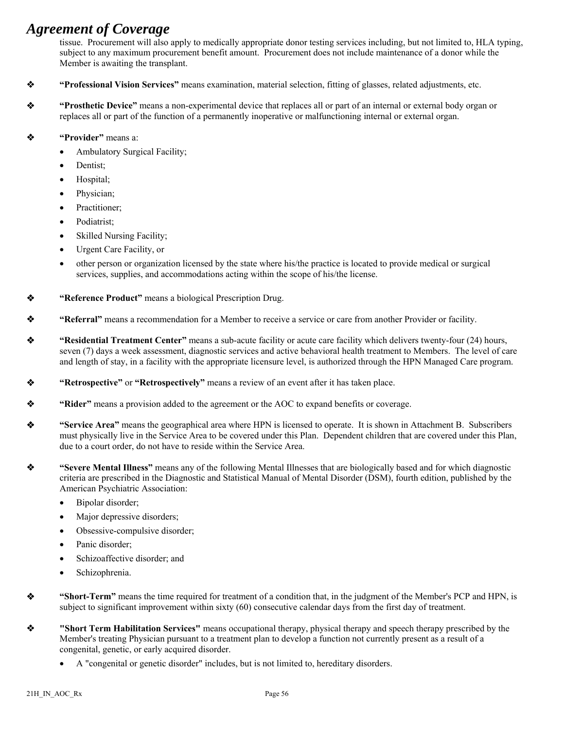tissue. Procurement will also apply to medically appropriate donor testing services including, but not limited to, HLA typing, subject to any maximum procurement benefit amount. Procurement does not include maintenance of a donor while the Member is awaiting the transplant.

- **"Professional Vision Services"** means examination, material selection, fitting of glasses, related adjustments, etc.

- **"Prosthetic Device"** means a non-experimental device that replaces all or part of an internal or external body organ or replaces all or part of the function of a permanently inoperative or malfunctioning internal or external organ.

- **"Provider"** means a:
  - Ambulatory Surgical Facility;
  - Dentist;
  - Hospital;
  - Physician;
  - Practitioner;
  - Podiatrist;
  - Skilled Nursing Facility;
  - Urgent Care Facility, or
  - other person or organization licensed by the state where his/the practice is located to provide medical or surgical services, supplies, and accommodations acting within the scope of his/the license.

- **"Reference Product"** means a biological Prescription Drug.

- **"Referral"** means a recommendation for a Member to receive a service or care from another Provider or facility.

- **"Residential Treatment Center"** means a sub-acute facility or acute care facility which delivers twenty-four (24) hours, seven (7) days a week assessment, diagnostic services and active behavioral health treatment to Members. The level of care and length of stay, in a facility with the appropriate licensure level, is authorized through the HPN Managed Care program.

- **"Retrospective"** or **"Retrospectively"** means a review of an event after it has taken place.

- **"Rider"** means a provision added to the agreement or the AOC to expand benefits or coverage.

- **"Service Area"** means the geographical area where HPN is licensed to operate. It is shown in Attachment B. Subscribers must physically live in the Service Area to be covered under this Plan. Dependent children that are covered under this Plan, due to a court order, do not have to reside within the Service Area.

- **"Severe Mental Illness"** means any of the following Mental Illnesses that are biologically based and for which diagnostic criteria are prescribed in the Diagnostic and Statistical Manual of Mental Disorder (DSM), fourth edition, published by the American Psychiatric Association:
  - Bipolar disorder;
  - Major depressive disorders;
  - Obsessive-compulsive disorder;
  - Panic disorder;
  - Schizoaffective disorder; and
  - Schizophrenia.

- **"Short-Term"** means the time required for treatment of a condition that, in the judgment of the Member's PCP and HPN, is subject to significant improvement within sixty (60) consecutive calendar days from the first day of treatment.

- **"Short Term Habilitation Services"** means occupational therapy, physical therapy and speech therapy prescribed by the Member's treating Physician pursuant to a treatment plan to develop a function not currently present as a result of a congenital, genetic, or early acquired disorder.
  - A "congenital or genetic disorder" includes, but is not limited to, hereditary disorders.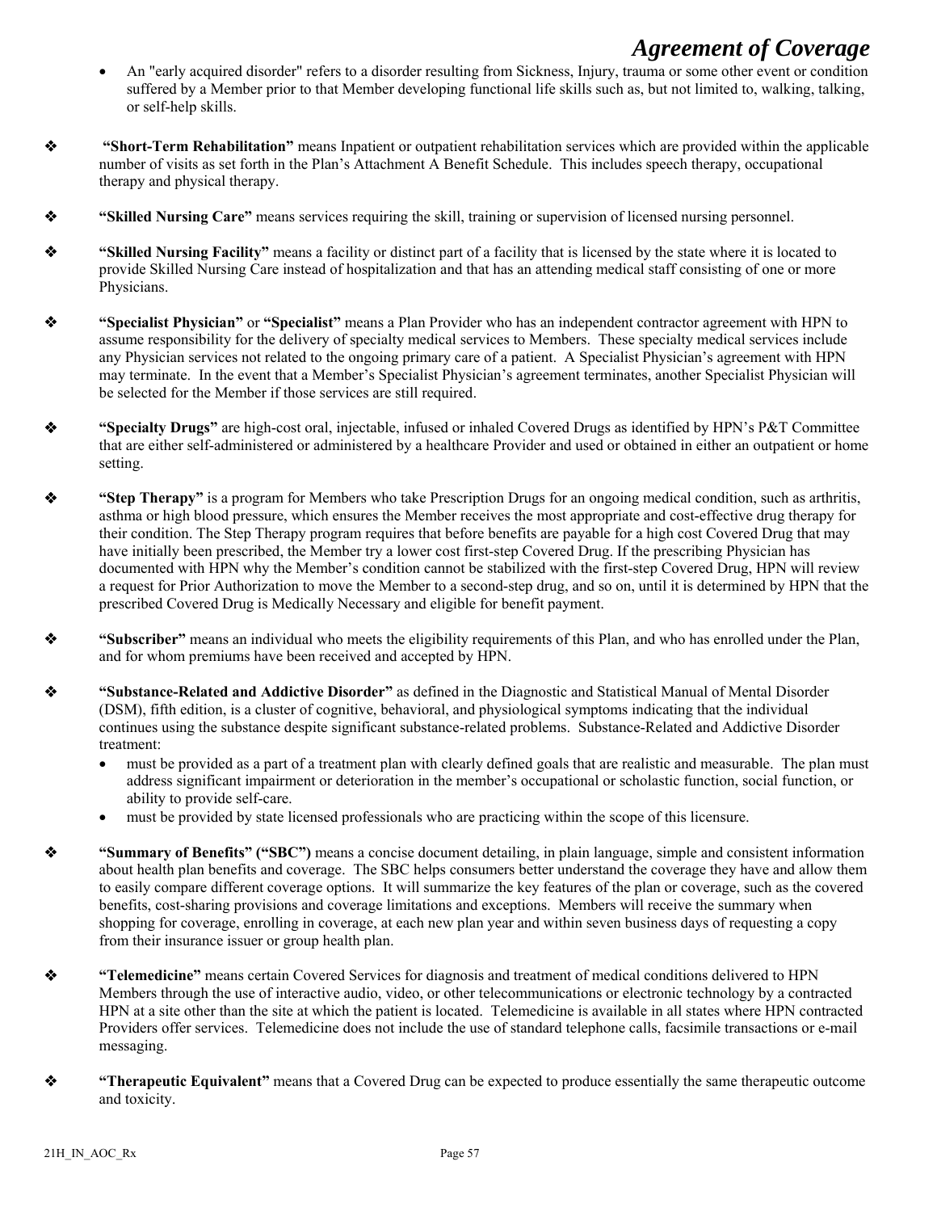- An "early acquired disorder" refers to a disorder resulting from Sickness, Injury, trauma or some other event or condition suffered by a Member prior to that Member developing functional life skills such as, but not limited to, walking, talking, or self-help skills.

❖ **"Short-Term Rehabilitation"** means Inpatient or outpatient rehabilitation services which are provided within the applicable number of visits as set forth in the Plan's Attachment A Benefit Schedule. This includes speech therapy, occupational therapy and physical therapy.

❖ **"Skilled Nursing Care"** means services requiring the skill, training or supervision of licensed nursing personnel.

❖ **"Skilled Nursing Facility"** means a facility or distinct part of a facility that is licensed by the state where it is located to provide Skilled Nursing Care instead of hospitalization and that has an attending medical staff consisting of one or more Physicians.

❖ **"Specialist Physician"** or **"Specialist"** means a Plan Provider who has an independent contractor agreement with HPN to assume responsibility for the delivery of specialty medical services to Members. These specialty medical services include any Physician services not related to the ongoing primary care of a patient. A Specialist Physician's agreement with HPN may terminate. In the event that a Member's Specialist Physician's agreement terminates, another Specialist Physician will be selected for the Member if those services are still required.

❖ **"Specialty Drugs"** are high-cost oral, injectable, infused or inhaled Covered Drugs as identified by HPN's P&T Committee that are either self-administered or administered by a healthcare Provider and used or obtained in either an outpatient or home setting.

❖ **"Step Therapy"** is a program for Members who take Prescription Drugs for an ongoing medical condition, such as arthritis, asthma or high blood pressure, which ensures the Member receives the most appropriate and cost-effective drug therapy for their condition. The Step Therapy program requires that before benefits are payable for a high cost Covered Drug that may have initially been prescribed, the Member try a lower cost first-step Covered Drug. If the prescribing Physician has documented with HPN why the Member's condition cannot be stabilized with the first-step Covered Drug, HPN will review a request for Prior Authorization to move the Member to a second-step drug, and so on, until it is determined by HPN that the prescribed Covered Drug is Medically Necessary and eligible for benefit payment.

❖ **"Subscriber"** means an individual who meets the eligibility requirements of this Plan, and who has enrolled under the Plan, and for whom premiums have been received and accepted by HPN.

❖ **"Substance-Related and Addictive Disorder"** as defined in the Diagnostic and Statistical Manual of Mental Disorder (DSM), fifth edition, is a cluster of cognitive, behavioral, and physiological symptoms indicating that the individual continues using the substance despite significant substance-related problems. Substance-Related and Addictive Disorder treatment:
  - must be provided as a part of a treatment plan with clearly defined goals that are realistic and measurable. The plan must address significant impairment or deterioration in the member's occupational or scholastic function, social function, or ability to provide self-care.
  - must be provided by state licensed professionals who are practicing within the scope of this licensure.

❖ **"Summary of Benefits" ("SBC")** means a concise document detailing, in plain language, simple and consistent information about health plan benefits and coverage. The SBC helps consumers better understand the coverage they have and allow them to easily compare different coverage options. It will summarize the key features of the plan or coverage, such as the covered benefits, cost-sharing provisions and coverage limitations and exceptions. Members will receive the summary when shopping for coverage, enrolling in coverage, at each new plan year and within seven business days of requesting a copy from their insurance issuer or group health plan.

❖ **"Telemedicine"** means certain Covered Services for diagnosis and treatment of medical conditions delivered to HPN Members through the use of interactive audio, video, or other telecommunications or electronic technology by a contracted HPN at a site other than the site at which the patient is located. Telemedicine is available in all states where HPN contracted Providers offer services. Telemedicine does not include the use of standard telephone calls, facsimile transactions or e-mail messaging.

❖ **"Therapeutic Equivalent"** means that a Covered Drug can be expected to produce essentially the same therapeutic outcome and toxicity.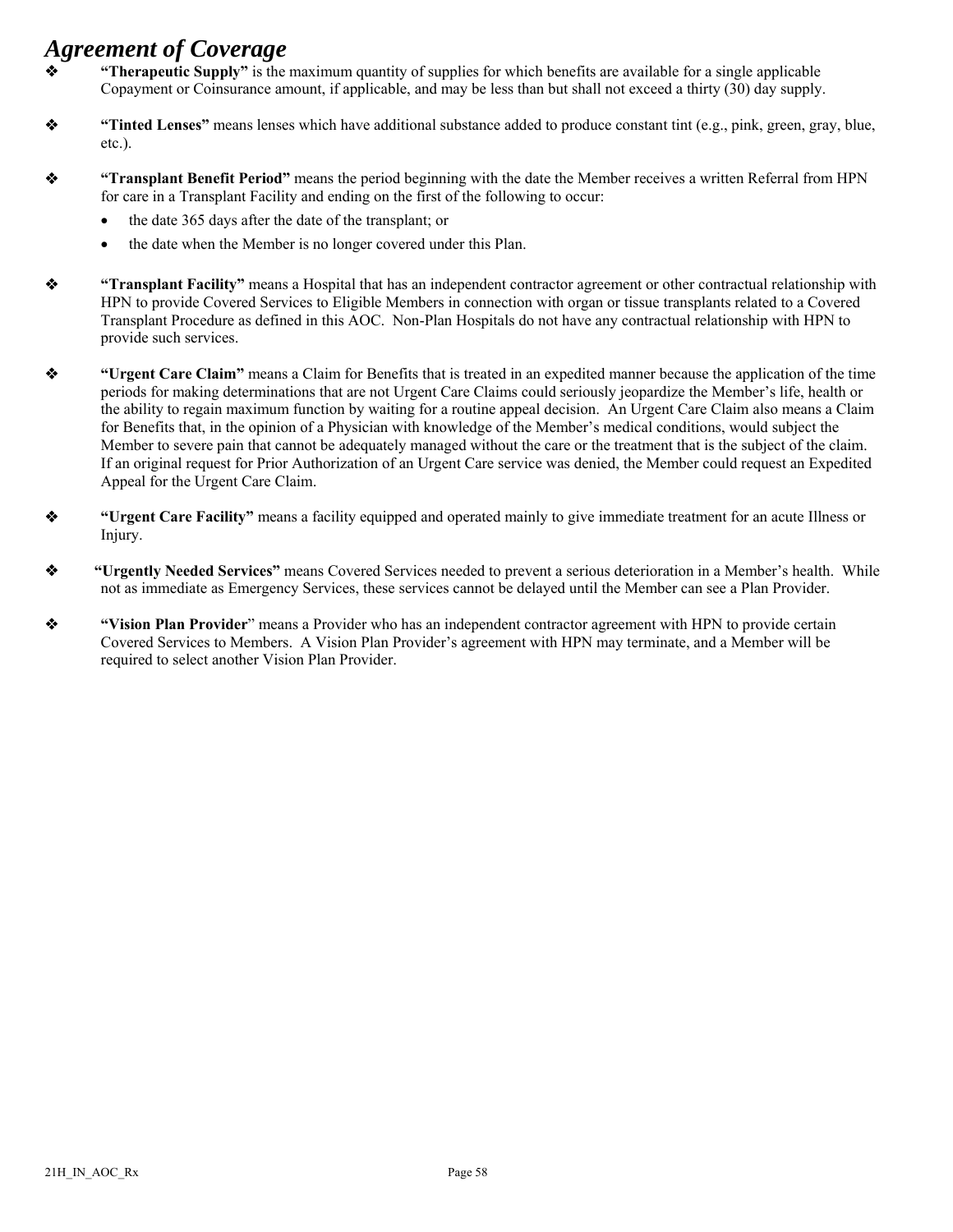- **"Therapeutic Supply"** is the maximum quantity of supplies for which benefits are available for a single applicable Copayment or Coinsurance amount, if applicable, and may be less than but shall not exceed a thirty (30) day supply.

- **"Tinted Lenses"** means lenses which have additional substance added to produce constant tint (e.g., pink, green, gray, blue, etc.).

- **"Transplant Benefit Period"** means the period beginning with the date the Member receives a written Referral from HPN for care in a Transplant Facility and ending on the first of the following to occur:
  - the date 365 days after the date of the transplant; or
  - the date when the Member is no longer covered under this Plan.

- **"Transplant Facility"** means a Hospital that has an independent contractor agreement or other contractual relationship with HPN to provide Covered Services to Eligible Members in connection with organ or tissue transplants related to a Covered Transplant Procedure as defined in this AOC. Non-Plan Hospitals do not have any contractual relationship with HPN to provide such services.

- **"Urgent Care Claim"** means a Claim for Benefits that is treated in an expedited manner because the application of the time periods for making determinations that are not Urgent Care Claims could seriously jeopardize the Member's life, health or the ability to regain maximum function by waiting for a routine appeal decision. An Urgent Care Claim also means a Claim for Benefits that, in the opinion of a Physician with knowledge of the Member's medical conditions, would subject the Member to severe pain that cannot be adequately managed without the care or the treatment that is the subject of the claim. If an original request for Prior Authorization of an Urgent Care service was denied, the Member could request an Expedited Appeal for the Urgent Care Claim.

- **"Urgent Care Facility"** means a facility equipped and operated mainly to give immediate treatment for an acute Illness or Injury.

- **"Urgently Needed Services"** means Covered Services needed to prevent a serious deterioration in a Member's health. While not as immediate as Emergency Services, these services cannot be delayed until the Member can see a Plan Provider.

- **"Vision Plan Provider"** means a Provider who has an independent contractor agreement with HPN to provide certain Covered Services to Members. A Vision Plan Provider's agreement with HPN may terminate, and a Member will be required to select another Vision Plan Provider.